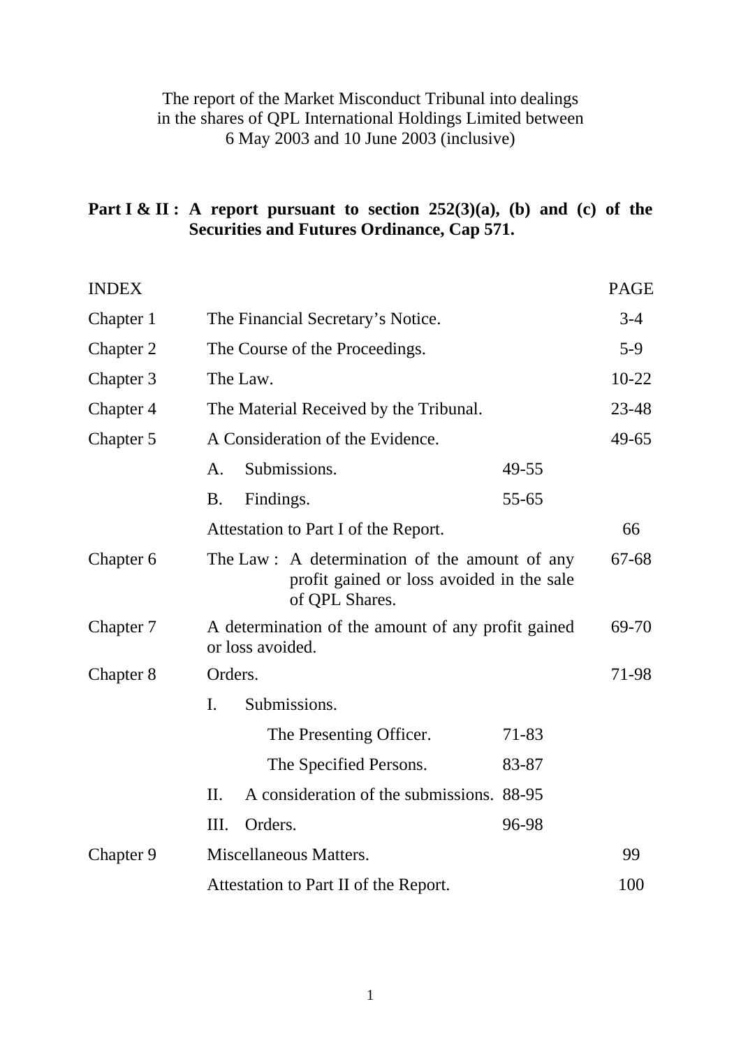The report of the Market Misconduct Tribunal into dealings in the shares of QPL International Holdings Limited between 6 May 2003 and 10 June 2003 (inclusive)

**Part I & II : A report pursuant to section 252(3)(a), (b) and (c) of the Securities and Futures Ordinance, Cap 571.**

| INDEX | | | PAGE |
|---|---|---|---|
| Chapter 1 | The Financial Secretary's Notice. | | 3-4 |
| Chapter 2 | The Course of the Proceedings. | | 5-9 |
| Chapter 3 | The Law. | | 10-22 |
| Chapter 4 | The Material Received by the Tribunal. | | 23-48 |
| Chapter 5 | A Consideration of the Evidence. | | 49-65 |
| | A. Submissions. | 49-55 | |
| | B. Findings. | 55-65 | |
| | Attestation to Part I of the Report. | | 66 |
| Chapter 6 | The Law : A determination of the amount of any profit gained or loss avoided in the sale of QPL Shares. | | 67-68 |
| Chapter 7 | A determination of the amount of any profit gained or loss avoided. | | 69-70 |
| Chapter 8 | Orders. | | 71-98 |
| | I. Submissions. | | |
| | The Presenting Officer. | 71-83 | |
| | The Specified Persons. | 83-87 | |
| | II. A consideration of the submissions. | 88-95 | |
| | III. Orders. | 96-98 | |
| Chapter 9 | Miscellaneous Matters. | | 99 |
| | Attestation to Part II of the Report. | | 100 |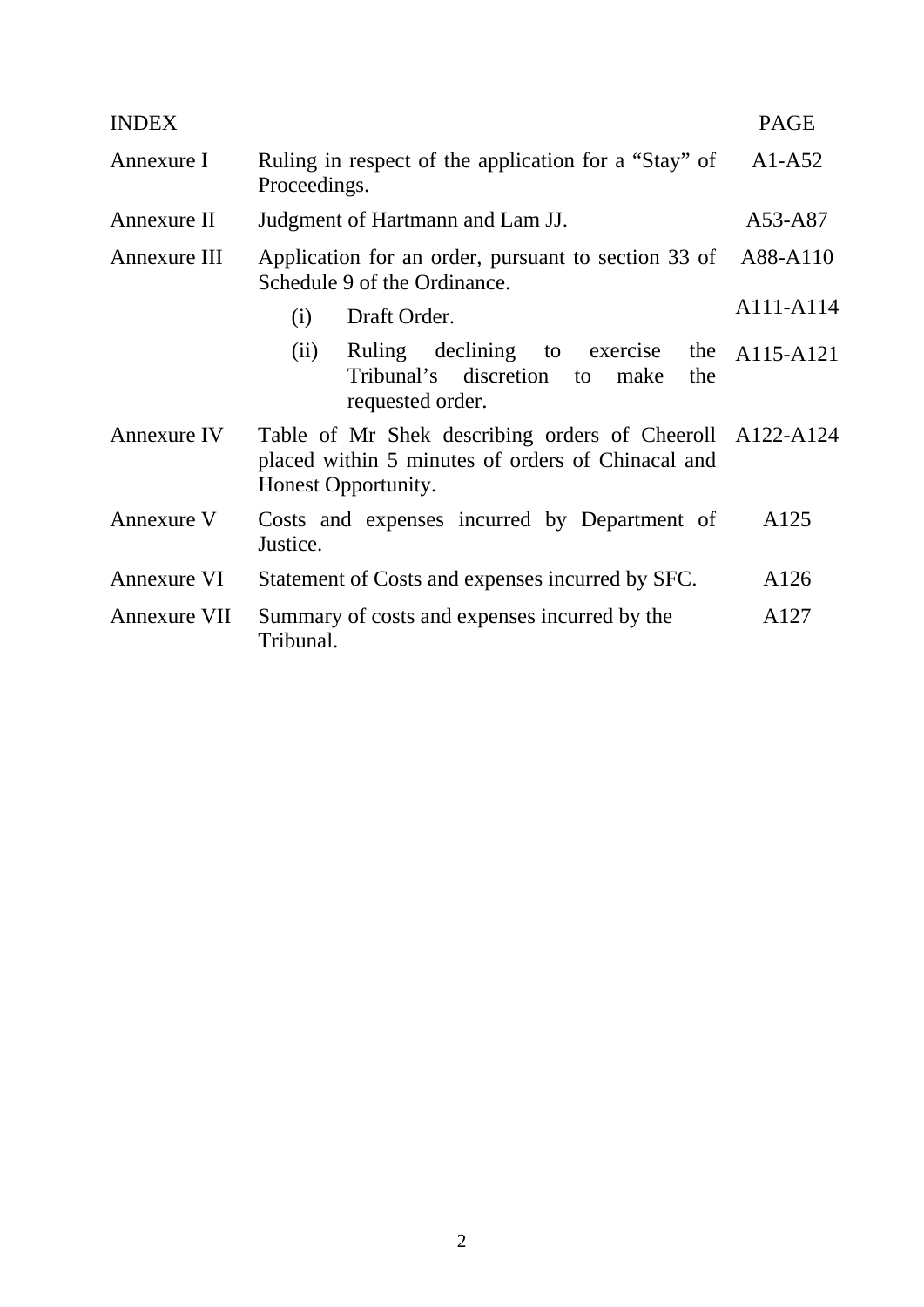| INDEX | | PAGE |
|---|---|---|
| Annexure I | Ruling in respect of the application for a "Stay" of Proceedings. | A1-A52 |
| Annexure II | Judgment of Hartmann and Lam JJ. | A53-A87 |
| Annexure III | Application for an order, pursuant to section 33 of Schedule 9 of the Ordinance. | A88-A110 |
| | (i) Draft Order. | A111-A114 |
| | (ii) Ruling declining to exercise the Tribunal's discretion to make the requested order. | A115-A121 |
| Annexure IV | Table of Mr Shek describing orders of Cheeroll placed within 5 minutes of orders of Chinacal and Honest Opportunity. | A122-A124 |
| Annexure V | Costs and expenses incurred by Department of Justice. | A125 |
| Annexure VI | Statement of Costs and expenses incurred by SFC. | A126 |
| Annexure VII | Summary of costs and expenses incurred by the Tribunal. | A127 |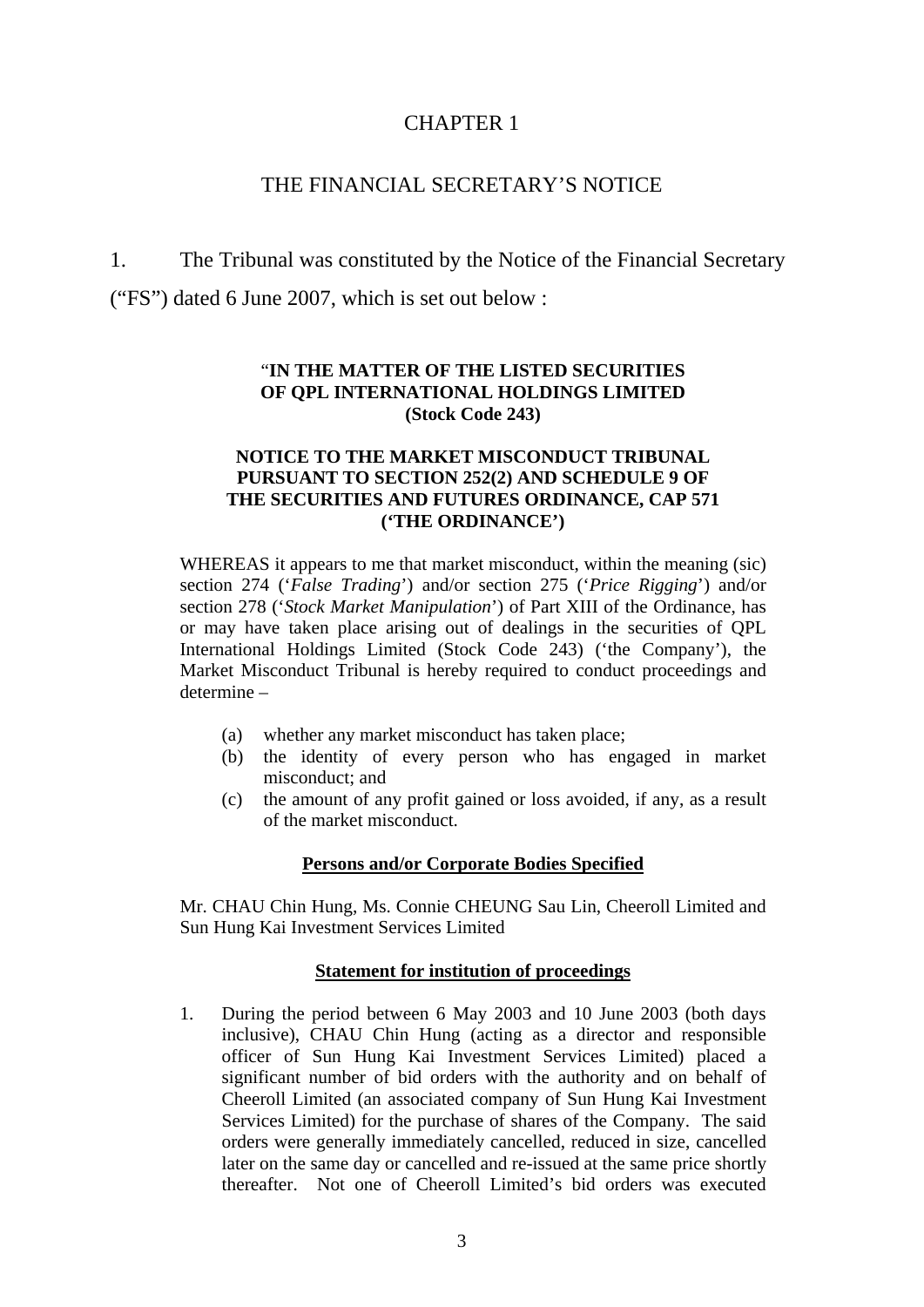# CHAPTER 1

## THE FINANCIAL SECRETARY'S NOTICE

1. The Tribunal was constituted by the Notice of the Financial Secretary ("FS") dated 6 June 2007, which is set out below :

> "**IN THE MATTER OF THE LISTED SECURITIES OF QPL INTERNATIONAL HOLDINGS LIMITED (Stock Code 243)**
>
> **NOTICE TO THE MARKET MISCONDUCT TRIBUNAL PURSUANT TO SECTION 252(2) AND SCHEDULE 9 OF THE SECURITIES AND FUTURES ORDINANCE, CAP 571 ('THE ORDINANCE')**
>
> WHEREAS it appears to me that market misconduct, within the meaning (sic) section 274 ('*False Trading*') and/or section 275 ('*Price Rigging*') and/or section 278 ('*Stock Market Manipulation*') of Part XIII of the Ordinance, has or may have taken place arising out of dealings in the securities of QPL International Holdings Limited (Stock Code 243) ('the Company'), the Market Misconduct Tribunal is hereby required to conduct proceedings and determine –
>
> (a) whether any market misconduct has taken place;
> (b) the identity of every person who has engaged in market misconduct; and
> (c) the amount of any profit gained or loss avoided, if any, as a result of the market misconduct.
>
> **<u>Persons and/or Corporate Bodies Specified</u>**
>
> Mr. CHAU Chin Hung, Ms. Connie CHEUNG Sau Lin, Cheeroll Limited and Sun Hung Kai Investment Services Limited
>
> **<u>Statement for institution of proceedings</u>**
>
> 1. During the period between 6 May 2003 and 10 June 2003 (both days inclusive), CHAU Chin Hung (acting as a director and responsible officer of Sun Hung Kai Investment Services Limited) placed a significant number of bid orders with the authority and on behalf of Cheeroll Limited (an associated company of Sun Hung Kai Investment Services Limited) for the purchase of shares of the Company. The said orders were generally immediately cancelled, reduced in size, cancelled later on the same day or cancelled and re-issued at the same price shortly thereafter. Not one of Cheeroll Limited's bid orders was executed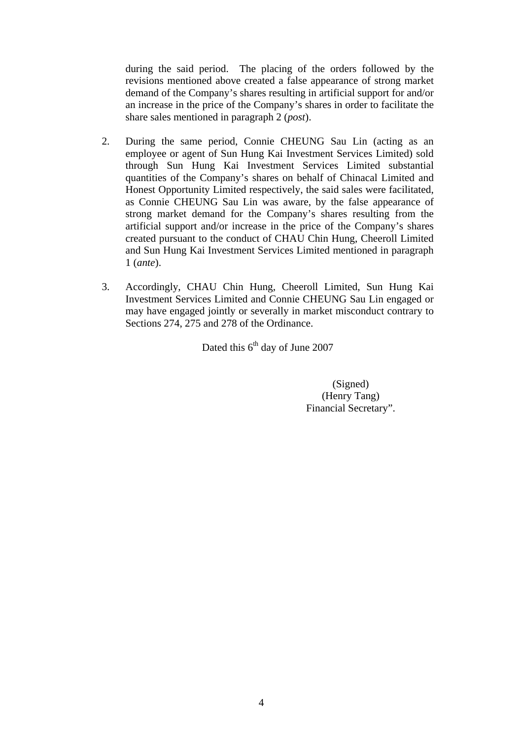during the said period. The placing of the orders followed by the revisions mentioned above created a false appearance of strong market demand of the Company's shares resulting in artificial support for and/or an increase in the price of the Company's shares in order to facilitate the share sales mentioned in paragraph 2 (*post*).

2. During the same period, Connie CHEUNG Sau Lin (acting as an employee or agent of Sun Hung Kai Investment Services Limited) sold through Sun Hung Kai Investment Services Limited substantial quantities of the Company's shares on behalf of Chinacal Limited and Honest Opportunity Limited respectively, the said sales were facilitated, as Connie CHEUNG Sau Lin was aware, by the false appearance of strong market demand for the Company's shares resulting from the artificial support and/or increase in the price of the Company's shares created pursuant to the conduct of CHAU Chin Hung, Cheeroll Limited and Sun Hung Kai Investment Services Limited mentioned in paragraph 1 (*ante*).

3. Accordingly, CHAU Chin Hung, Cheeroll Limited, Sun Hung Kai Investment Services Limited and Connie CHEUNG Sau Lin engaged or may have engaged jointly or severally in market misconduct contrary to Sections 274, 275 and 278 of the Ordinance.

Dated this 6th day of June 2007

(Signed)
(Henry Tang)
Financial Secretary".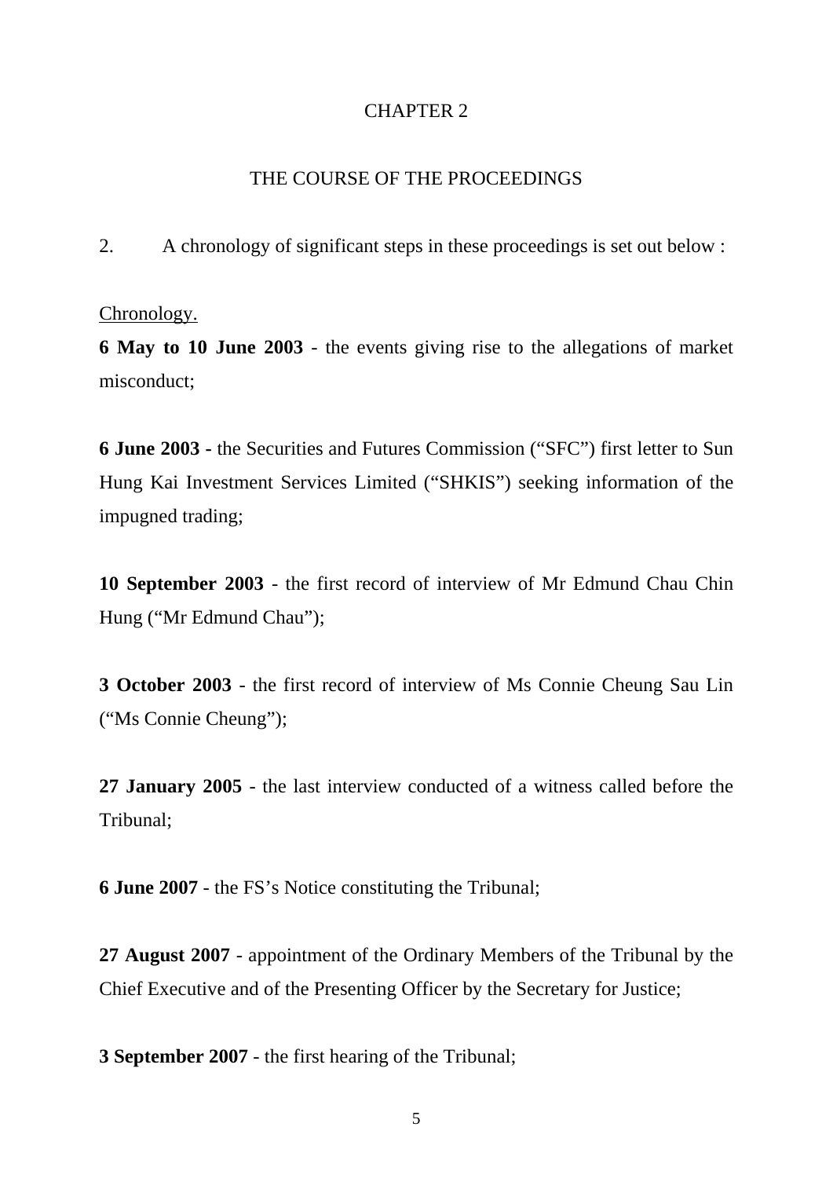# CHAPTER 2

## THE COURSE OF THE PROCEEDINGS

2. A chronology of significant steps in these proceedings is set out below :

Chronology.

**6 May to 10 June 2003** - the events giving rise to the allegations of market misconduct;

**6 June 2003 -** the Securities and Futures Commission ("SFC") first letter to Sun Hung Kai Investment Services Limited ("SHKIS") seeking information of the impugned trading;

**10 September 2003** - the first record of interview of Mr Edmund Chau Chin Hung ("Mr Edmund Chau");

**3 October 2003** - the first record of interview of Ms Connie Cheung Sau Lin ("Ms Connie Cheung");

**27 January 2005** - the last interview conducted of a witness called before the Tribunal;

**6 June 2007** - the FS's Notice constituting the Tribunal;

**27 August 2007** - appointment of the Ordinary Members of the Tribunal by the Chief Executive and of the Presenting Officer by the Secretary for Justice;

**3 September 2007** - the first hearing of the Tribunal;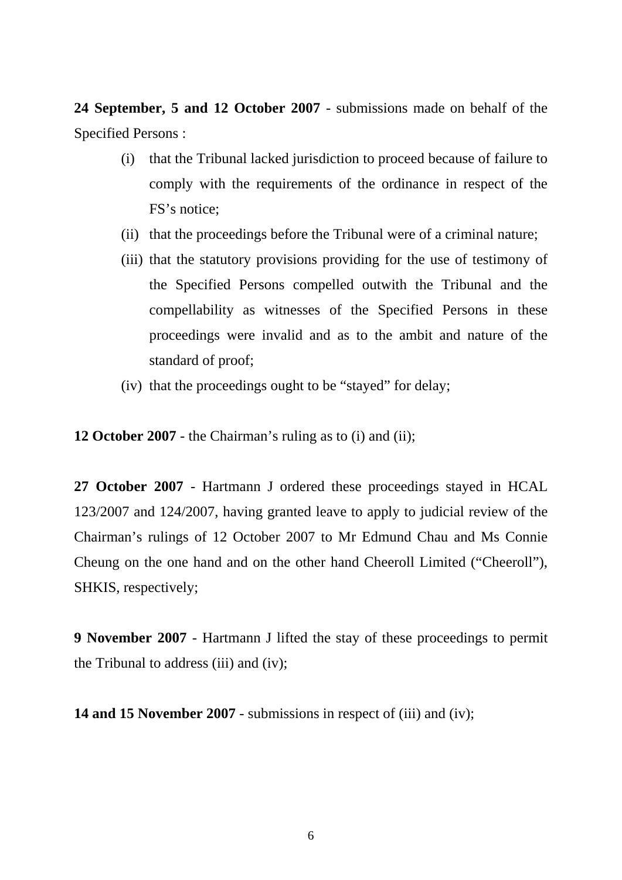**24 September, 5 and 12 October 2007** - submissions made on behalf of the Specified Persons :

(i) that the Tribunal lacked jurisdiction to proceed because of failure to comply with the requirements of the ordinance in respect of the FS's notice;

(ii) that the proceedings before the Tribunal were of a criminal nature;

(iii) that the statutory provisions providing for the use of testimony of the Specified Persons compelled outwith the Tribunal and the compellability as witnesses of the Specified Persons in these proceedings were invalid and as to the ambit and nature of the standard of proof;

(iv) that the proceedings ought to be "stayed" for delay;

**12 October 2007** - the Chairman's ruling as to (i) and (ii);

**27 October 2007** - Hartmann J ordered these proceedings stayed in HCAL 123/2007 and 124/2007, having granted leave to apply to judicial review of the Chairman's rulings of 12 October 2007 to Mr Edmund Chau and Ms Connie Cheung on the one hand and on the other hand Cheeroll Limited ("Cheeroll"), SHKIS, respectively;

**9 November 2007** - Hartmann J lifted the stay of these proceedings to permit the Tribunal to address (iii) and (iv);

**14 and 15 November 2007** - submissions in respect of (iii) and (iv);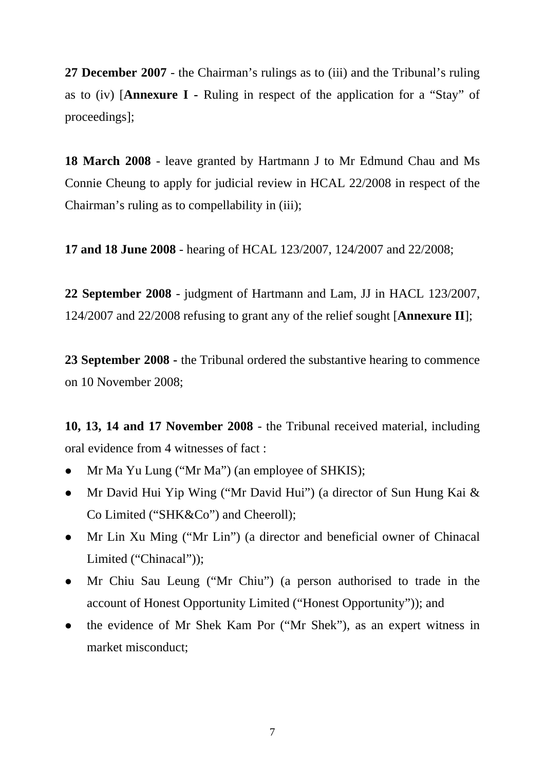**27 December 2007** - the Chairman's rulings as to (iii) and the Tribunal's ruling as to (iv) [**Annexure I -** Ruling in respect of the application for a "Stay" of proceedings];

**18 March 2008** - leave granted by Hartmann J to Mr Edmund Chau and Ms Connie Cheung to apply for judicial review in HCAL 22/2008 in respect of the Chairman's ruling as to compellability in (iii);

**17 and 18 June 2008** - hearing of HCAL 123/2007, 124/2007 and 22/2008;

**22 September 2008** - judgment of Hartmann and Lam, JJ in HACL 123/2007, 124/2007 and 22/2008 refusing to grant any of the relief sought [**Annexure II**];

**23 September 2008 -** the Tribunal ordered the substantive hearing to commence on 10 November 2008;

**10, 13, 14 and 17 November 2008** - the Tribunal received material, including oral evidence from 4 witnesses of fact :

- Mr Ma Yu Lung ("Mr Ma") (an employee of SHKIS);
- Mr David Hui Yip Wing ("Mr David Hui") (a director of Sun Hung Kai & Co Limited ("SHK&Co") and Cheeroll);
- Mr Lin Xu Ming ("Mr Lin") (a director and beneficial owner of Chinacal Limited ("Chinacal"));
- Mr Chiu Sau Leung ("Mr Chiu") (a person authorised to trade in the account of Honest Opportunity Limited ("Honest Opportunity")); and
- the evidence of Mr Shek Kam Por ("Mr Shek"), as an expert witness in market misconduct;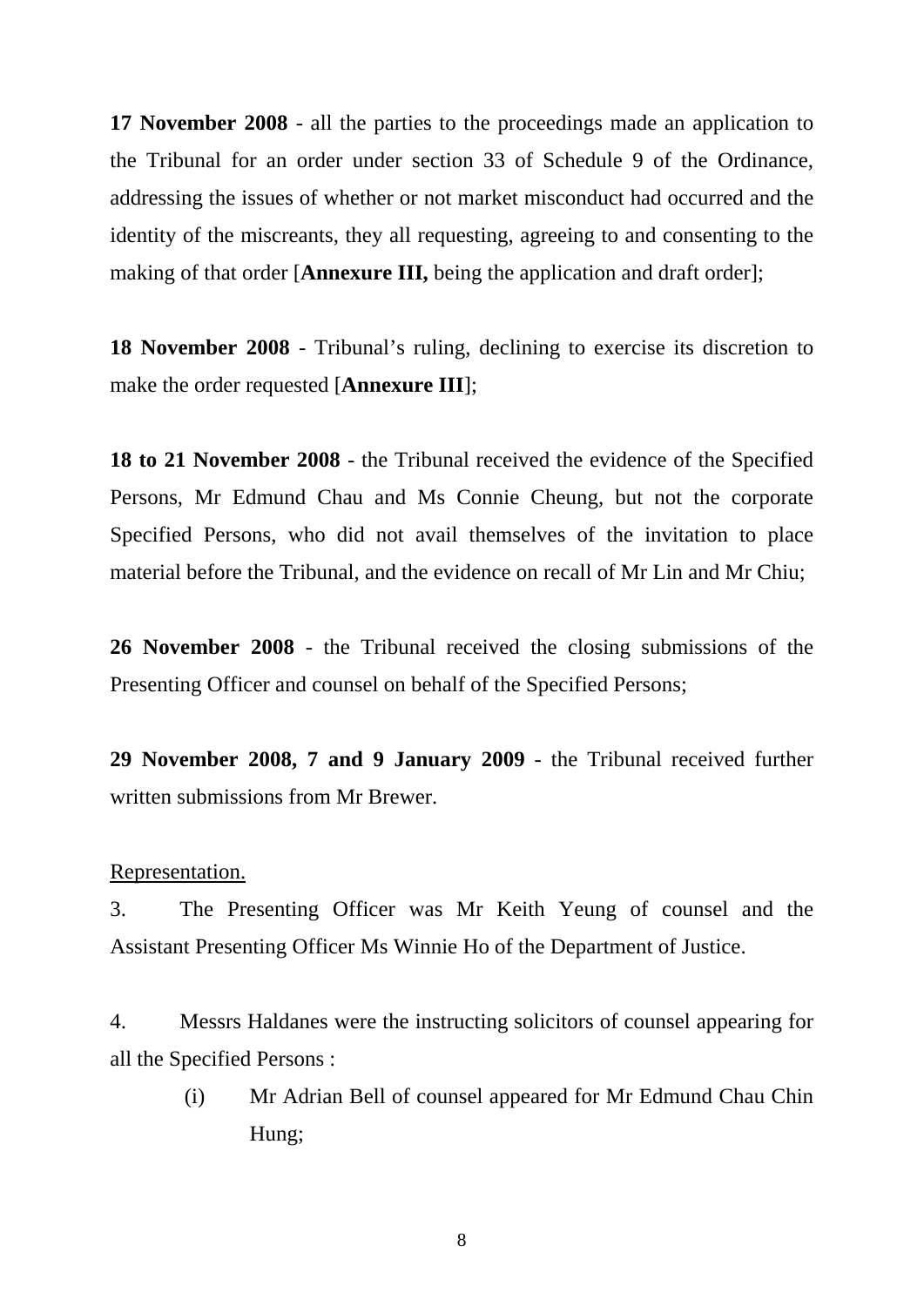**17 November 2008** - all the parties to the proceedings made an application to the Tribunal for an order under section 33 of Schedule 9 of the Ordinance, addressing the issues of whether or not market misconduct had occurred and the identity of the miscreants, they all requesting, agreeing to and consenting to the making of that order [**Annexure III,** being the application and draft order];

**18 November 2008** - Tribunal's ruling, declining to exercise its discretion to make the order requested [**Annexure III**];

**18 to 21 November 2008** - the Tribunal received the evidence of the Specified Persons, Mr Edmund Chau and Ms Connie Cheung, but not the corporate Specified Persons, who did not avail themselves of the invitation to place material before the Tribunal, and the evidence on recall of Mr Lin and Mr Chiu;

**26 November 2008** - the Tribunal received the closing submissions of the Presenting Officer and counsel on behalf of the Specified Persons;

**29 November 2008, 7 and 9 January 2009** - the Tribunal received further written submissions from Mr Brewer.

<u>Representation.</u>

3. The Presenting Officer was Mr Keith Yeung of counsel and the Assistant Presenting Officer Ms Winnie Ho of the Department of Justice.

4. Messrs Haldanes were the instructing solicitors of counsel appearing for all the Specified Persons :

(i) Mr Adrian Bell of counsel appeared for Mr Edmund Chau Chin Hung;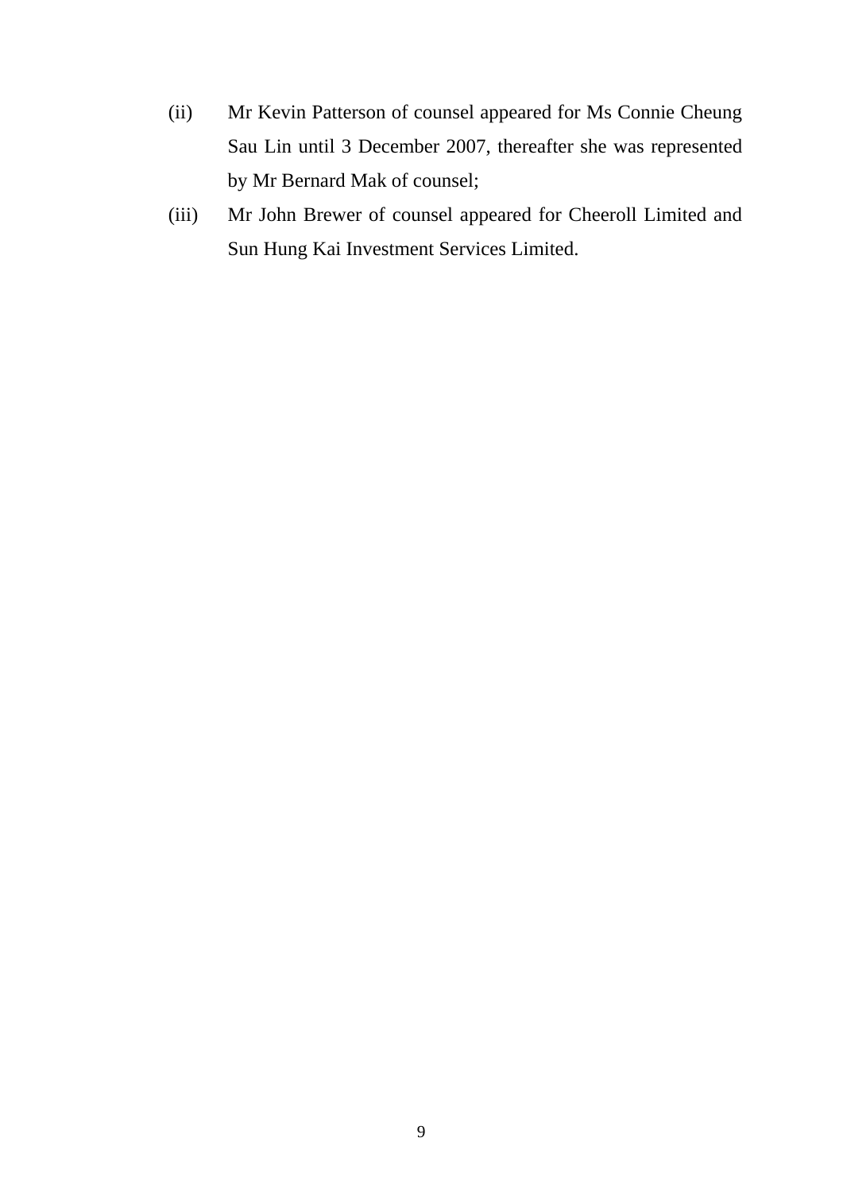(ii) Mr Kevin Patterson of counsel appeared for Ms Connie Cheung Sau Lin until 3 December 2007, thereafter she was represented by Mr Bernard Mak of counsel;

(iii) Mr John Brewer of counsel appeared for Cheeroll Limited and Sun Hung Kai Investment Services Limited.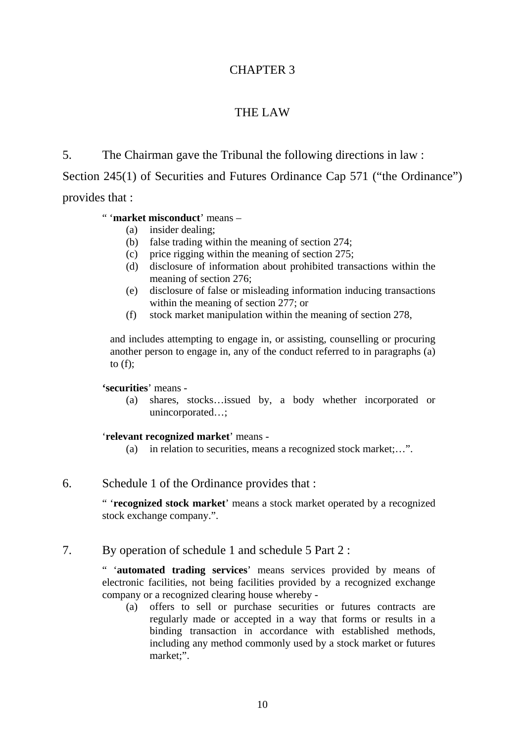# CHAPTER 3

## THE LAW

5. The Chairman gave the Tribunal the following directions in law : Section 245(1) of Securities and Futures Ordinance Cap 571 ("the Ordinance") provides that :

> " '**market misconduct**' means –
> (a) insider dealing;
> (b) false trading within the meaning of section 274;
> (c) price rigging within the meaning of section 275;
> (d) disclosure of information about prohibited transactions within the meaning of section 276;
> (e) disclosure of false or misleading information inducing transactions within the meaning of section 277; or
> (f) stock market manipulation within the meaning of section 278,
>
> and includes attempting to engage in, or assisting, counselling or procuring another person to engage in, any of the conduct referred to in paragraphs (a) to (f);
>
> '**securities**' means -
> (a) shares, stocks…issued by, a body whether incorporated or unincorporated…;
>
> '**relevant recognized market**' means -
> (a) in relation to securities, means a recognized stock market;…".

6. Schedule 1 of the Ordinance provides that :

> " '**recognized stock market**' means a stock market operated by a recognized stock exchange company.".

7. By operation of schedule 1 and schedule 5 Part 2 :

> " '**automated trading services**' means services provided by means of electronic facilities, not being facilities provided by a recognized exchange company or a recognized clearing house whereby -
> (a) offers to sell or purchase securities or futures contracts are regularly made or accepted in a way that forms or results in a binding transaction in accordance with established methods, including any method commonly used by a stock market or futures market;".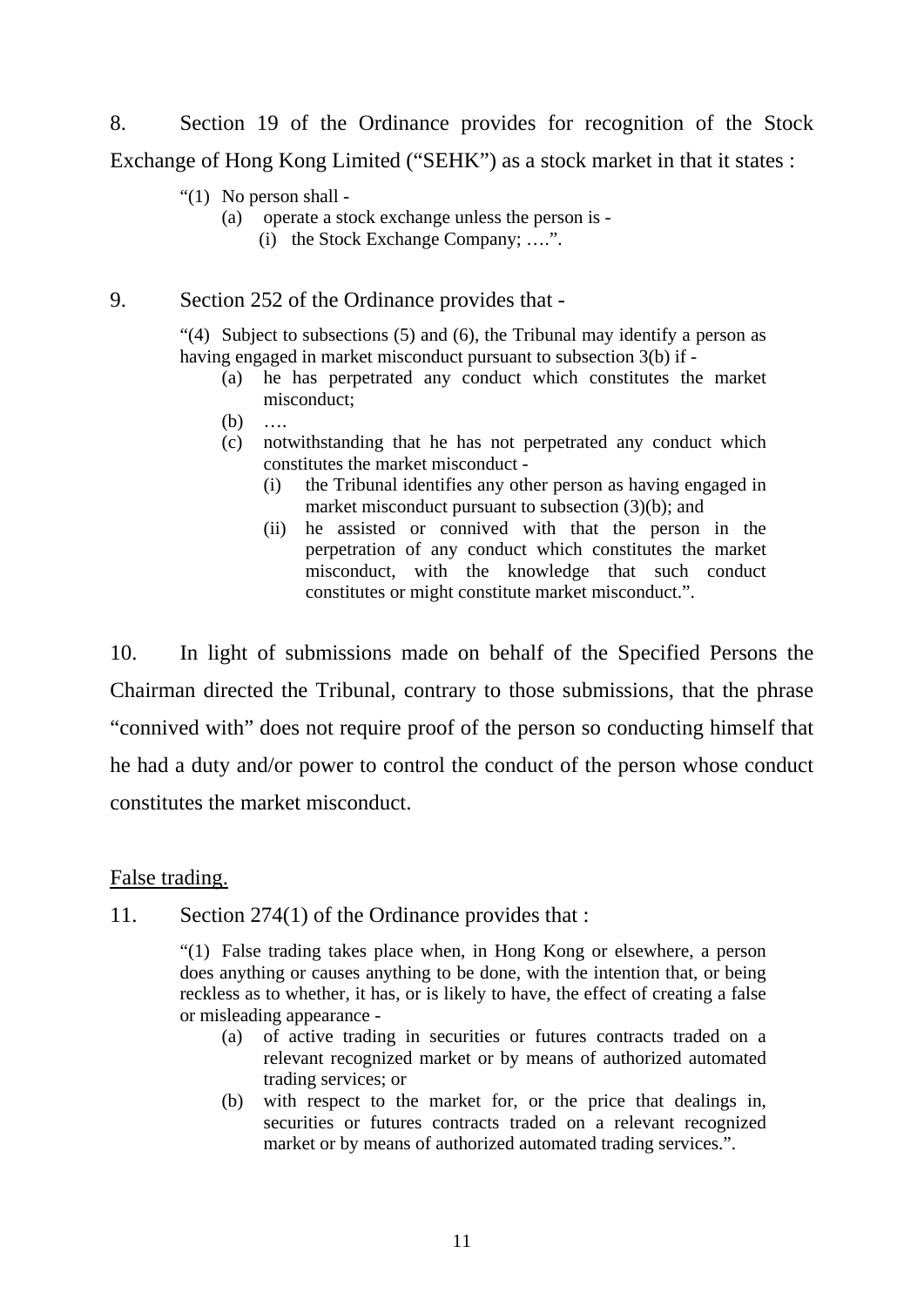8. Section 19 of the Ordinance provides for recognition of the Stock Exchange of Hong Kong Limited ("SEHK") as a stock market in that it states :

> "(1) No person shall -
> (a) operate a stock exchange unless the person is -
> (i) the Stock Exchange Company; ….".

9. Section 252 of the Ordinance provides that -

> "(4) Subject to subsections (5) and (6), the Tribunal may identify a person as having engaged in market misconduct pursuant to subsection 3(b) if -
> (a) he has perpetrated any conduct which constitutes the market misconduct;
> (b) ….
> (c) notwithstanding that he has not perpetrated any conduct which constitutes the market misconduct -
> (i) the Tribunal identifies any other person as having engaged in market misconduct pursuant to subsection (3)(b); and
> (ii) he assisted or connived with that the person in the perpetration of any conduct which constitutes the market misconduct, with the knowledge that such conduct constitutes or might constitute market misconduct.".

10. In light of submissions made on behalf of the Specified Persons the Chairman directed the Tribunal, contrary to those submissions, that the phrase "connived with" does not require proof of the person so conducting himself that he had a duty and/or power to control the conduct of the person whose conduct constitutes the market misconduct.

<u>False trading.</u>

11. Section 274(1) of the Ordinance provides that :

> "(1) False trading takes place when, in Hong Kong or elsewhere, a person does anything or causes anything to be done, with the intention that, or being reckless as to whether, it has, or is likely to have, the effect of creating a false or misleading appearance -
> (a) of active trading in securities or futures contracts traded on a relevant recognized market or by means of authorized automated trading services; or
> (b) with respect to the market for, or the price that dealings in, securities or futures contracts traded on a relevant recognized market or by means of authorized automated trading services.".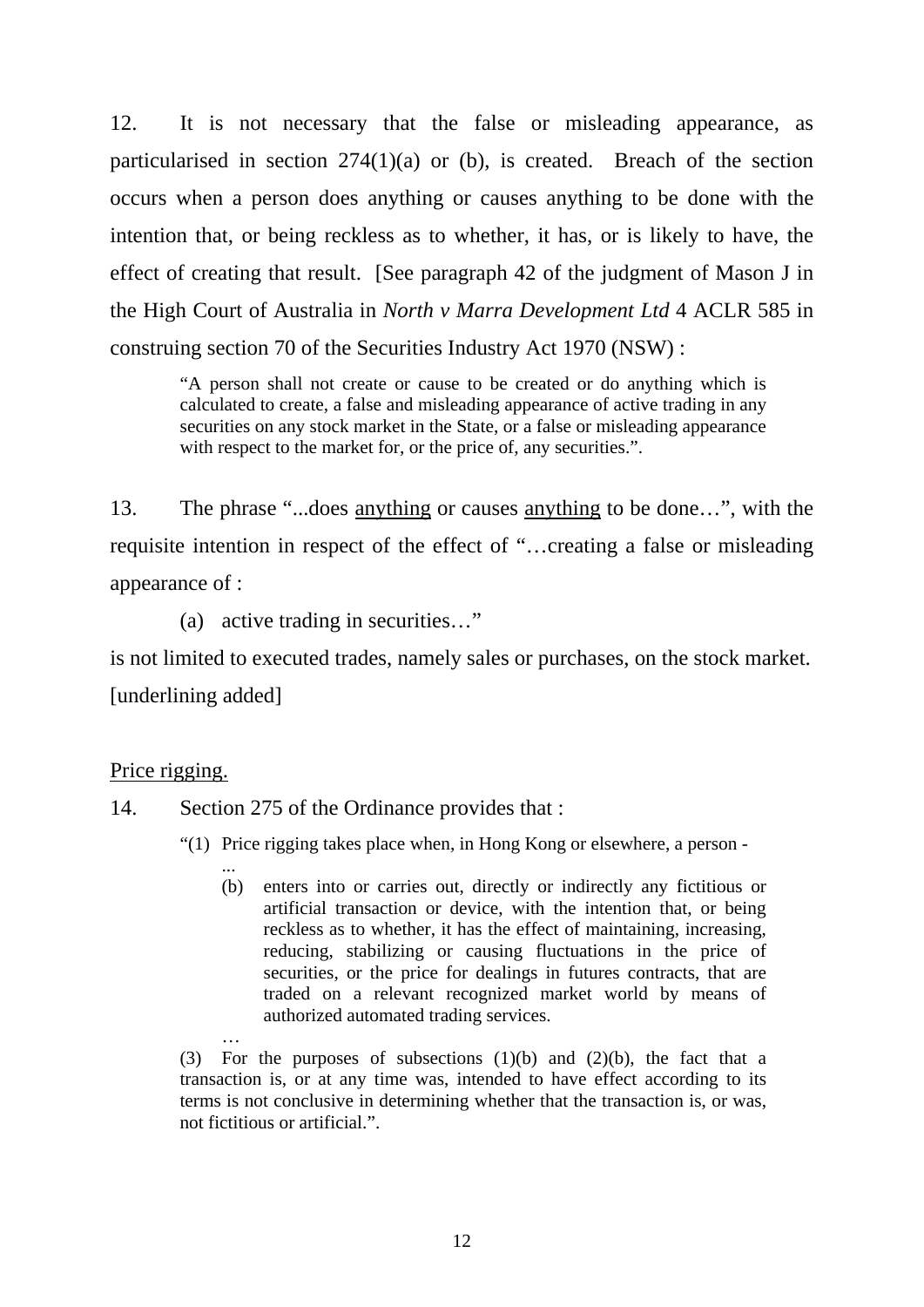12. It is not necessary that the false or misleading appearance, as particularised in section 274(1)(a) or (b), is created. Breach of the section occurs when a person does anything or causes anything to be done with the intention that, or being reckless as to whether, it has, or is likely to have, the effect of creating that result. [See paragraph 42 of the judgment of Mason J in the High Court of Australia in *North v Marra Development Ltd* 4 ACLR 585 in construing section 70 of the Securities Industry Act 1970 (NSW) :

> "A person shall not create or cause to be created or do anything which is calculated to create, a false and misleading appearance of active trading in any securities on any stock market in the State, or a false or misleading appearance with respect to the market for, or the price of, any securities.".

13. The phrase "...does <u>anything</u> or causes <u>anything</u> to be done…", with the requisite intention in respect of the effect of "…creating a false or misleading appearance of :

(a) active trading in securities…"

is not limited to executed trades, namely sales or purchases, on the stock market. [underlining added]

<u>Price rigging.</u>

14. Section 275 of the Ordinance provides that :

> "(1) Price rigging takes place when, in Hong Kong or elsewhere, a person -
>
> ...
>
> (b) enters into or carries out, directly or indirectly any fictitious or artificial transaction or device, with the intention that, or being reckless as to whether, it has the effect of maintaining, increasing, reducing, stabilizing or causing fluctuations in the price of securities, or the price for dealings in futures contracts, that are traded on a relevant recognized market world by means of authorized automated trading services.
>
> …
>
> (3) For the purposes of subsections (1)(b) and (2)(b), the fact that a transaction is, or at any time was, intended to have effect according to its terms is not conclusive in determining whether that the transaction is, or was, not fictitious or artificial.".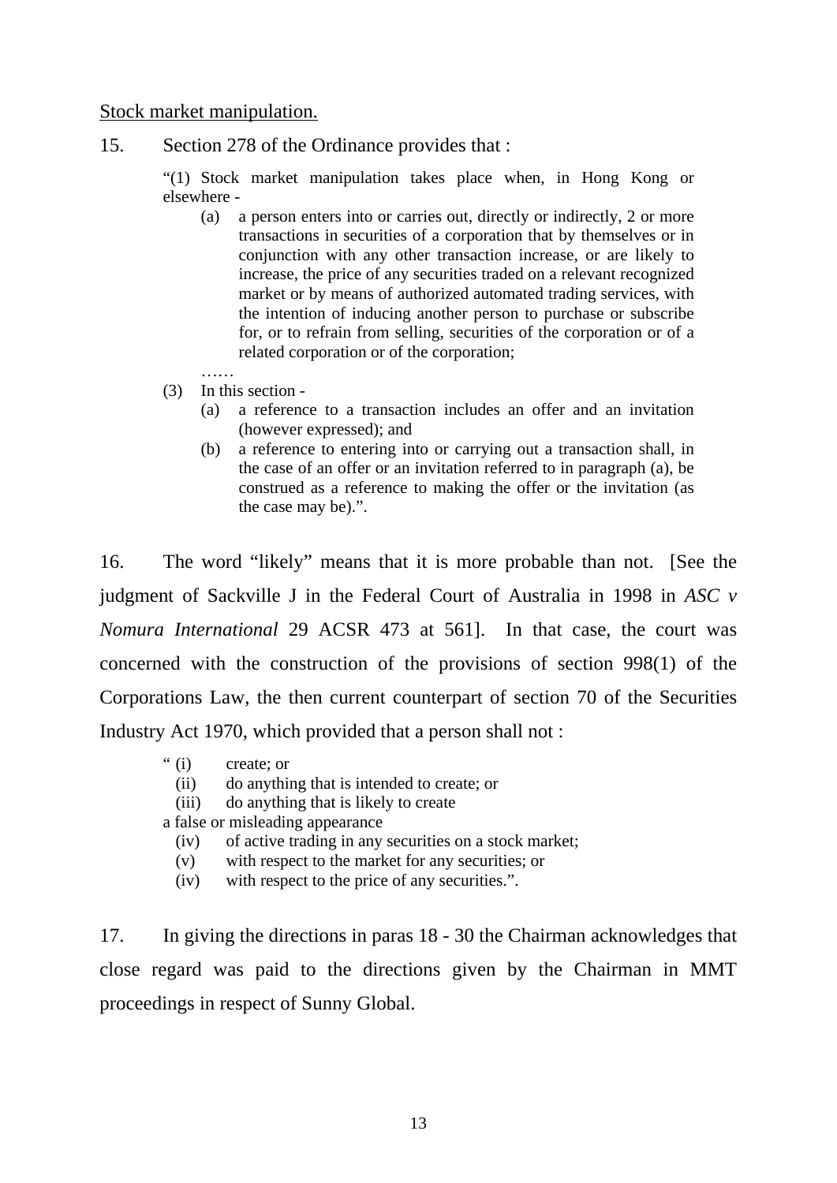Stock market manipulation.

15. Section 278 of the Ordinance provides that :

> "(1) Stock market manipulation takes place when, in Hong Kong or elsewhere -
>
> (a) a person enters into or carries out, directly or indirectly, 2 or more transactions in securities of a corporation that by themselves or in conjunction with any other transaction increase, or are likely to increase, the price of any securities traded on a relevant recognized market or by means of authorized automated trading services, with the intention of inducing another person to purchase or subscribe for, or to refrain from selling, securities of the corporation or of a related corporation or of the corporation;
>
> ……
>
> (3) In this section -
>
> (a) a reference to a transaction includes an offer and an invitation (however expressed); and
>
> (b) a reference to entering into or carrying out a transaction shall, in the case of an offer or an invitation referred to in paragraph (a), be construed as a reference to making the offer or the invitation (as the case may be).".

16. The word "likely" means that it is more probable than not. [See the judgment of Sackville J in the Federal Court of Australia in 1998 in *ASC v Nomura International* 29 ACSR 473 at 561]. In that case, the court was concerned with the construction of the provisions of section 998(1) of the Corporations Law, the then current counterpart of section 70 of the Securities Industry Act 1970, which provided that a person shall not :

> " (i) create; or
> (ii) do anything that is intended to create; or
> (iii) do anything that is likely to create
>
> a false or misleading appearance
>
> (iv) of active trading in any securities on a stock market;
> (v) with respect to the market for any securities; or
> (iv) with respect to the price of any securities.".

17. In giving the directions in paras 18 - 30 the Chairman acknowledges that close regard was paid to the directions given by the Chairman in MMT proceedings in respect of Sunny Global.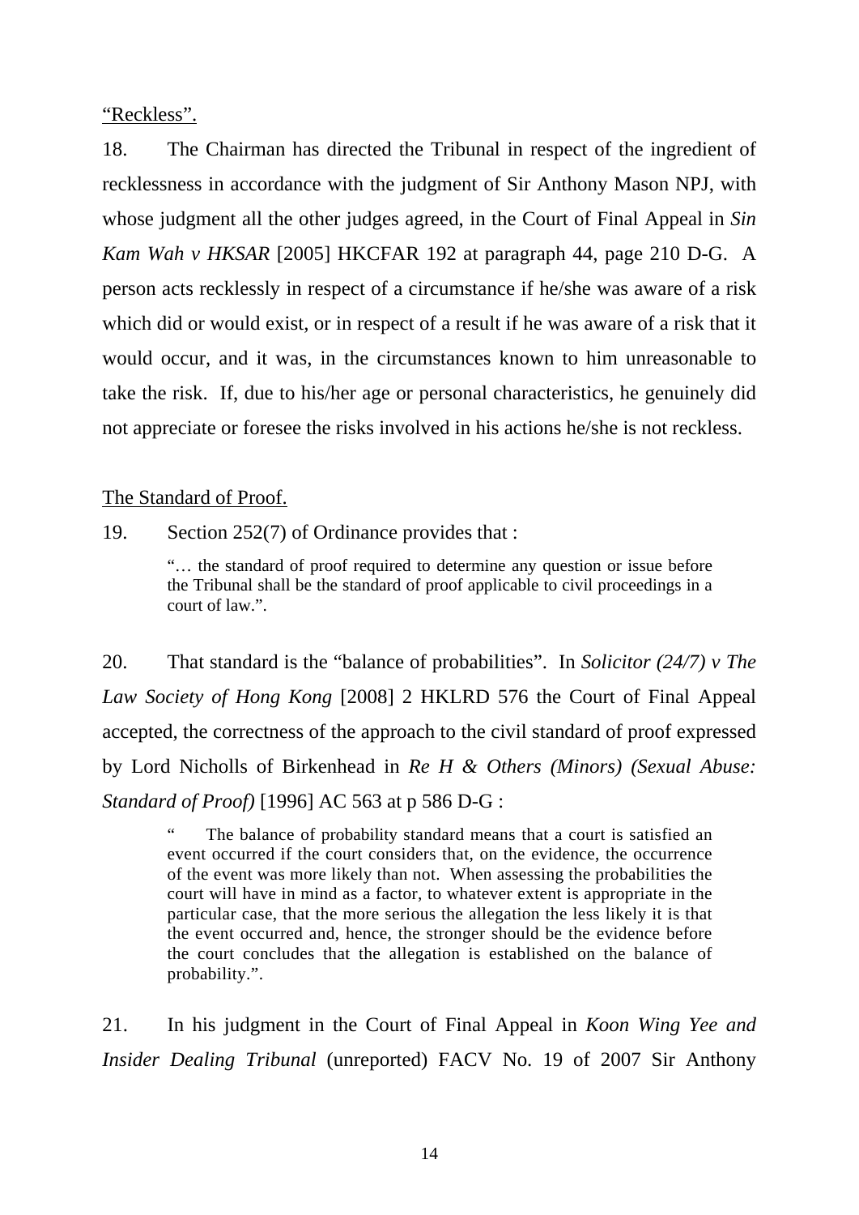"Reckless".

18. The Chairman has directed the Tribunal in respect of the ingredient of recklessness in accordance with the judgment of Sir Anthony Mason NPJ, with whose judgment all the other judges agreed, in the Court of Final Appeal in *Sin Kam Wah v HKSAR* [2005] HKCFAR 192 at paragraph 44, page 210 D-G. A person acts recklessly in respect of a circumstance if he/she was aware of a risk which did or would exist, or in respect of a result if he was aware of a risk that it would occur, and it was, in the circumstances known to him unreasonable to take the risk. If, due to his/her age or personal characteristics, he genuinely did not appreciate or foresee the risks involved in his actions he/she is not reckless.

The Standard of Proof.

19. Section 252(7) of Ordinance provides that :

> "… the standard of proof required to determine any question or issue before the Tribunal shall be the standard of proof applicable to civil proceedings in a court of law.".

20. That standard is the "balance of probabilities". In *Solicitor (24/7) v The Law Society of Hong Kong* [2008] 2 HKLRD 576 the Court of Final Appeal accepted, the correctness of the approach to the civil standard of proof expressed by Lord Nicholls of Birkenhead in *Re H & Others (Minors) (Sexual Abuse: Standard of Proof)* [1996] AC 563 at p 586 D-G :

> " The balance of probability standard means that a court is satisfied an event occurred if the court considers that, on the evidence, the occurrence of the event was more likely than not. When assessing the probabilities the court will have in mind as a factor, to whatever extent is appropriate in the particular case, that the more serious the allegation the less likely it is that the event occurred and, hence, the stronger should be the evidence before the court concludes that the allegation is established on the balance of probability.".

21. In his judgment in the Court of Final Appeal in *Koon Wing Yee and Insider Dealing Tribunal* (unreported) FACV No. 19 of 2007 Sir Anthony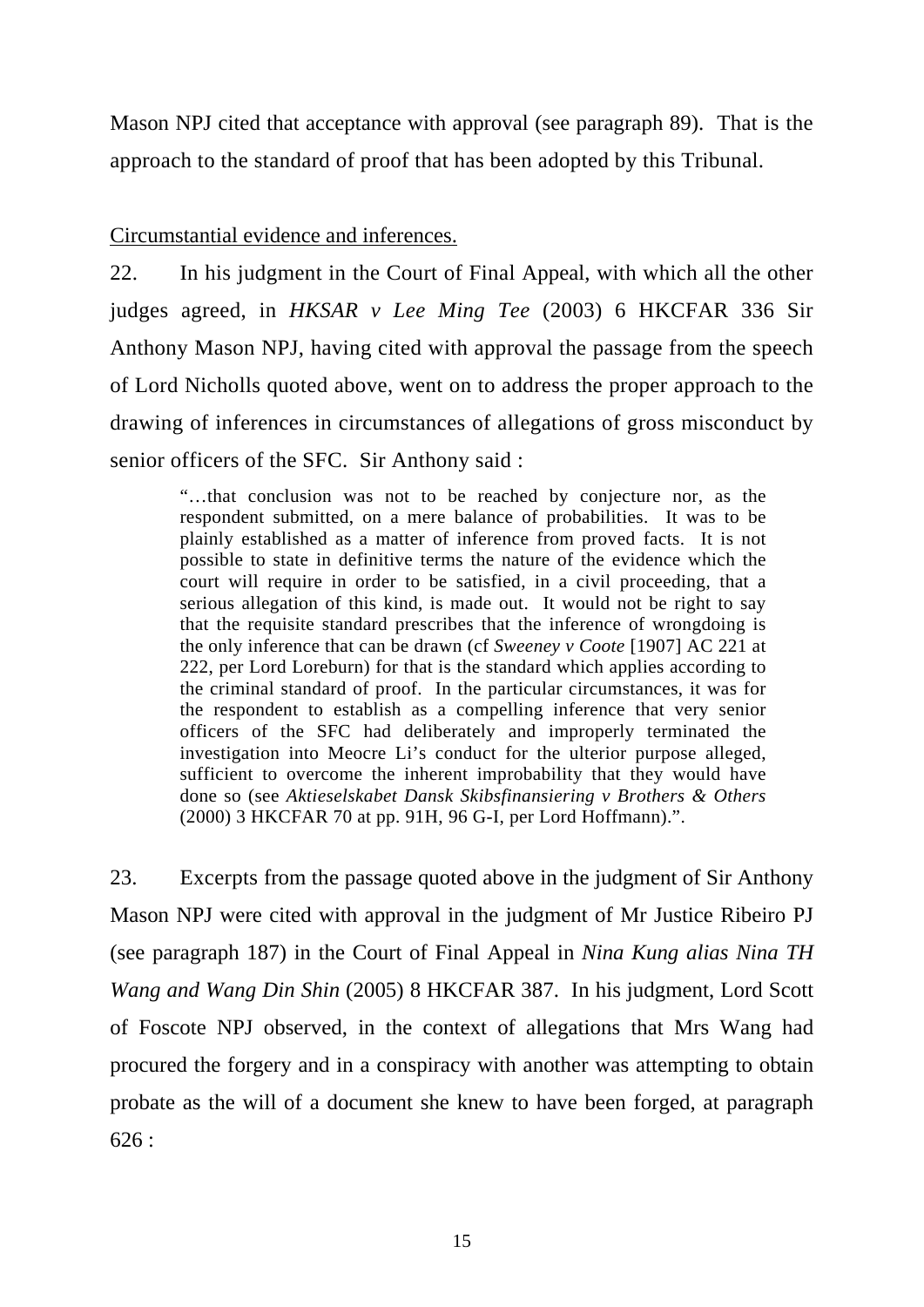Mason NPJ cited that acceptance with approval (see paragraph 89). That is the approach to the standard of proof that has been adopted by this Tribunal.

<u>Circumstantial evidence and inferences.</u>

22. In his judgment in the Court of Final Appeal, with which all the other judges agreed, in *HKSAR v Lee Ming Tee* (2003) 6 HKCFAR 336 Sir Anthony Mason NPJ, having cited with approval the passage from the speech of Lord Nicholls quoted above, went on to address the proper approach to the drawing of inferences in circumstances of allegations of gross misconduct by senior officers of the SFC. Sir Anthony said :

> "…that conclusion was not to be reached by conjecture nor, as the respondent submitted, on a mere balance of probabilities. It was to be plainly established as a matter of inference from proved facts. It is not possible to state in definitive terms the nature of the evidence which the court will require in order to be satisfied, in a civil proceeding, that a serious allegation of this kind, is made out. It would not be right to say that the requisite standard prescribes that the inference of wrongdoing is the only inference that can be drawn (cf *Sweeney v Coote* [1907] AC 221 at 222, per Lord Loreburn) for that is the standard which applies according to the criminal standard of proof. In the particular circumstances, it was for the respondent to establish as a compelling inference that very senior officers of the SFC had deliberately and improperly terminated the investigation into Meocre Li's conduct for the ulterior purpose alleged, sufficient to overcome the inherent improbability that they would have done so (see *Aktieselskabet Dansk Skibsfinansiering v Brothers & Others* (2000) 3 HKCFAR 70 at pp. 91H, 96 G-I, per Lord Hoffmann).".

23. Excerpts from the passage quoted above in the judgment of Sir Anthony Mason NPJ were cited with approval in the judgment of Mr Justice Ribeiro PJ (see paragraph 187) in the Court of Final Appeal in *Nina Kung alias Nina TH Wang and Wang Din Shin* (2005) 8 HKCFAR 387. In his judgment, Lord Scott of Foscote NPJ observed, in the context of allegations that Mrs Wang had procured the forgery and in a conspiracy with another was attempting to obtain probate as the will of a document she knew to have been forged, at paragraph 626 :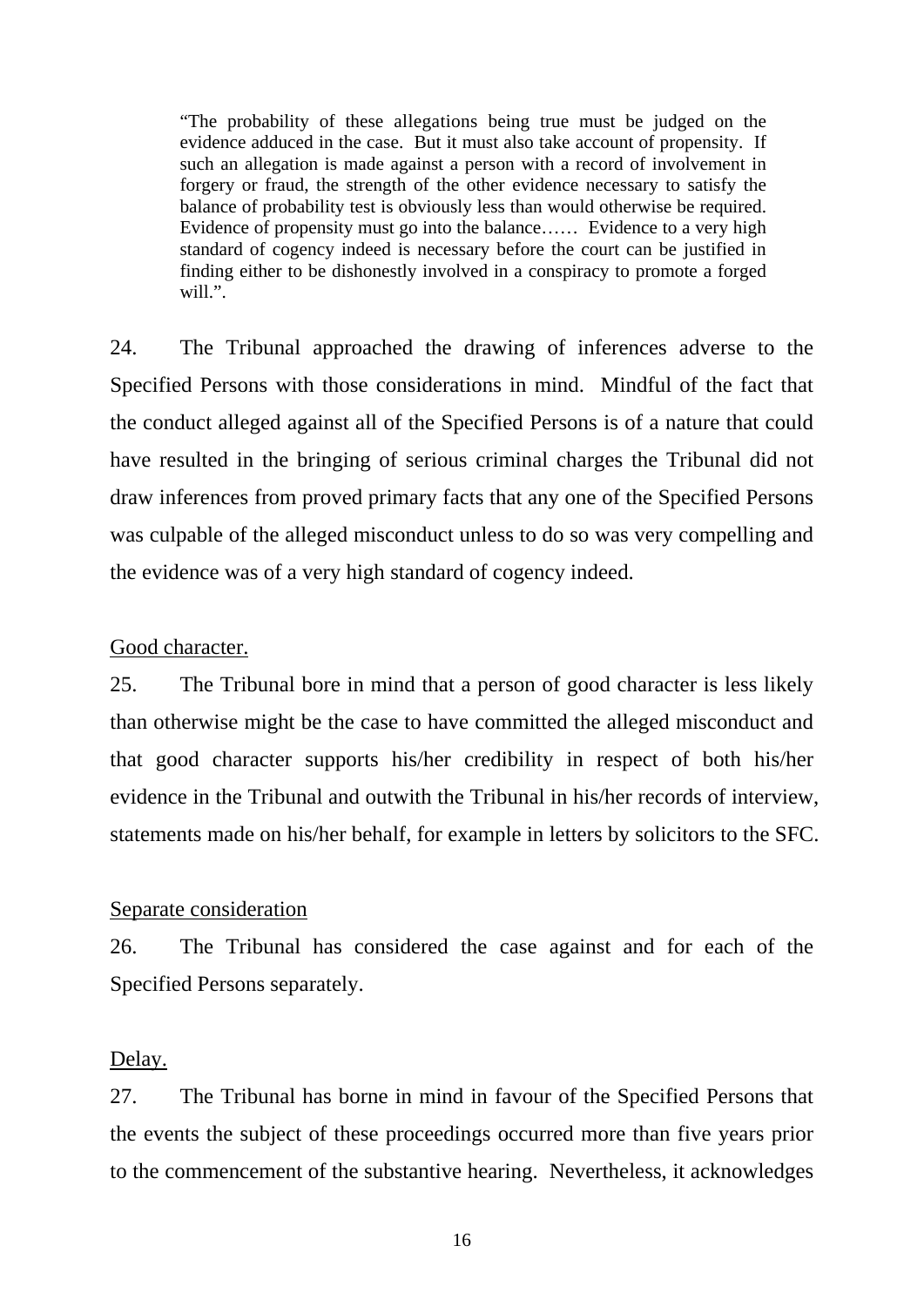> "The probability of these allegations being true must be judged on the evidence adduced in the case. But it must also take account of propensity. If such an allegation is made against a person with a record of involvement in forgery or fraud, the strength of the other evidence necessary to satisfy the balance of probability test is obviously less than would otherwise be required. Evidence of propensity must go into the balance…… Evidence to a very high standard of cogency indeed is necessary before the court can be justified in finding either to be dishonestly involved in a conspiracy to promote a forged will.".

24. The Tribunal approached the drawing of inferences adverse to the Specified Persons with those considerations in mind. Mindful of the fact that the conduct alleged against all of the Specified Persons is of a nature that could have resulted in the bringing of serious criminal charges the Tribunal did not draw inferences from proved primary facts that any one of the Specified Persons was culpable of the alleged misconduct unless to do so was very compelling and the evidence was of a very high standard of cogency indeed.

<u>Good character.</u>

25. The Tribunal bore in mind that a person of good character is less likely than otherwise might be the case to have committed the alleged misconduct and that good character supports his/her credibility in respect of both his/her evidence in the Tribunal and outwith the Tribunal in his/her records of interview, statements made on his/her behalf, for example in letters by solicitors to the SFC.

<u>Separate consideration</u>

26. The Tribunal has considered the case against and for each of the Specified Persons separately.

<u>Delay.</u>

27. The Tribunal has borne in mind in favour of the Specified Persons that the events the subject of these proceedings occurred more than five years prior to the commencement of the substantive hearing. Nevertheless, it acknowledges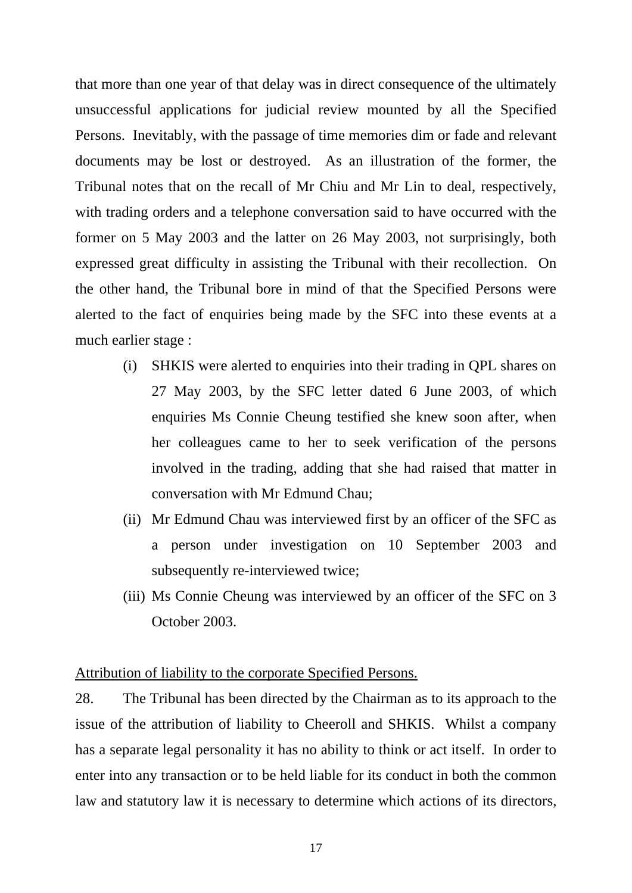that more than one year of that delay was in direct consequence of the ultimately unsuccessful applications for judicial review mounted by all the Specified Persons. Inevitably, with the passage of time memories dim or fade and relevant documents may be lost or destroyed. As an illustration of the former, the Tribunal notes that on the recall of Mr Chiu and Mr Lin to deal, respectively, with trading orders and a telephone conversation said to have occurred with the former on 5 May 2003 and the latter on 26 May 2003, not surprisingly, both expressed great difficulty in assisting the Tribunal with their recollection. On the other hand, the Tribunal bore in mind of that the Specified Persons were alerted to the fact of enquiries being made by the SFC into these events at a much earlier stage :

(i) SHKIS were alerted to enquiries into their trading in QPL shares on 27 May 2003, by the SFC letter dated 6 June 2003, of which enquiries Ms Connie Cheung testified she knew soon after, when her colleagues came to her to seek verification of the persons involved in the trading, adding that she had raised that matter in conversation with Mr Edmund Chau;

(ii) Mr Edmund Chau was interviewed first by an officer of the SFC as a person under investigation on 10 September 2003 and subsequently re-interviewed twice;

(iii) Ms Connie Cheung was interviewed by an officer of the SFC on 3 October 2003.

<u>Attribution of liability to the corporate Specified Persons.</u>

28. The Tribunal has been directed by the Chairman as to its approach to the issue of the attribution of liability to Cheeroll and SHKIS. Whilst a company has a separate legal personality it has no ability to think or act itself. In order to enter into any transaction or to be held liable for its conduct in both the common law and statutory law it is necessary to determine which actions of its directors,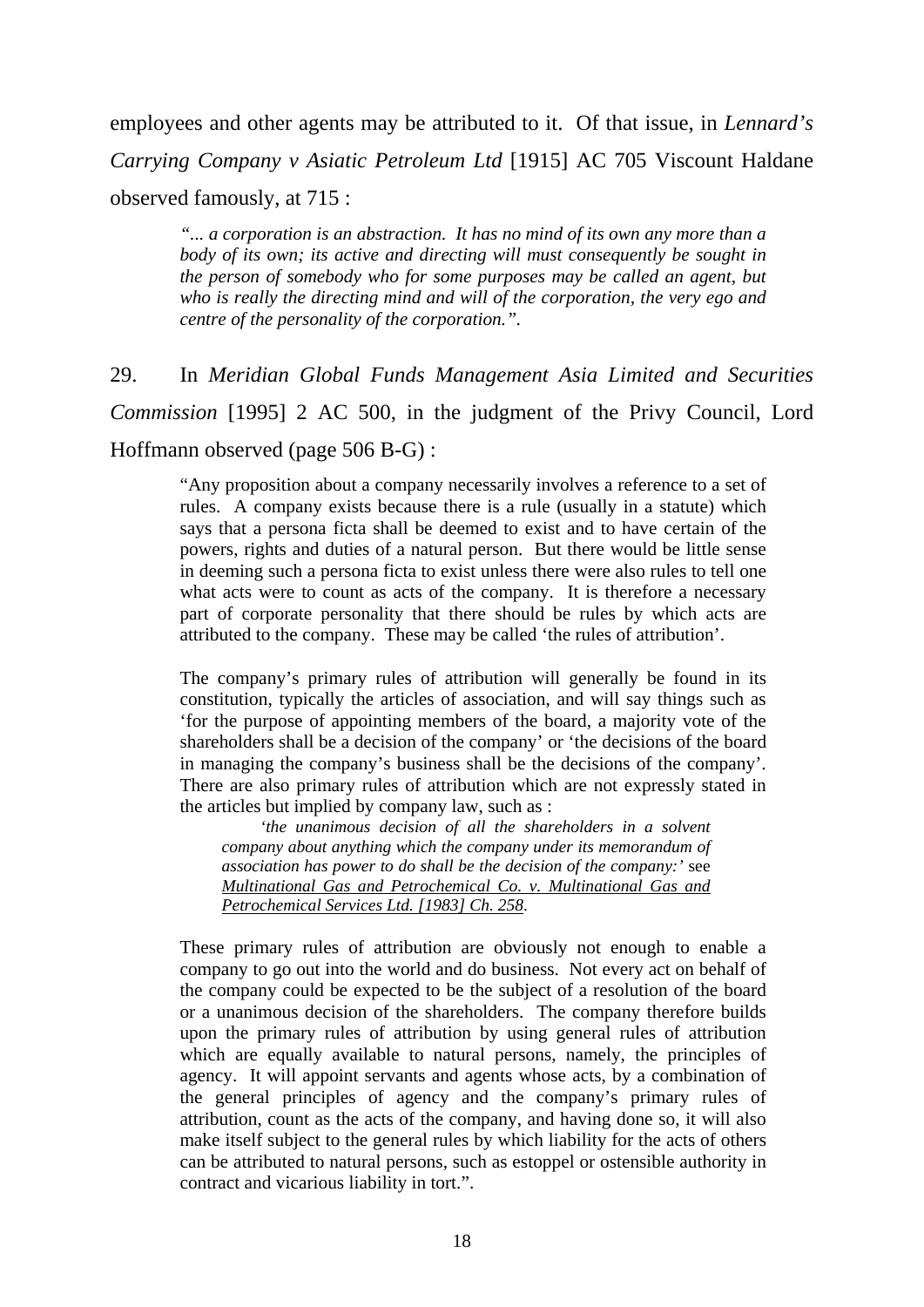employees and other agents may be attributed to it. Of that issue, in *Lennard's Carrying Company v Asiatic Petroleum Ltd* [1915] AC 705 Viscount Haldane observed famously, at 715 :

> *"... a corporation is an abstraction. It has no mind of its own any more than a body of its own; its active and directing will must consequently be sought in the person of somebody who for some purposes may be called an agent, but who is really the directing mind and will of the corporation, the very ego and centre of the personality of the corporation.".*

29. In *Meridian Global Funds Management Asia Limited and Securities Commission* [1995] 2 AC 500, in the judgment of the Privy Council, Lord Hoffmann observed (page 506 B-G) :

> "Any proposition about a company necessarily involves a reference to a set of rules. A company exists because there is a rule (usually in a statute) which says that a persona ficta shall be deemed to exist and to have certain of the powers, rights and duties of a natural person. But there would be little sense in deeming such a persona ficta to exist unless there were also rules to tell one what acts were to count as acts of the company. It is therefore a necessary part of corporate personality that there should be rules by which acts are attributed to the company. These may be called 'the rules of attribution'.
>
> The company's primary rules of attribution will generally be found in its constitution, typically the articles of association, and will say things such as 'for the purpose of appointing members of the board, a majority vote of the shareholders shall be a decision of the company' or 'the decisions of the board in managing the company's business shall be the decisions of the company'. There are also primary rules of attribution which are not expressly stated in the articles but implied by company law, such as :
>
> > *'the unanimous decision of all the shareholders in a solvent company about anything which the company under its memorandum of association has power to do shall be the decision of the company:'* see *Multinational Gas and Petrochemical Co. v. Multinational Gas and Petrochemical Services Ltd. [1983] Ch. 258*.
>
> These primary rules of attribution are obviously not enough to enable a company to go out into the world and do business. Not every act on behalf of the company could be expected to be the subject of a resolution of the board or a unanimous decision of the shareholders. The company therefore builds upon the primary rules of attribution by using general rules of attribution which are equally available to natural persons, namely, the principles of agency. It will appoint servants and agents whose acts, by a combination of the general principles of agency and the company's primary rules of attribution, count as the acts of the company, and having done so, it will also make itself subject to the general rules by which liability for the acts of others can be attributed to natural persons, such as estoppel or ostensible authority in contract and vicarious liability in tort.".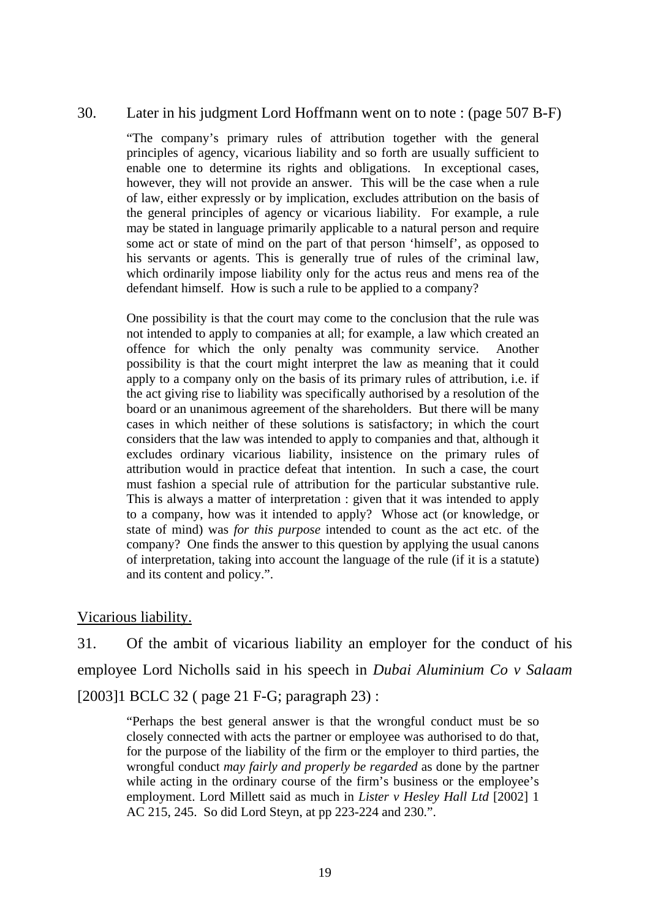30. Later in his judgment Lord Hoffmann went on to note : (page 507 B-F)

> "The company's primary rules of attribution together with the general principles of agency, vicarious liability and so forth are usually sufficient to enable one to determine its rights and obligations. In exceptional cases, however, they will not provide an answer. This will be the case when a rule of law, either expressly or by implication, excludes attribution on the basis of the general principles of agency or vicarious liability. For example, a rule may be stated in language primarily applicable to a natural person and require some act or state of mind on the part of that person 'himself', as opposed to his servants or agents. This is generally true of rules of the criminal law, which ordinarily impose liability only for the actus reus and mens rea of the defendant himself. How is such a rule to be applied to a company?
>
> One possibility is that the court may come to the conclusion that the rule was not intended to apply to companies at all; for example, a law which created an offence for which the only penalty was community service. Another possibility is that the court might interpret the law as meaning that it could apply to a company only on the basis of its primary rules of attribution, i.e. if the act giving rise to liability was specifically authorised by a resolution of the board or an unanimous agreement of the shareholders. But there will be many cases in which neither of these solutions is satisfactory; in which the court considers that the law was intended to apply to companies and that, although it excludes ordinary vicarious liability, insistence on the primary rules of attribution would in practice defeat that intention. In such a case, the court must fashion a special rule of attribution for the particular substantive rule. This is always a matter of interpretation : given that it was intended to apply to a company, how was it intended to apply? Whose act (or knowledge, or state of mind) was *for this purpose* intended to count as the act etc. of the company? One finds the answer to this question by applying the usual canons of interpretation, taking into account the language of the rule (if it is a statute) and its content and policy.".

<u>Vicarious liability.</u>

31. Of the ambit of vicarious liability an employer for the conduct of his employee Lord Nicholls said in his speech in *Dubai Aluminium Co v Salaam* [2003]1 BCLC 32 ( page 21 F-G; paragraph 23) :

> "Perhaps the best general answer is that the wrongful conduct must be so closely connected with acts the partner or employee was authorised to do that, for the purpose of the liability of the firm or the employer to third parties, the wrongful conduct *may fairly and properly be regarded* as done by the partner while acting in the ordinary course of the firm's business or the employee's employment. Lord Millett said as much in *Lister v Hesley Hall Ltd* [2002] 1 AC 215, 245. So did Lord Steyn, at pp 223-224 and 230.".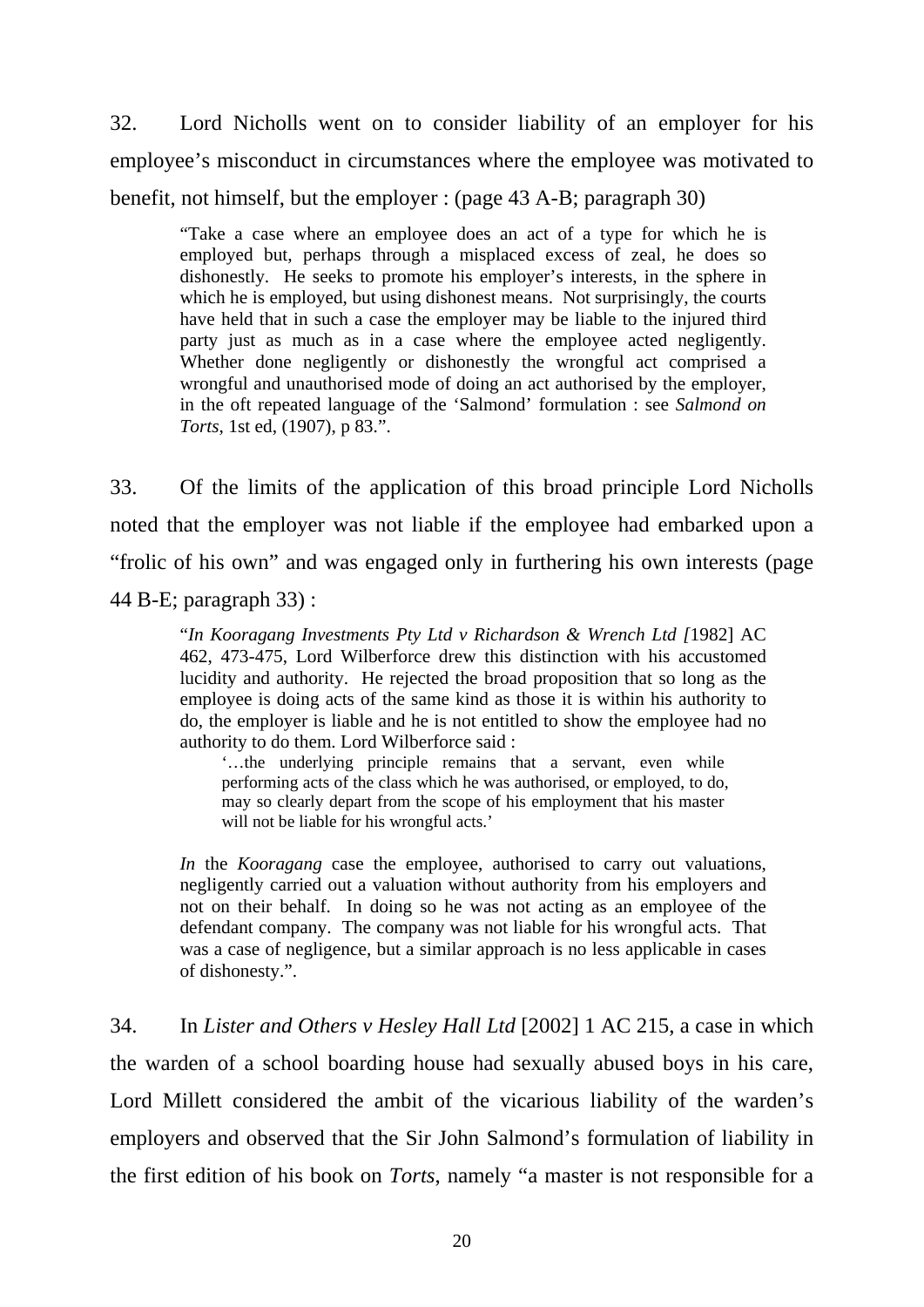32. Lord Nicholls went on to consider liability of an employer for his employee's misconduct in circumstances where the employee was motivated to benefit, not himself, but the employer : (page 43 A-B; paragraph 30)

> "Take a case where an employee does an act of a type for which he is employed but, perhaps through a misplaced excess of zeal, he does so dishonestly. He seeks to promote his employer's interests, in the sphere in which he is employed, but using dishonest means. Not surprisingly, the courts have held that in such a case the employer may be liable to the injured third party just as much as in a case where the employee acted negligently. Whether done negligently or dishonestly the wrongful act comprised a wrongful and unauthorised mode of doing an act authorised by the employer, in the oft repeated language of the 'Salmond' formulation : see *Salmond on Torts*, 1st ed, (1907), p 83.".

33. Of the limits of the application of this broad principle Lord Nicholls noted that the employer was not liable if the employee had embarked upon a "frolic of his own" and was engaged only in furthering his own interests (page 44 B-E; paragraph 33) :

> "*In Kooragang Investments Pty Ltd v Richardson & Wrench Ltd [*1982] AC 462, 473-475, Lord Wilberforce drew this distinction with his accustomed lucidity and authority. He rejected the broad proposition that so long as the employee is doing acts of the same kind as those it is within his authority to do, the employer is liable and he is not entitled to show the employee had no authority to do them. Lord Wilberforce said :
>
> > '…the underlying principle remains that a servant, even while performing acts of the class which he was authorised, or employed, to do, may so clearly depart from the scope of his employment that his master will not be liable for his wrongful acts.'
>
> *In* the *Kooragang* case the employee, authorised to carry out valuations, negligently carried out a valuation without authority from his employers and not on their behalf. In doing so he was not acting as an employee of the defendant company. The company was not liable for his wrongful acts. That was a case of negligence, but a similar approach is no less applicable in cases of dishonesty.".

34. In *Lister and Others v Hesley Hall Ltd* [2002] 1 AC 215, a case in which the warden of a school boarding house had sexually abused boys in his care, Lord Millett considered the ambit of the vicarious liability of the warden's employers and observed that the Sir John Salmond's formulation of liability in the first edition of his book on *Torts,* namely "a master is not responsible for a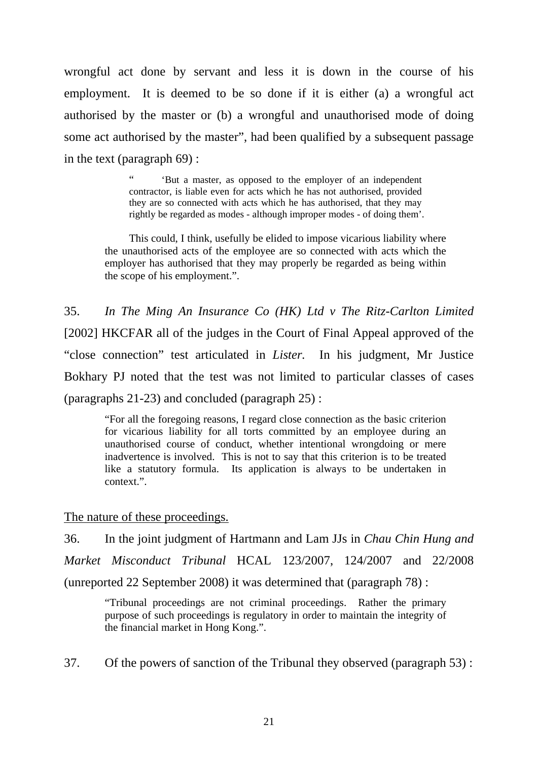wrongful act done by servant and less it is down in the course of his employment. It is deemed to be so done if it is either (a) a wrongful act authorised by the master or (b) a wrongful and unauthorised mode of doing some act authorised by the master", had been qualified by a subsequent passage in the text (paragraph 69) :

> " 'But a master, as opposed to the employer of an independent contractor, is liable even for acts which he has not authorised, provided they are so connected with acts which he has authorised, that they may rightly be regarded as modes - although improper modes - of doing them'.
>
> This could, I think, usefully be elided to impose vicarious liability where the unauthorised acts of the employee are so connected with acts which the employer has authorised that they may properly be regarded as being within the scope of his employment.".

35. *In The Ming An Insurance Co (HK) Ltd v The Ritz-Carlton Limited* [2002] HKCFAR all of the judges in the Court of Final Appeal approved of the "close connection" test articulated in *Lister.* In his judgment, Mr Justice Bokhary PJ noted that the test was not limited to particular classes of cases (paragraphs 21-23) and concluded (paragraph 25) :

> "For all the foregoing reasons, I regard close connection as the basic criterion for vicarious liability for all torts committed by an employee during an unauthorised course of conduct, whether intentional wrongdoing or mere inadvertence is involved. This is not to say that this criterion is to be treated like a statutory formula. Its application is always to be undertaken in context.".

<u>The nature of these proceedings.</u>

36. In the joint judgment of Hartmann and Lam JJs in *Chau Chin Hung and Market Misconduct Tribunal* HCAL 123/2007, 124/2007 and 22/2008 (unreported 22 September 2008) it was determined that (paragraph 78) :

> "Tribunal proceedings are not criminal proceedings. Rather the primary purpose of such proceedings is regulatory in order to maintain the integrity of the financial market in Hong Kong.".

37. Of the powers of sanction of the Tribunal they observed (paragraph 53) :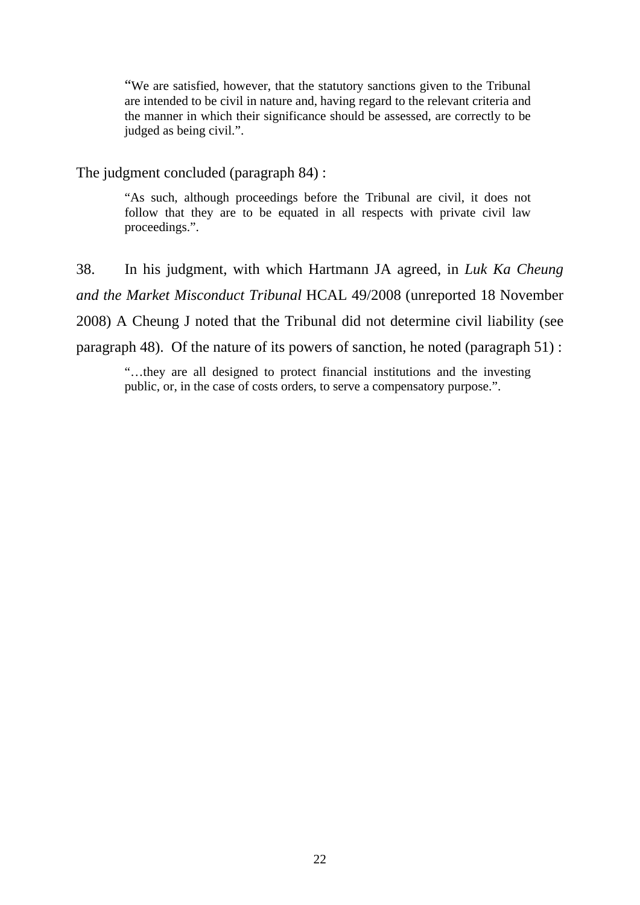> "We are satisfied, however, that the statutory sanctions given to the Tribunal are intended to be civil in nature and, having regard to the relevant criteria and the manner in which their significance should be assessed, are correctly to be judged as being civil.".

The judgment concluded (paragraph 84) :

> "As such, although proceedings before the Tribunal are civil, it does not follow that they are to be equated in all respects with private civil law proceedings.".

38. In his judgment, with which Hartmann JA agreed, in *Luk Ka Cheung and the Market Misconduct Tribunal* HCAL 49/2008 (unreported 18 November 2008) A Cheung J noted that the Tribunal did not determine civil liability (see paragraph 48). Of the nature of its powers of sanction, he noted (paragraph 51) :

> "…they are all designed to protect financial institutions and the investing public, or, in the case of costs orders, to serve a compensatory purpose.".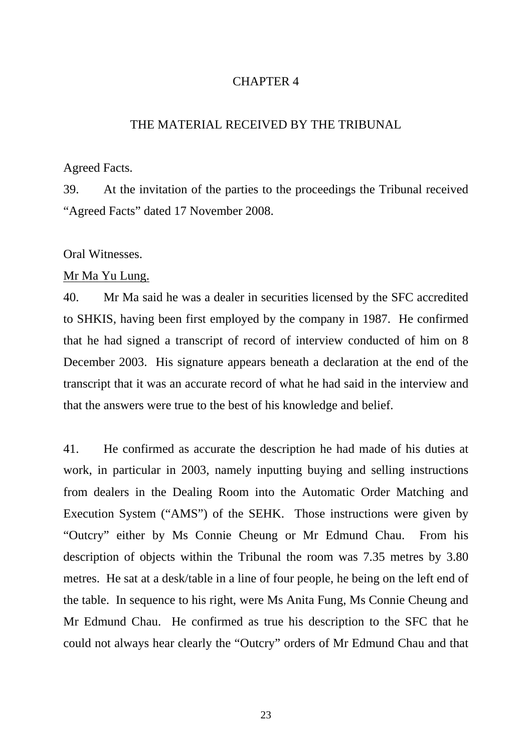# CHAPTER 4

## THE MATERIAL RECEIVED BY THE TRIBUNAL

Agreed Facts.

39. At the invitation of the parties to the proceedings the Tribunal received "Agreed Facts" dated 17 November 2008.

Oral Witnesses.

<u>Mr Ma Yu Lung.</u>

40. Mr Ma said he was a dealer in securities licensed by the SFC accredited to SHKIS, having been first employed by the company in 1987. He confirmed that he had signed a transcript of record of interview conducted of him on 8 December 2003. His signature appears beneath a declaration at the end of the transcript that it was an accurate record of what he had said in the interview and that the answers were true to the best of his knowledge and belief.

41. He confirmed as accurate the description he had made of his duties at work, in particular in 2003, namely inputting buying and selling instructions from dealers in the Dealing Room into the Automatic Order Matching and Execution System ("AMS") of the SEHK. Those instructions were given by "Outcry" either by Ms Connie Cheung or Mr Edmund Chau. From his description of objects within the Tribunal the room was 7.35 metres by 3.80 metres. He sat at a desk/table in a line of four people, he being on the left end of the table. In sequence to his right, were Ms Anita Fung, Ms Connie Cheung and Mr Edmund Chau. He confirmed as true his description to the SFC that he could not always hear clearly the "Outcry" orders of Mr Edmund Chau and that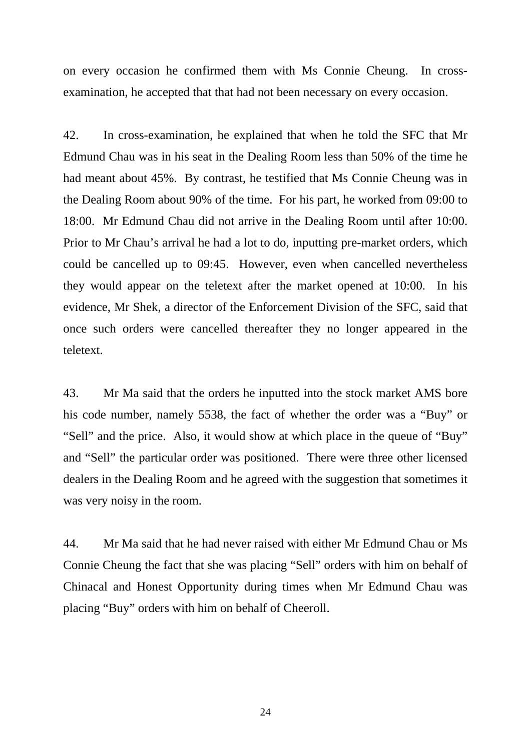on every occasion he confirmed them with Ms Connie Cheung. In cross-examination, he accepted that that had not been necessary on every occasion.

42. In cross-examination, he explained that when he told the SFC that Mr Edmund Chau was in his seat in the Dealing Room less than 50% of the time he had meant about 45%. By contrast, he testified that Ms Connie Cheung was in the Dealing Room about 90% of the time. For his part, he worked from 09:00 to 18:00. Mr Edmund Chau did not arrive in the Dealing Room until after 10:00. Prior to Mr Chau's arrival he had a lot to do, inputting pre-market orders, which could be cancelled up to 09:45. However, even when cancelled nevertheless they would appear on the teletext after the market opened at 10:00. In his evidence, Mr Shek, a director of the Enforcement Division of the SFC, said that once such orders were cancelled thereafter they no longer appeared in the teletext.

43. Mr Ma said that the orders he inputted into the stock market AMS bore his code number, namely 5538, the fact of whether the order was a "Buy" or "Sell" and the price. Also, it would show at which place in the queue of "Buy" and "Sell" the particular order was positioned. There were three other licensed dealers in the Dealing Room and he agreed with the suggestion that sometimes it was very noisy in the room.

44. Mr Ma said that he had never raised with either Mr Edmund Chau or Ms Connie Cheung the fact that she was placing "Sell" orders with him on behalf of Chinacal and Honest Opportunity during times when Mr Edmund Chau was placing "Buy" orders with him on behalf of Cheeroll.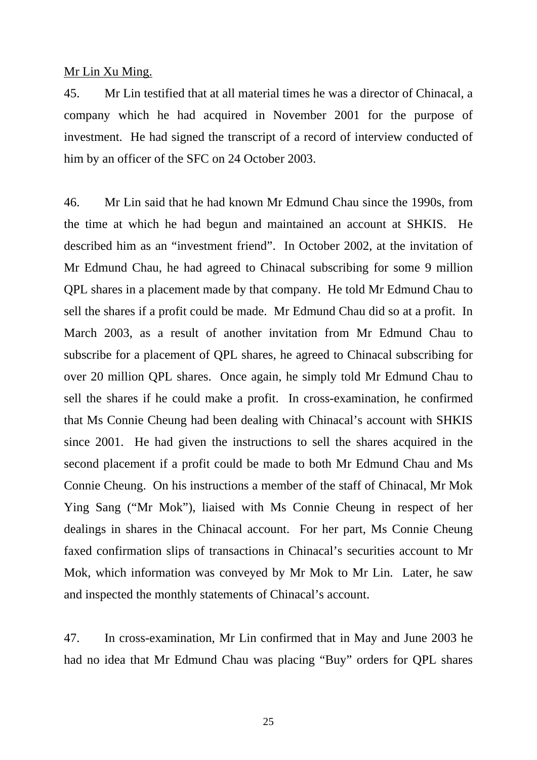<u>Mr Lin Xu Ming.</u>

45. Mr Lin testified that at all material times he was a director of Chinacal, a company which he had acquired in November 2001 for the purpose of investment. He had signed the transcript of a record of interview conducted of him by an officer of the SFC on 24 October 2003.

46. Mr Lin said that he had known Mr Edmund Chau since the 1990s, from the time at which he had begun and maintained an account at SHKIS. He described him as an "investment friend". In October 2002, at the invitation of Mr Edmund Chau, he had agreed to Chinacal subscribing for some 9 million QPL shares in a placement made by that company. He told Mr Edmund Chau to sell the shares if a profit could be made. Mr Edmund Chau did so at a profit. In March 2003, as a result of another invitation from Mr Edmund Chau to subscribe for a placement of QPL shares, he agreed to Chinacal subscribing for over 20 million QPL shares. Once again, he simply told Mr Edmund Chau to sell the shares if he could make a profit. In cross-examination, he confirmed that Ms Connie Cheung had been dealing with Chinacal's account with SHKIS since 2001. He had given the instructions to sell the shares acquired in the second placement if a profit could be made to both Mr Edmund Chau and Ms Connie Cheung. On his instructions a member of the staff of Chinacal, Mr Mok Ying Sang ("Mr Mok"), liaised with Ms Connie Cheung in respect of her dealings in shares in the Chinacal account. For her part, Ms Connie Cheung faxed confirmation slips of transactions in Chinacal's securities account to Mr Mok, which information was conveyed by Mr Mok to Mr Lin. Later, he saw and inspected the monthly statements of Chinacal's account.

47. In cross-examination, Mr Lin confirmed that in May and June 2003 he had no idea that Mr Edmund Chau was placing "Buy" orders for QPL shares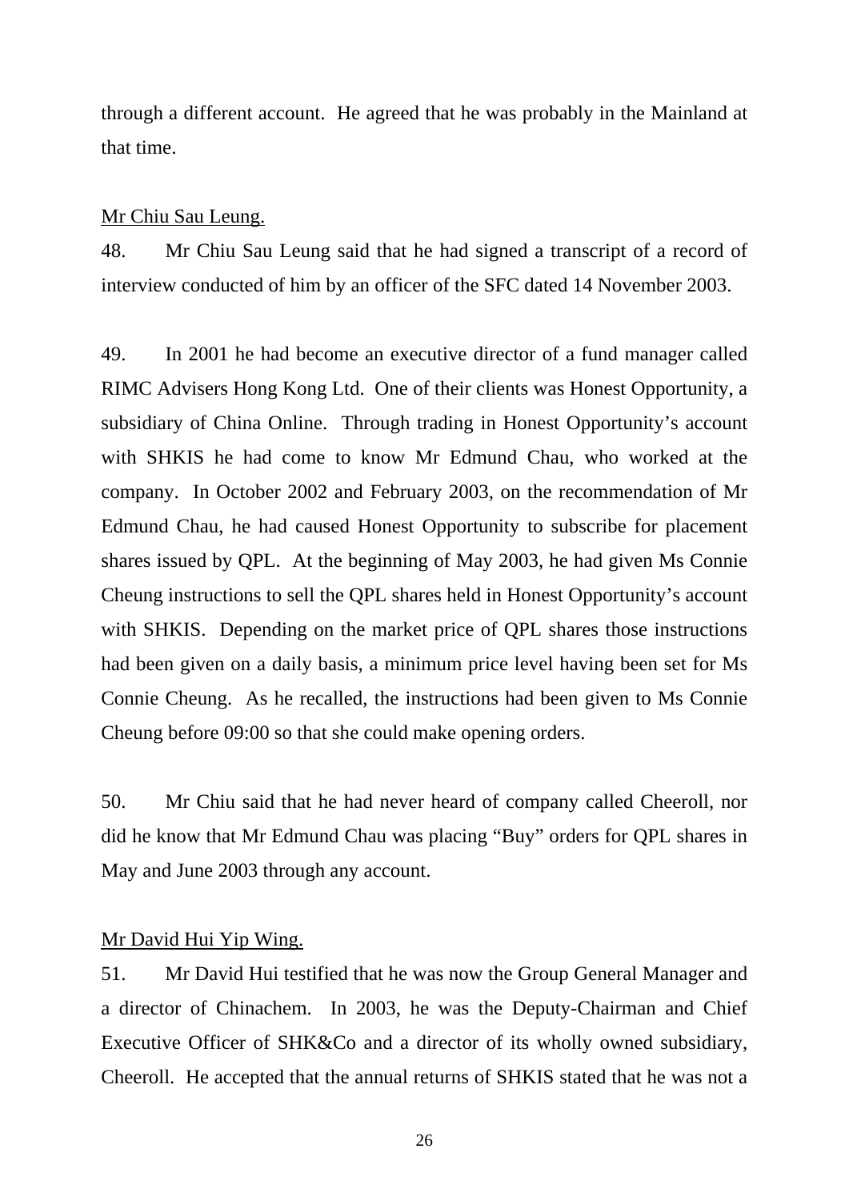through a different account. He agreed that he was probably in the Mainland at that time.

Mr Chiu Sau Leung.

48. Mr Chiu Sau Leung said that he had signed a transcript of a record of interview conducted of him by an officer of the SFC dated 14 November 2003.

49. In 2001 he had become an executive director of a fund manager called RIMC Advisers Hong Kong Ltd. One of their clients was Honest Opportunity, a subsidiary of China Online. Through trading in Honest Opportunity's account with SHKIS he had come to know Mr Edmund Chau, who worked at the company. In October 2002 and February 2003, on the recommendation of Mr Edmund Chau, he had caused Honest Opportunity to subscribe for placement shares issued by QPL. At the beginning of May 2003, he had given Ms Connie Cheung instructions to sell the QPL shares held in Honest Opportunity's account with SHKIS. Depending on the market price of QPL shares those instructions had been given on a daily basis, a minimum price level having been set for Ms Connie Cheung. As he recalled, the instructions had been given to Ms Connie Cheung before 09:00 so that she could make opening orders.

50. Mr Chiu said that he had never heard of company called Cheeroll, nor did he know that Mr Edmund Chau was placing "Buy" orders for QPL shares in May and June 2003 through any account.

Mr David Hui Yip Wing.

51. Mr David Hui testified that he was now the Group General Manager and a director of Chinachem. In 2003, he was the Deputy-Chairman and Chief Executive Officer of SHK&Co and a director of its wholly owned subsidiary, Cheeroll. He accepted that the annual returns of SHKIS stated that he was not a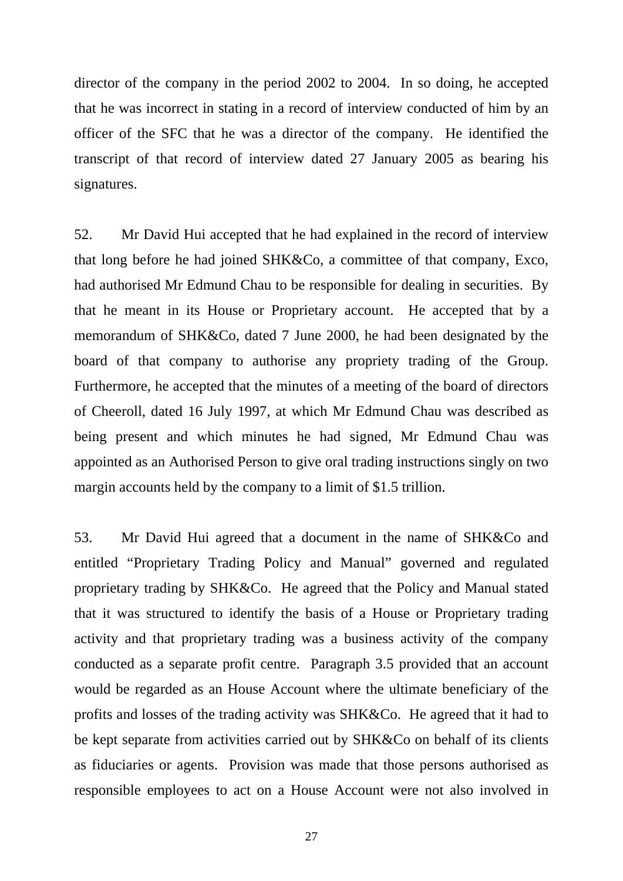director of the company in the period 2002 to 2004. In so doing, he accepted that he was incorrect in stating in a record of interview conducted of him by an officer of the SFC that he was a director of the company. He identified the transcript of that record of interview dated 27 January 2005 as bearing his signatures.

52. Mr David Hui accepted that he had explained in the record of interview that long before he had joined SHK&Co, a committee of that company, Exco, had authorised Mr Edmund Chau to be responsible for dealing in securities. By that he meant in its House or Proprietary account. He accepted that by a memorandum of SHK&Co, dated 7 June 2000, he had been designated by the board of that company to authorise any propriety trading of the Group. Furthermore, he accepted that the minutes of a meeting of the board of directors of Cheeroll, dated 16 July 1997, at which Mr Edmund Chau was described as being present and which minutes he had signed, Mr Edmund Chau was appointed as an Authorised Person to give oral trading instructions singly on two margin accounts held by the company to a limit of $1.5 trillion.

53. Mr David Hui agreed that a document in the name of SHK&Co and entitled "Proprietary Trading Policy and Manual" governed and regulated proprietary trading by SHK&Co. He agreed that the Policy and Manual stated that it was structured to identify the basis of a House or Proprietary trading activity and that proprietary trading was a business activity of the company conducted as a separate profit centre. Paragraph 3.5 provided that an account would be regarded as an House Account where the ultimate beneficiary of the profits and losses of the trading activity was SHK&Co. He agreed that it had to be kept separate from activities carried out by SHK&Co on behalf of its clients as fiduciaries or agents. Provision was made that those persons authorised as responsible employees to act on a House Account were not also involved in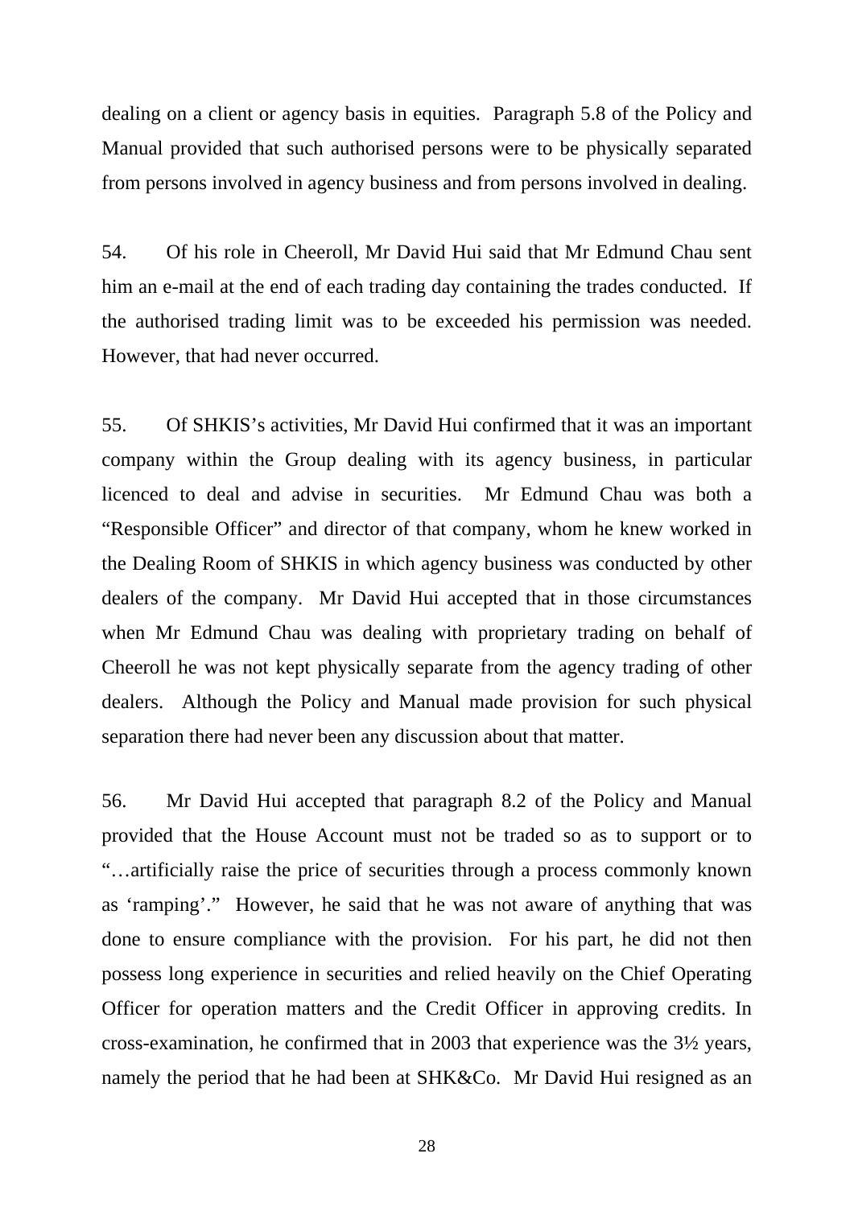dealing on a client or agency basis in equities. Paragraph 5.8 of the Policy and Manual provided that such authorised persons were to be physically separated from persons involved in agency business and from persons involved in dealing.

54. Of his role in Cheeroll, Mr David Hui said that Mr Edmund Chau sent him an e-mail at the end of each trading day containing the trades conducted. If the authorised trading limit was to be exceeded his permission was needed. However, that had never occurred.

55. Of SHKIS's activities, Mr David Hui confirmed that it was an important company within the Group dealing with its agency business, in particular licenced to deal and advise in securities. Mr Edmund Chau was both a "Responsible Officer" and director of that company, whom he knew worked in the Dealing Room of SHKIS in which agency business was conducted by other dealers of the company. Mr David Hui accepted that in those circumstances when Mr Edmund Chau was dealing with proprietary trading on behalf of Cheeroll he was not kept physically separate from the agency trading of other dealers. Although the Policy and Manual made provision for such physical separation there had never been any discussion about that matter.

56. Mr David Hui accepted that paragraph 8.2 of the Policy and Manual provided that the House Account must not be traded so as to support or to "…artificially raise the price of securities through a process commonly known as 'ramping'." However, he said that he was not aware of anything that was done to ensure compliance with the provision. For his part, he did not then possess long experience in securities and relied heavily on the Chief Operating Officer for operation matters and the Credit Officer in approving credits. In cross-examination, he confirmed that in 2003 that experience was the 3½ years, namely the period that he had been at SHK&Co. Mr David Hui resigned as an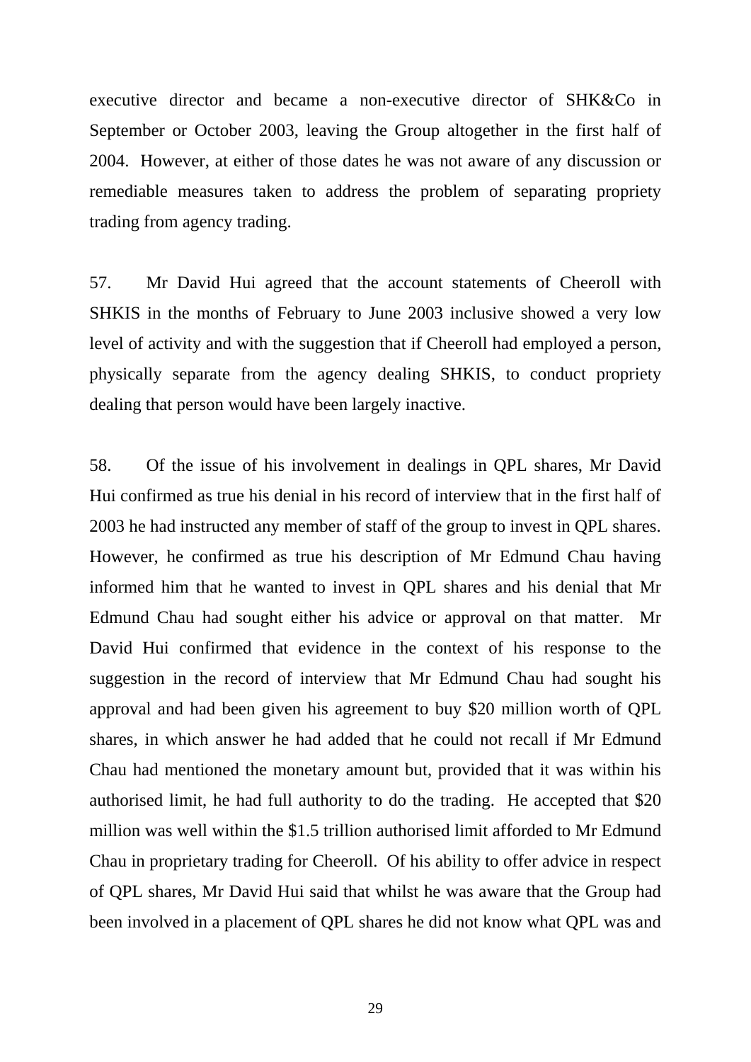executive director and became a non-executive director of SHK&Co in September or October 2003, leaving the Group altogether in the first half of 2004. However, at either of those dates he was not aware of any discussion or remediable measures taken to address the problem of separating propriety trading from agency trading.

57. Mr David Hui agreed that the account statements of Cheeroll with SHKIS in the months of February to June 2003 inclusive showed a very low level of activity and with the suggestion that if Cheeroll had employed a person, physically separate from the agency dealing SHKIS, to conduct propriety dealing that person would have been largely inactive.

58. Of the issue of his involvement in dealings in QPL shares, Mr David Hui confirmed as true his denial in his record of interview that in the first half of 2003 he had instructed any member of staff of the group to invest in QPL shares. However, he confirmed as true his description of Mr Edmund Chau having informed him that he wanted to invest in QPL shares and his denial that Mr Edmund Chau had sought either his advice or approval on that matter. Mr David Hui confirmed that evidence in the context of his response to the suggestion in the record of interview that Mr Edmund Chau had sought his approval and had been given his agreement to buy $20 million worth of QPL shares, in which answer he had added that he could not recall if Mr Edmund Chau had mentioned the monetary amount but, provided that it was within his authorised limit, he had full authority to do the trading. He accepted that $20 million was well within the $1.5 trillion authorised limit afforded to Mr Edmund Chau in proprietary trading for Cheeroll. Of his ability to offer advice in respect of QPL shares, Mr David Hui said that whilst he was aware that the Group had been involved in a placement of QPL shares he did not know what QPL was and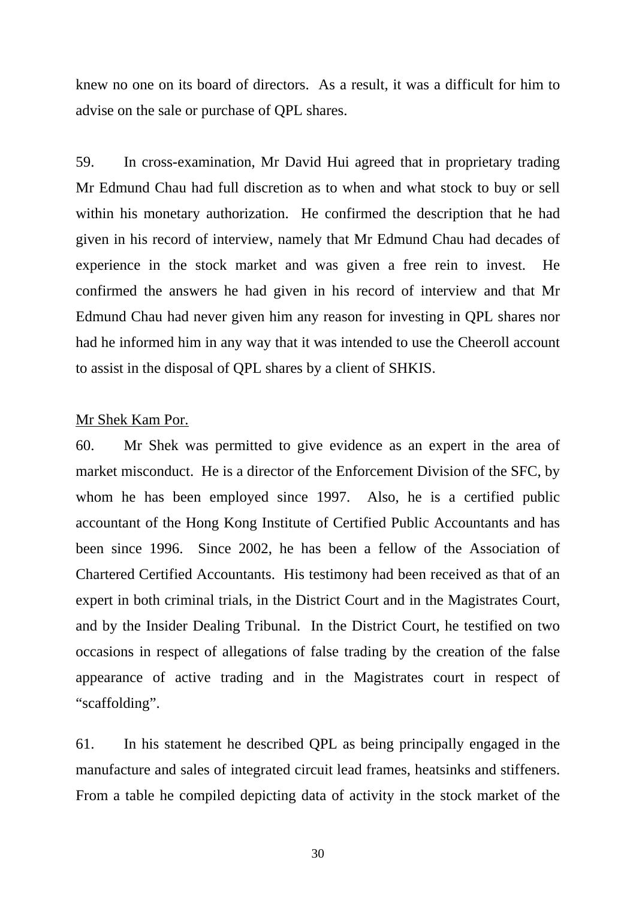knew no one on its board of directors.  As a result, it was a difficult for him to advise on the sale or purchase of QPL shares.

59. In cross-examination, Mr David Hui agreed that in proprietary trading Mr Edmund Chau had full discretion as to when and what stock to buy or sell within his monetary authorization.  He confirmed the description that he had given in his record of interview, namely that Mr Edmund Chau had decades of experience in the stock market and was given a free rein to invest.  He confirmed the answers he had given in his record of interview and that Mr Edmund Chau had never given him any reason for investing in QPL shares nor had he informed him in any way that it was intended to use the Cheeroll account to assist in the disposal of QPL shares by a client of SHKIS.

<u>Mr Shek Kam Por.</u>

60. Mr Shek was permitted to give evidence as an expert in the area of market misconduct.  He is a director of the Enforcement Division of the SFC, by whom he has been employed since 1997.  Also, he is a certified public accountant of the Hong Kong Institute of Certified Public Accountants and has been since 1996.  Since 2002, he has been a fellow of the Association of Chartered Certified Accountants.  His testimony had been received as that of an expert in both criminal trials, in the District Court and in the Magistrates Court, and by the Insider Dealing Tribunal.  In the District Court, he testified on two occasions in respect of allegations of false trading by the creation of the false appearance of active trading and in the Magistrates court in respect of "scaffolding".

61. In his statement he described QPL as being principally engaged in the manufacture and sales of integrated circuit lead frames, heatsinks and stiffeners. From a table he compiled depicting data of activity in the stock market of the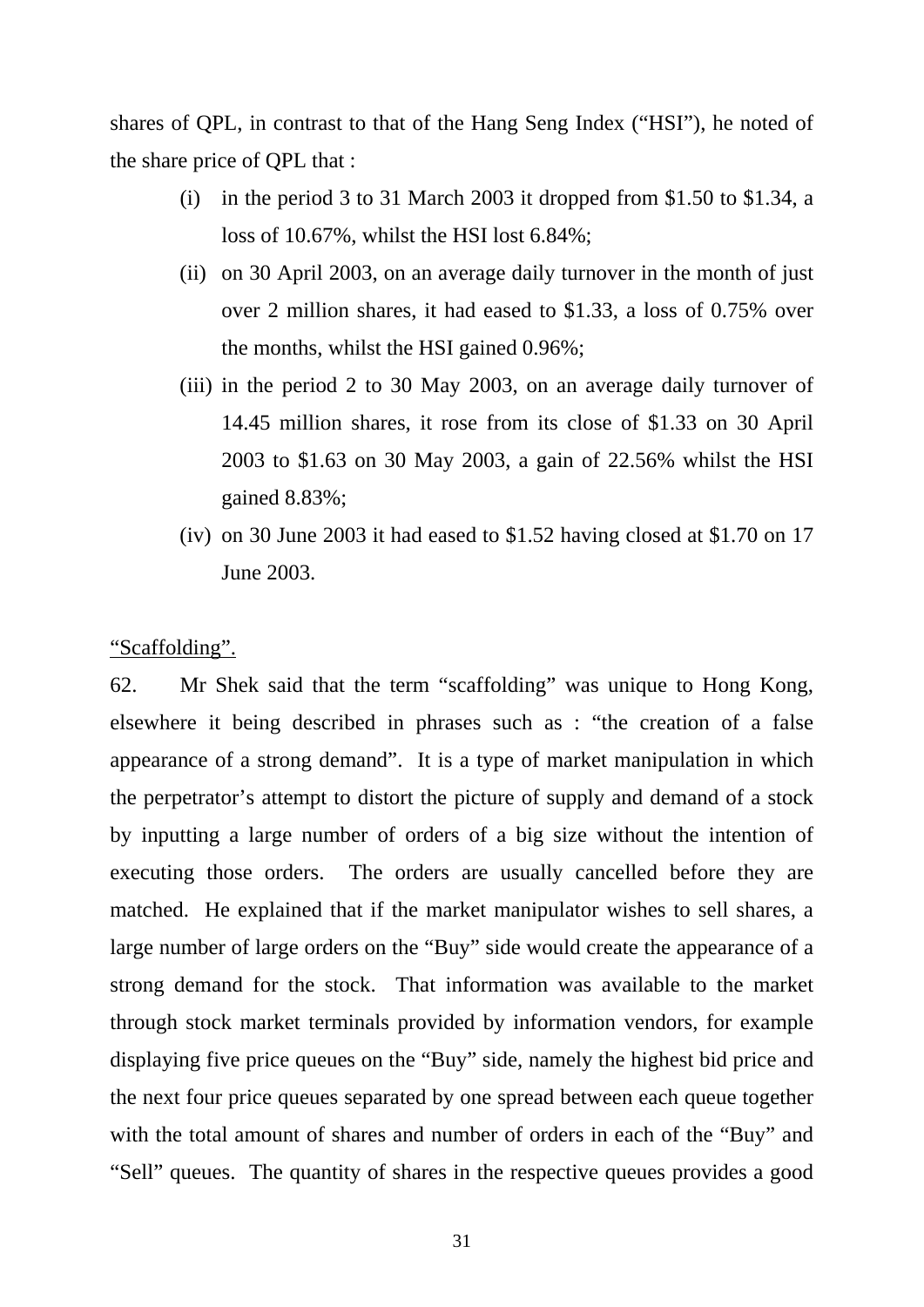shares of QPL, in contrast to that of the Hang Seng Index ("HSI"), he noted of the share price of QPL that :

(i) in the period 3 to 31 March 2003 it dropped from $1.50 to $1.34, a loss of 10.67%, whilst the HSI lost 6.84%;

(ii) on 30 April 2003, on an average daily turnover in the month of just over 2 million shares, it had eased to $1.33, a loss of 0.75% over the months, whilst the HSI gained 0.96%;

(iii) in the period 2 to 30 May 2003, on an average daily turnover of 14.45 million shares, it rose from its close of $1.33 on 30 April 2003 to $1.63 on 30 May 2003, a gain of 22.56% whilst the HSI gained 8.83%;

(iv) on 30 June 2003 it had eased to $1.52 having closed at $1.70 on 17 June 2003.

<u>"Scaffolding".</u>

62. Mr Shek said that the term "scaffolding" was unique to Hong Kong, elsewhere it being described in phrases such as : "the creation of a false appearance of a strong demand". It is a type of market manipulation in which the perpetrator's attempt to distort the picture of supply and demand of a stock by inputting a large number of orders of a big size without the intention of executing those orders. The orders are usually cancelled before they are matched. He explained that if the market manipulator wishes to sell shares, a large number of large orders on the "Buy" side would create the appearance of a strong demand for the stock. That information was available to the market through stock market terminals provided by information vendors, for example displaying five price queues on the "Buy" side, namely the highest bid price and the next four price queues separated by one spread between each queue together with the total amount of shares and number of orders in each of the "Buy" and "Sell" queues. The quantity of shares in the respective queues provides a good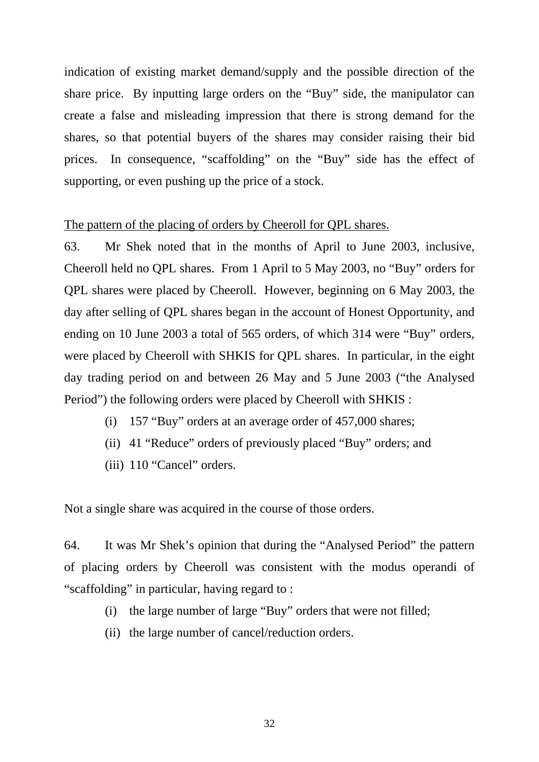indication of existing market demand/supply and the possible direction of the share price. By inputting large orders on the "Buy" side, the manipulator can create a false and misleading impression that there is strong demand for the shares, so that potential buyers of the shares may consider raising their bid prices. In consequence, "scaffolding" on the "Buy" side has the effect of supporting, or even pushing up the price of a stock.

<u>The pattern of the placing of orders by Cheeroll for QPL shares.</u>

63. Mr Shek noted that in the months of April to June 2003, inclusive, Cheeroll held no QPL shares. From 1 April to 5 May 2003, no "Buy" orders for QPL shares were placed by Cheeroll. However, beginning on 6 May 2003, the day after selling of QPL shares began in the account of Honest Opportunity, and ending on 10 June 2003 a total of 565 orders, of which 314 were "Buy" orders, were placed by Cheeroll with SHKIS for QPL shares. In particular, in the eight day trading period on and between 26 May and 5 June 2003 ("the Analysed Period") the following orders were placed by Cheeroll with SHKIS :

(i) 157 "Buy" orders at an average order of 457,000 shares;
(ii) 41 "Reduce" orders of previously placed "Buy" orders; and
(iii) 110 "Cancel" orders.

Not a single share was acquired in the course of those orders.

64. It was Mr Shek's opinion that during the "Analysed Period" the pattern of placing orders by Cheeroll was consistent with the modus operandi of "scaffolding" in particular, having regard to :

(i) the large number of large "Buy" orders that were not filled;
(ii) the large number of cancel/reduction orders.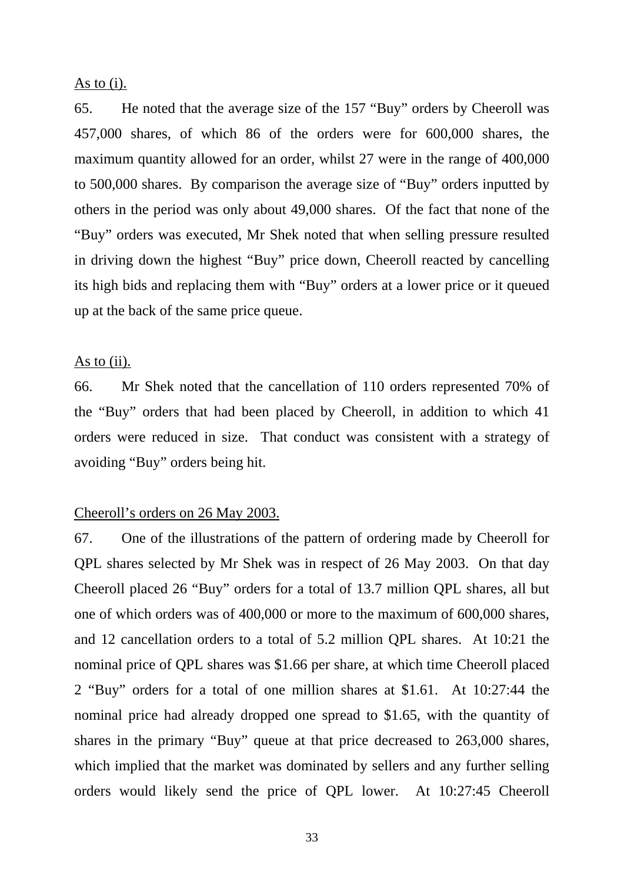As to (i).

65. He noted that the average size of the 157 "Buy" orders by Cheeroll was 457,000 shares, of which 86 of the orders were for 600,000 shares, the maximum quantity allowed for an order, whilst 27 were in the range of 400,000 to 500,000 shares. By comparison the average size of "Buy" orders inputted by others in the period was only about 49,000 shares. Of the fact that none of the "Buy" orders was executed, Mr Shek noted that when selling pressure resulted in driving down the highest "Buy" price down, Cheeroll reacted by cancelling its high bids and replacing them with "Buy" orders at a lower price or it queued up at the back of the same price queue.

As to (ii).

66. Mr Shek noted that the cancellation of 110 orders represented 70% of the "Buy" orders that had been placed by Cheeroll, in addition to which 41 orders were reduced in size. That conduct was consistent with a strategy of avoiding "Buy" orders being hit.

Cheeroll's orders on 26 May 2003.

67. One of the illustrations of the pattern of ordering made by Cheeroll for QPL shares selected by Mr Shek was in respect of 26 May 2003. On that day Cheeroll placed 26 "Buy" orders for a total of 13.7 million QPL shares, all but one of which orders was of 400,000 or more to the maximum of 600,000 shares, and 12 cancellation orders to a total of 5.2 million QPL shares. At 10:21 the nominal price of QPL shares was $1.66 per share, at which time Cheeroll placed 2 "Buy" orders for a total of one million shares at $1.61. At 10:27:44 the nominal price had already dropped one spread to $1.65, with the quantity of shares in the primary "Buy" queue at that price decreased to 263,000 shares, which implied that the market was dominated by sellers and any further selling orders would likely send the price of QPL lower. At 10:27:45 Cheeroll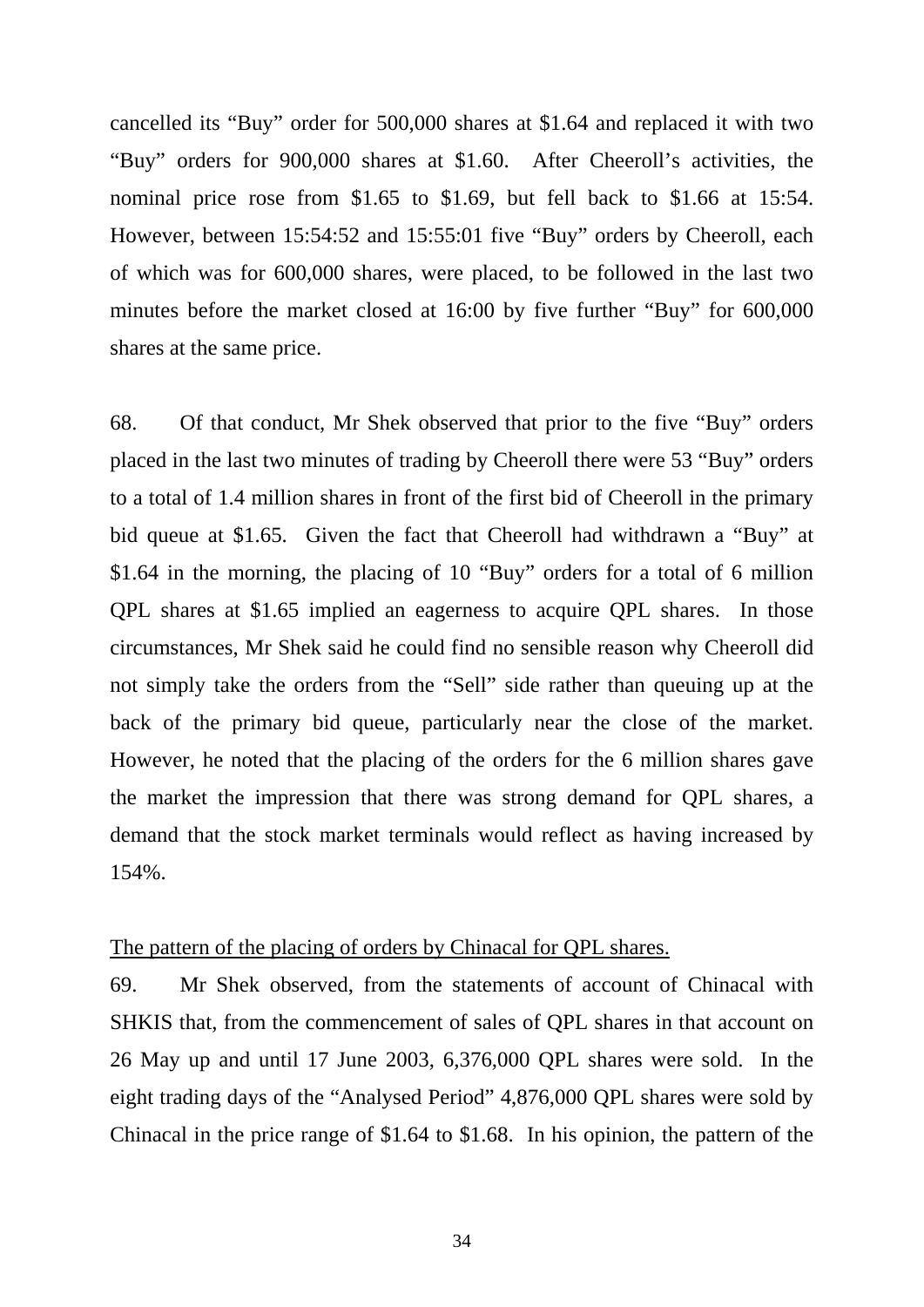cancelled its "Buy" order for 500,000 shares at $1.64 and replaced it with two "Buy" orders for 900,000 shares at $1.60. After Cheeroll's activities, the nominal price rose from $1.65 to $1.69, but fell back to $1.66 at 15:54. However, between 15:54:52 and 15:55:01 five "Buy" orders by Cheeroll, each of which was for 600,000 shares, were placed, to be followed in the last two minutes before the market closed at 16:00 by five further "Buy" for 600,000 shares at the same price.

68. Of that conduct, Mr Shek observed that prior to the five "Buy" orders placed in the last two minutes of trading by Cheeroll there were 53 "Buy" orders to a total of 1.4 million shares in front of the first bid of Cheeroll in the primary bid queue at $1.65. Given the fact that Cheeroll had withdrawn a "Buy" at $1.64 in the morning, the placing of 10 "Buy" orders for a total of 6 million QPL shares at $1.65 implied an eagerness to acquire QPL shares. In those circumstances, Mr Shek said he could find no sensible reason why Cheeroll did not simply take the orders from the "Sell" side rather than queuing up at the back of the primary bid queue, particularly near the close of the market. However, he noted that the placing of the orders for the 6 million shares gave the market the impression that there was strong demand for QPL shares, a demand that the stock market terminals would reflect as having increased by 154%.

<u>The pattern of the placing of orders by Chinacal for QPL shares.</u>

69. Mr Shek observed, from the statements of account of Chinacal with SHKIS that, from the commencement of sales of QPL shares in that account on 26 May up and until 17 June 2003, 6,376,000 QPL shares were sold. In the eight trading days of the "Analysed Period" 4,876,000 QPL shares were sold by Chinacal in the price range of $1.64 to $1.68. In his opinion, the pattern of the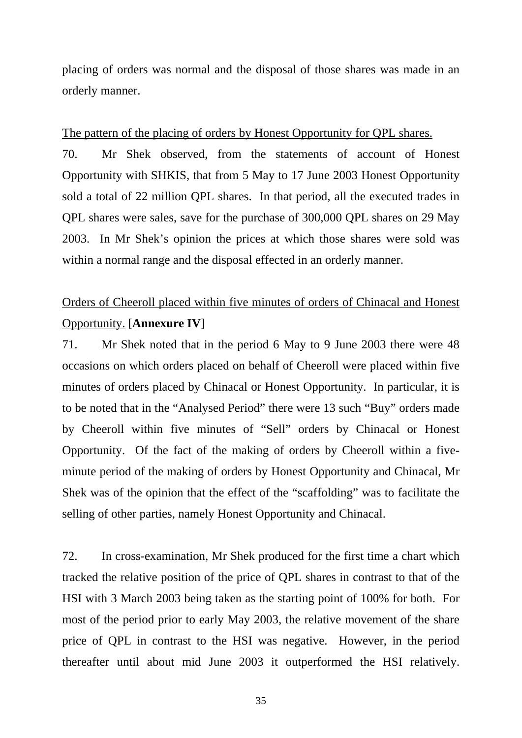placing of orders was normal and the disposal of those shares was made in an orderly manner.

<u>The pattern of the placing of orders by Honest Opportunity for QPL shares.</u>

70. Mr Shek observed, from the statements of account of Honest Opportunity with SHKIS, that from 5 May to 17 June 2003 Honest Opportunity sold a total of 22 million QPL shares. In that period, all the executed trades in QPL shares were sales, save for the purchase of 300,000 QPL shares on 29 May 2003. In Mr Shek's opinion the prices at which those shares were sold was within a normal range and the disposal effected in an orderly manner.

<u>Orders of Cheeroll placed within five minutes of orders of Chinacal and Honest Opportunity.</u> [**Annexure IV**]

71. Mr Shek noted that in the period 6 May to 9 June 2003 there were 48 occasions on which orders placed on behalf of Cheeroll were placed within five minutes of orders placed by Chinacal or Honest Opportunity. In particular, it is to be noted that in the "Analysed Period" there were 13 such "Buy" orders made by Cheeroll within five minutes of "Sell" orders by Chinacal or Honest Opportunity. Of the fact of the making of orders by Cheeroll within a five-minute period of the making of orders by Honest Opportunity and Chinacal, Mr Shek was of the opinion that the effect of the "scaffolding" was to facilitate the selling of other parties, namely Honest Opportunity and Chinacal.

72. In cross-examination, Mr Shek produced for the first time a chart which tracked the relative position of the price of QPL shares in contrast to that of the HSI with 3 March 2003 being taken as the starting point of 100% for both. For most of the period prior to early May 2003, the relative movement of the share price of QPL in contrast to the HSI was negative. However, in the period thereafter until about mid June 2003 it outperformed the HSI relatively.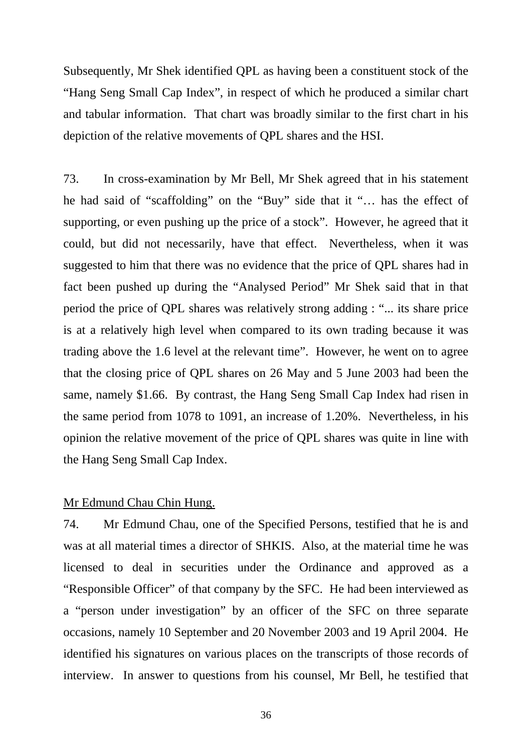Subsequently, Mr Shek identified QPL as having been a constituent stock of the "Hang Seng Small Cap Index", in respect of which he produced a similar chart and tabular information. That chart was broadly similar to the first chart in his depiction of the relative movements of QPL shares and the HSI.

73. In cross-examination by Mr Bell, Mr Shek agreed that in his statement he had said of "scaffolding" on the "Buy" side that it "… has the effect of supporting, or even pushing up the price of a stock". However, he agreed that it could, but did not necessarily, have that effect. Nevertheless, when it was suggested to him that there was no evidence that the price of QPL shares had in fact been pushed up during the "Analysed Period" Mr Shek said that in that period the price of QPL shares was relatively strong adding : "... its share price is at a relatively high level when compared to its own trading because it was trading above the 1.6 level at the relevant time". However, he went on to agree that the closing price of QPL shares on 26 May and 5 June 2003 had been the same, namely $1.66. By contrast, the Hang Seng Small Cap Index had risen in the same period from 1078 to 1091, an increase of 1.20%. Nevertheless, in his opinion the relative movement of the price of QPL shares was quite in line with the Hang Seng Small Cap Index.

<u>Mr Edmund Chau Chin Hung.</u>

74. Mr Edmund Chau, one of the Specified Persons, testified that he is and was at all material times a director of SHKIS. Also, at the material time he was licensed to deal in securities under the Ordinance and approved as a "Responsible Officer" of that company by the SFC. He had been interviewed as a "person under investigation" by an officer of the SFC on three separate occasions, namely 10 September and 20 November 2003 and 19 April 2004. He identified his signatures on various places on the transcripts of those records of interview. In answer to questions from his counsel, Mr Bell, he testified that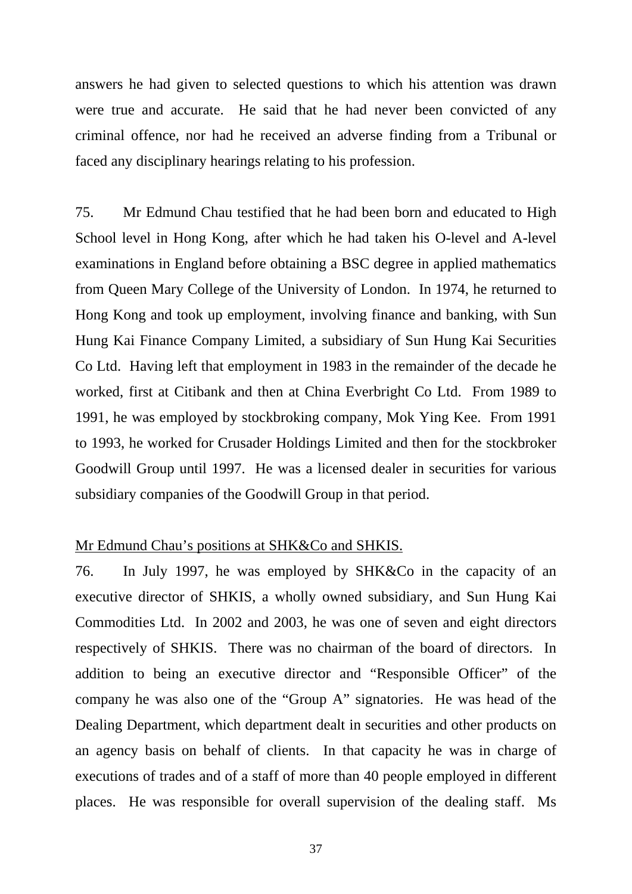answers he had given to selected questions to which his attention was drawn were true and accurate. He said that he had never been convicted of any criminal offence, nor had he received an adverse finding from a Tribunal or faced any disciplinary hearings relating to his profession.

75. Mr Edmund Chau testified that he had been born and educated to High School level in Hong Kong, after which he had taken his O-level and A-level examinations in England before obtaining a BSC degree in applied mathematics from Queen Mary College of the University of London. In 1974, he returned to Hong Kong and took up employment, involving finance and banking, with Sun Hung Kai Finance Company Limited, a subsidiary of Sun Hung Kai Securities Co Ltd. Having left that employment in 1983 in the remainder of the decade he worked, first at Citibank and then at China Everbright Co Ltd. From 1989 to 1991, he was employed by stockbroking company, Mok Ying Kee. From 1991 to 1993, he worked for Crusader Holdings Limited and then for the stockbroker Goodwill Group until 1997. He was a licensed dealer in securities for various subsidiary companies of the Goodwill Group in that period.

<u>Mr Edmund Chau's positions at SHK&Co and SHKIS.</u>

76. In July 1997, he was employed by SHK&Co in the capacity of an executive director of SHKIS, a wholly owned subsidiary, and Sun Hung Kai Commodities Ltd. In 2002 and 2003, he was one of seven and eight directors respectively of SHKIS. There was no chairman of the board of directors. In addition to being an executive director and "Responsible Officer" of the company he was also one of the "Group A" signatories. He was head of the Dealing Department, which department dealt in securities and other products on an agency basis on behalf of clients. In that capacity he was in charge of executions of trades and of a staff of more than 40 people employed in different places. He was responsible for overall supervision of the dealing staff. Ms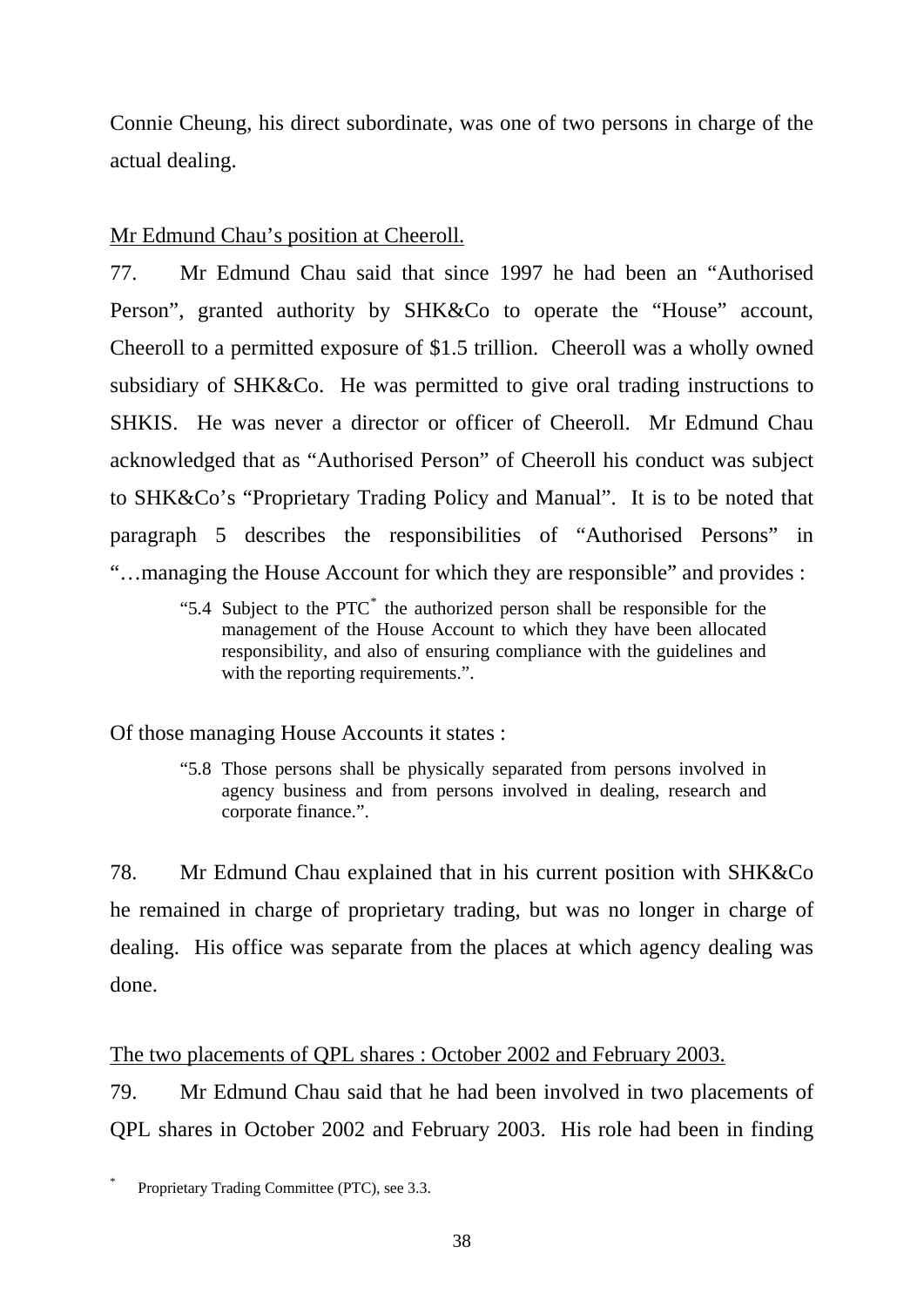Connie Cheung, his direct subordinate, was one of two persons in charge of the actual dealing.

Mr Edmund Chau's position at Cheeroll.

77. Mr Edmund Chau said that since 1997 he had been an "Authorised Person", granted authority by SHK&Co to operate the "House" account, Cheeroll to a permitted exposure of $1.5 trillion. Cheeroll was a wholly owned subsidiary of SHK&Co. He was permitted to give oral trading instructions to SHKIS. He was never a director or officer of Cheeroll. Mr Edmund Chau acknowledged that as "Authorised Person" of Cheeroll his conduct was subject to SHK&Co's "Proprietary Trading Policy and Manual". It is to be noted that paragraph 5 describes the responsibilities of "Authorised Persons" in "…managing the House Account for which they are responsible" and provides :

> "5.4 Subject to the PTC* the authorized person shall be responsible for the management of the House Account to which they have been allocated responsibility, and also of ensuring compliance with the guidelines and with the reporting requirements.".

Of those managing House Accounts it states :

> "5.8 Those persons shall be physically separated from persons involved in agency business and from persons involved in dealing, research and corporate finance.".

78. Mr Edmund Chau explained that in his current position with SHK&Co he remained in charge of proprietary trading, but was no longer in charge of dealing. His office was separate from the places at which agency dealing was done.

The two placements of QPL shares : October 2002 and February 2003.

79. Mr Edmund Chau said that he had been involved in two placements of QPL shares in October 2002 and February 2003. His role had been in finding

\* Proprietary Trading Committee (PTC), see 3.3.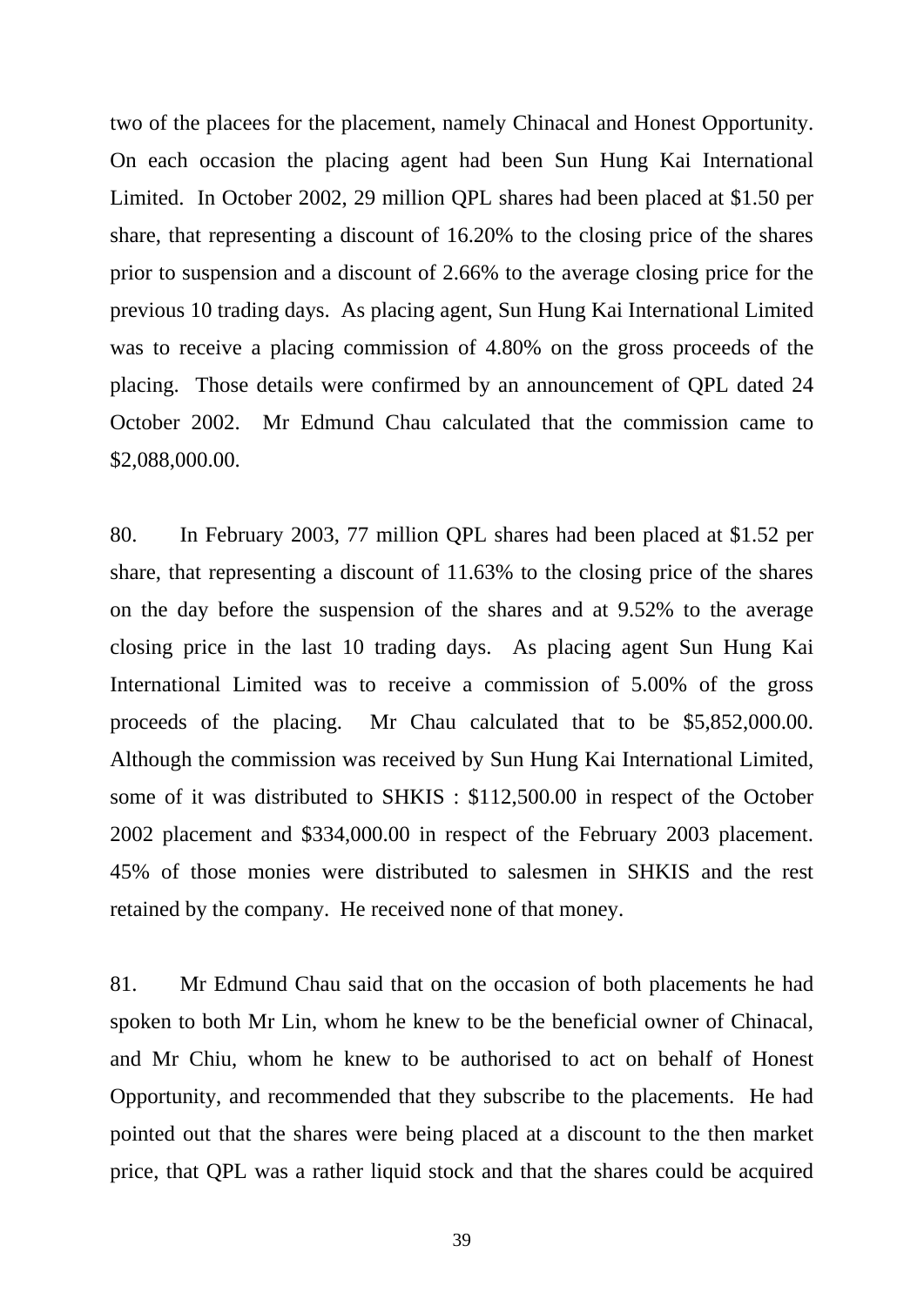two of the placees for the placement, namely Chinacal and Honest Opportunity. On each occasion the placing agent had been Sun Hung Kai International Limited. In October 2002, 29 million QPL shares had been placed at $1.50 per share, that representing a discount of 16.20% to the closing price of the shares prior to suspension and a discount of 2.66% to the average closing price for the previous 10 trading days. As placing agent, Sun Hung Kai International Limited was to receive a placing commission of 4.80% on the gross proceeds of the placing. Those details were confirmed by an announcement of QPL dated 24 October 2002. Mr Edmund Chau calculated that the commission came to $2,088,000.00.

80. In February 2003, 77 million QPL shares had been placed at $1.52 per share, that representing a discount of 11.63% to the closing price of the shares on the day before the suspension of the shares and at 9.52% to the average closing price in the last 10 trading days. As placing agent Sun Hung Kai International Limited was to receive a commission of 5.00% of the gross proceeds of the placing. Mr Chau calculated that to be $5,852,000.00. Although the commission was received by Sun Hung Kai International Limited, some of it was distributed to SHKIS : $112,500.00 in respect of the October 2002 placement and $334,000.00 in respect of the February 2003 placement. 45% of those monies were distributed to salesmen in SHKIS and the rest retained by the company. He received none of that money.

81. Mr Edmund Chau said that on the occasion of both placements he had spoken to both Mr Lin, whom he knew to be the beneficial owner of Chinacal, and Mr Chiu, whom he knew to be authorised to act on behalf of Honest Opportunity, and recommended that they subscribe to the placements. He had pointed out that the shares were being placed at a discount to the then market price, that QPL was a rather liquid stock and that the shares could be acquired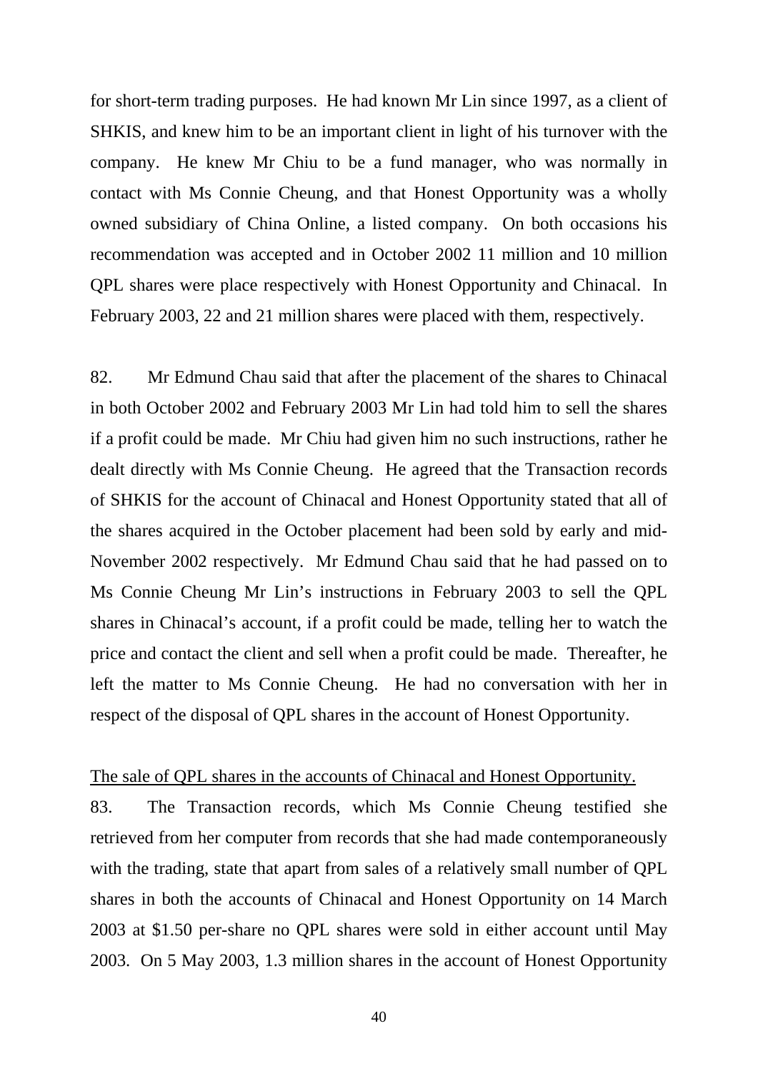for short-term trading purposes. He had known Mr Lin since 1997, as a client of SHKIS, and knew him to be an important client in light of his turnover with the company. He knew Mr Chiu to be a fund manager, who was normally in contact with Ms Connie Cheung, and that Honest Opportunity was a wholly owned subsidiary of China Online, a listed company. On both occasions his recommendation was accepted and in October 2002 11 million and 10 million QPL shares were place respectively with Honest Opportunity and Chinacal. In February 2003, 22 and 21 million shares were placed with them, respectively.

82. Mr Edmund Chau said that after the placement of the shares to Chinacal in both October 2002 and February 2003 Mr Lin had told him to sell the shares if a profit could be made. Mr Chiu had given him no such instructions, rather he dealt directly with Ms Connie Cheung. He agreed that the Transaction records of SHKIS for the account of Chinacal and Honest Opportunity stated that all of the shares acquired in the October placement had been sold by early and mid-November 2002 respectively. Mr Edmund Chau said that he had passed on to Ms Connie Cheung Mr Lin's instructions in February 2003 to sell the QPL shares in Chinacal's account, if a profit could be made, telling her to watch the price and contact the client and sell when a profit could be made. Thereafter, he left the matter to Ms Connie Cheung. He had no conversation with her in respect of the disposal of QPL shares in the account of Honest Opportunity.

<u>The sale of QPL shares in the accounts of Chinacal and Honest Opportunity.</u>

83. The Transaction records, which Ms Connie Cheung testified she retrieved from her computer from records that she had made contemporaneously with the trading, state that apart from sales of a relatively small number of QPL shares in both the accounts of Chinacal and Honest Opportunity on 14 March 2003 at $1.50 per-share no QPL shares were sold in either account until May 2003. On 5 May 2003, 1.3 million shares in the account of Honest Opportunity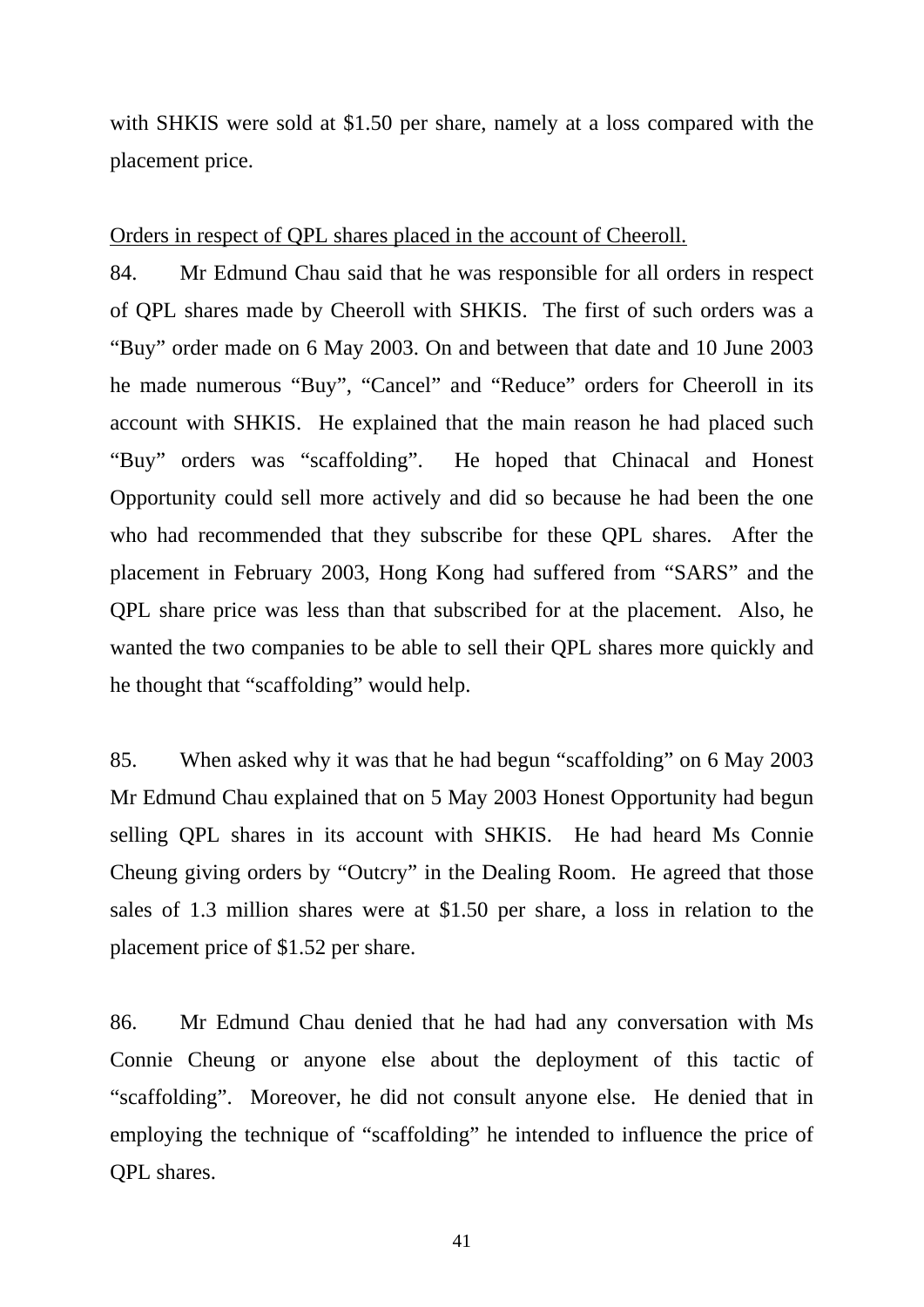with SHKIS were sold at $1.50 per share, namely at a loss compared with the placement price.

<u>Orders in respect of QPL shares placed in the account of Cheeroll.</u>

84. Mr Edmund Chau said that he was responsible for all orders in respect of QPL shares made by Cheeroll with SHKIS. The first of such orders was a "Buy" order made on 6 May 2003. On and between that date and 10 June 2003 he made numerous "Buy", "Cancel" and "Reduce" orders for Cheeroll in its account with SHKIS. He explained that the main reason he had placed such "Buy" orders was "scaffolding". He hoped that Chinacal and Honest Opportunity could sell more actively and did so because he had been the one who had recommended that they subscribe for these QPL shares. After the placement in February 2003, Hong Kong had suffered from "SARS" and the QPL share price was less than that subscribed for at the placement. Also, he wanted the two companies to be able to sell their QPL shares more quickly and he thought that "scaffolding" would help.

85. When asked why it was that he had begun "scaffolding" on 6 May 2003 Mr Edmund Chau explained that on 5 May 2003 Honest Opportunity had begun selling QPL shares in its account with SHKIS. He had heard Ms Connie Cheung giving orders by "Outcry" in the Dealing Room. He agreed that those sales of 1.3 million shares were at $1.50 per share, a loss in relation to the placement price of $1.52 per share.

86. Mr Edmund Chau denied that he had had any conversation with Ms Connie Cheung or anyone else about the deployment of this tactic of "scaffolding". Moreover, he did not consult anyone else. He denied that in employing the technique of "scaffolding" he intended to influence the price of QPL shares.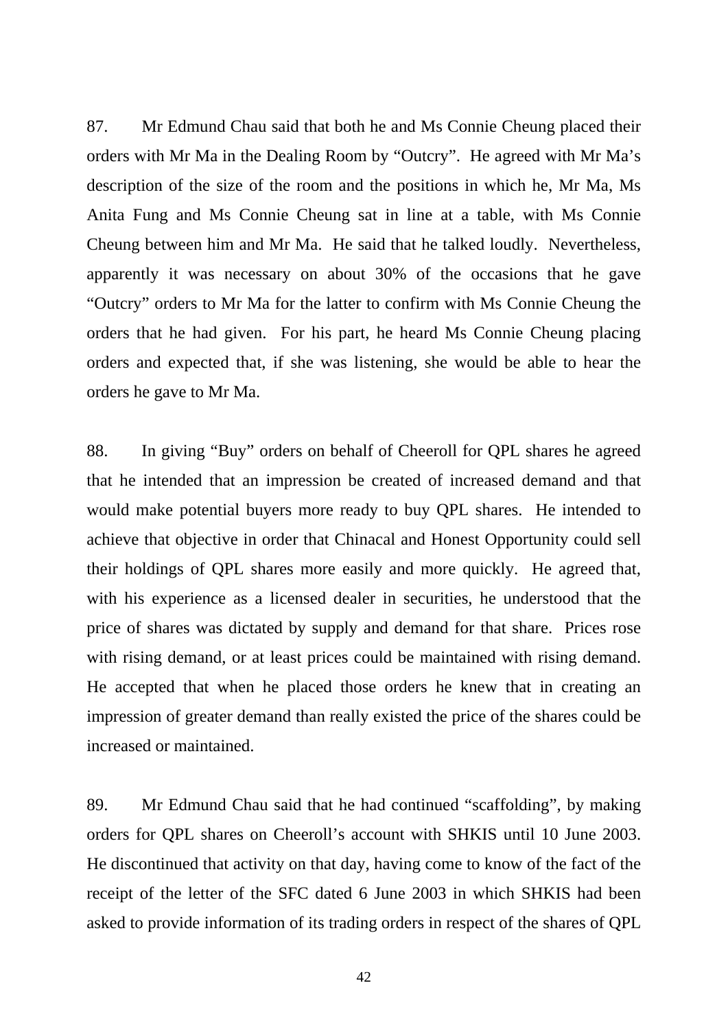87. Mr Edmund Chau said that both he and Ms Connie Cheung placed their orders with Mr Ma in the Dealing Room by “Outcry”. He agreed with Mr Ma’s description of the size of the room and the positions in which he, Mr Ma, Ms Anita Fung and Ms Connie Cheung sat in line at a table, with Ms Connie Cheung between him and Mr Ma. He said that he talked loudly. Nevertheless, apparently it was necessary on about 30% of the occasions that he gave “Outcry” orders to Mr Ma for the latter to confirm with Ms Connie Cheung the orders that he had given. For his part, he heard Ms Connie Cheung placing orders and expected that, if she was listening, she would be able to hear the orders he gave to Mr Ma.

88. In giving “Buy” orders on behalf of Cheeroll for QPL shares he agreed that he intended that an impression be created of increased demand and that would make potential buyers more ready to buy QPL shares. He intended to achieve that objective in order that Chinacal and Honest Opportunity could sell their holdings of QPL shares more easily and more quickly. He agreed that, with his experience as a licensed dealer in securities, he understood that the price of shares was dictated by supply and demand for that share. Prices rose with rising demand, or at least prices could be maintained with rising demand. He accepted that when he placed those orders he knew that in creating an impression of greater demand than really existed the price of the shares could be increased or maintained.

89. Mr Edmund Chau said that he had continued “scaffolding”, by making orders for QPL shares on Cheeroll’s account with SHKIS until 10 June 2003. He discontinued that activity on that day, having come to know of the fact of the receipt of the letter of the SFC dated 6 June 2003 in which SHKIS had been asked to provide information of its trading orders in respect of the shares of QPL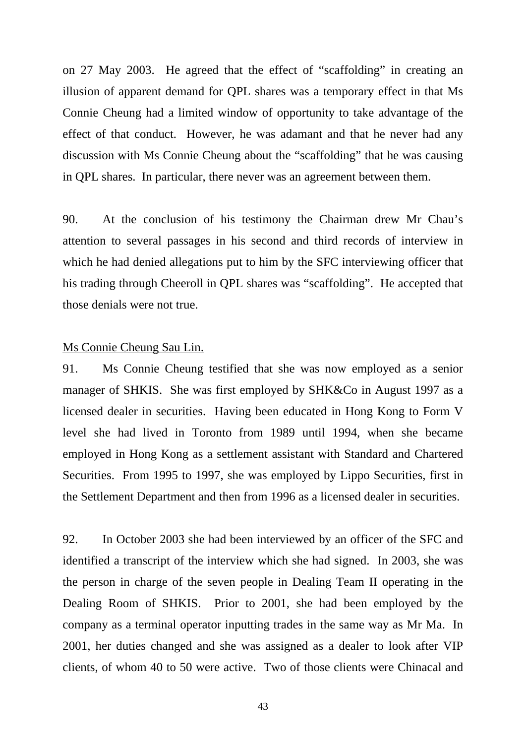on 27 May 2003. He agreed that the effect of "scaffolding" in creating an illusion of apparent demand for QPL shares was a temporary effect in that Ms Connie Cheung had a limited window of opportunity to take advantage of the effect of that conduct. However, he was adamant and that he never had any discussion with Ms Connie Cheung about the "scaffolding" that he was causing in QPL shares. In particular, there never was an agreement between them.

90. At the conclusion of his testimony the Chairman drew Mr Chau's attention to several passages in his second and third records of interview in which he had denied allegations put to him by the SFC interviewing officer that his trading through Cheeroll in QPL shares was "scaffolding". He accepted that those denials were not true.

<u>Ms Connie Cheung Sau Lin.</u>

91. Ms Connie Cheung testified that she was now employed as a senior manager of SHKIS. She was first employed by SHK&Co in August 1997 as a licensed dealer in securities. Having been educated in Hong Kong to Form V level she had lived in Toronto from 1989 until 1994, when she became employed in Hong Kong as a settlement assistant with Standard and Chartered Securities. From 1995 to 1997, she was employed by Lippo Securities, first in the Settlement Department and then from 1996 as a licensed dealer in securities.

92. In October 2003 she had been interviewed by an officer of the SFC and identified a transcript of the interview which she had signed. In 2003, she was the person in charge of the seven people in Dealing Team II operating in the Dealing Room of SHKIS. Prior to 2001, she had been employed by the company as a terminal operator inputting trades in the same way as Mr Ma. In 2001, her duties changed and she was assigned as a dealer to look after VIP clients, of whom 40 to 50 were active. Two of those clients were Chinacal and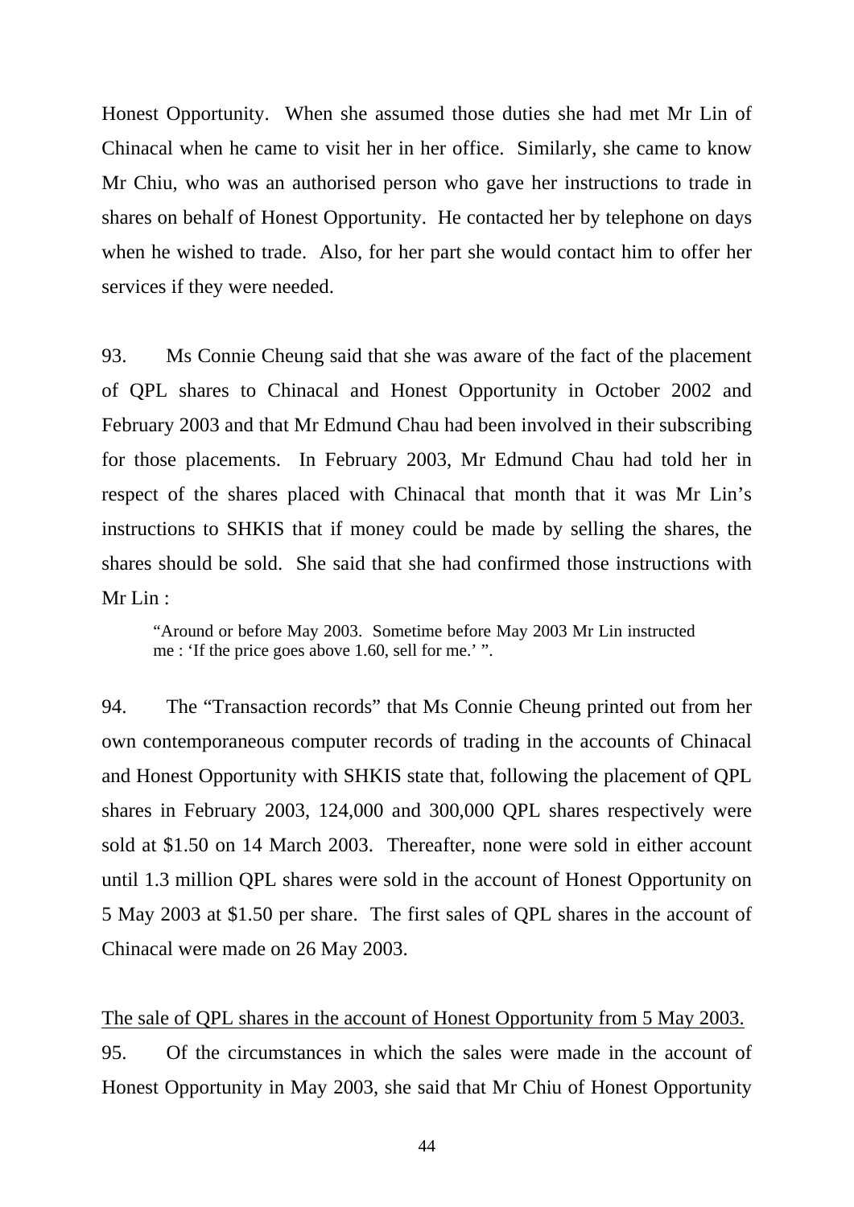Honest Opportunity. When she assumed those duties she had met Mr Lin of Chinacal when he came to visit her in her office. Similarly, she came to know Mr Chiu, who was an authorised person who gave her instructions to trade in shares on behalf of Honest Opportunity. He contacted her by telephone on days when he wished to trade. Also, for her part she would contact him to offer her services if they were needed.

93. Ms Connie Cheung said that she was aware of the fact of the placement of QPL shares to Chinacal and Honest Opportunity in October 2002 and February 2003 and that Mr Edmund Chau had been involved in their subscribing for those placements. In February 2003, Mr Edmund Chau had told her in respect of the shares placed with Chinacal that month that it was Mr Lin's instructions to SHKIS that if money could be made by selling the shares, the shares should be sold. She said that she had confirmed those instructions with Mr Lin :

> "Around or before May 2003. Sometime before May 2003 Mr Lin instructed me : 'If the price goes above 1.60, sell for me.' ".

94. The "Transaction records" that Ms Connie Cheung printed out from her own contemporaneous computer records of trading in the accounts of Chinacal and Honest Opportunity with SHKIS state that, following the placement of QPL shares in February 2003, 124,000 and 300,000 QPL shares respectively were sold at $1.50 on 14 March 2003. Thereafter, none were sold in either account until 1.3 million QPL shares were sold in the account of Honest Opportunity on 5 May 2003 at $1.50 per share. The first sales of QPL shares in the account of Chinacal were made on 26 May 2003.

<u>The sale of QPL shares in the account of Honest Opportunity from 5 May 2003.</u>

95. Of the circumstances in which the sales were made in the account of Honest Opportunity in May 2003, she said that Mr Chiu of Honest Opportunity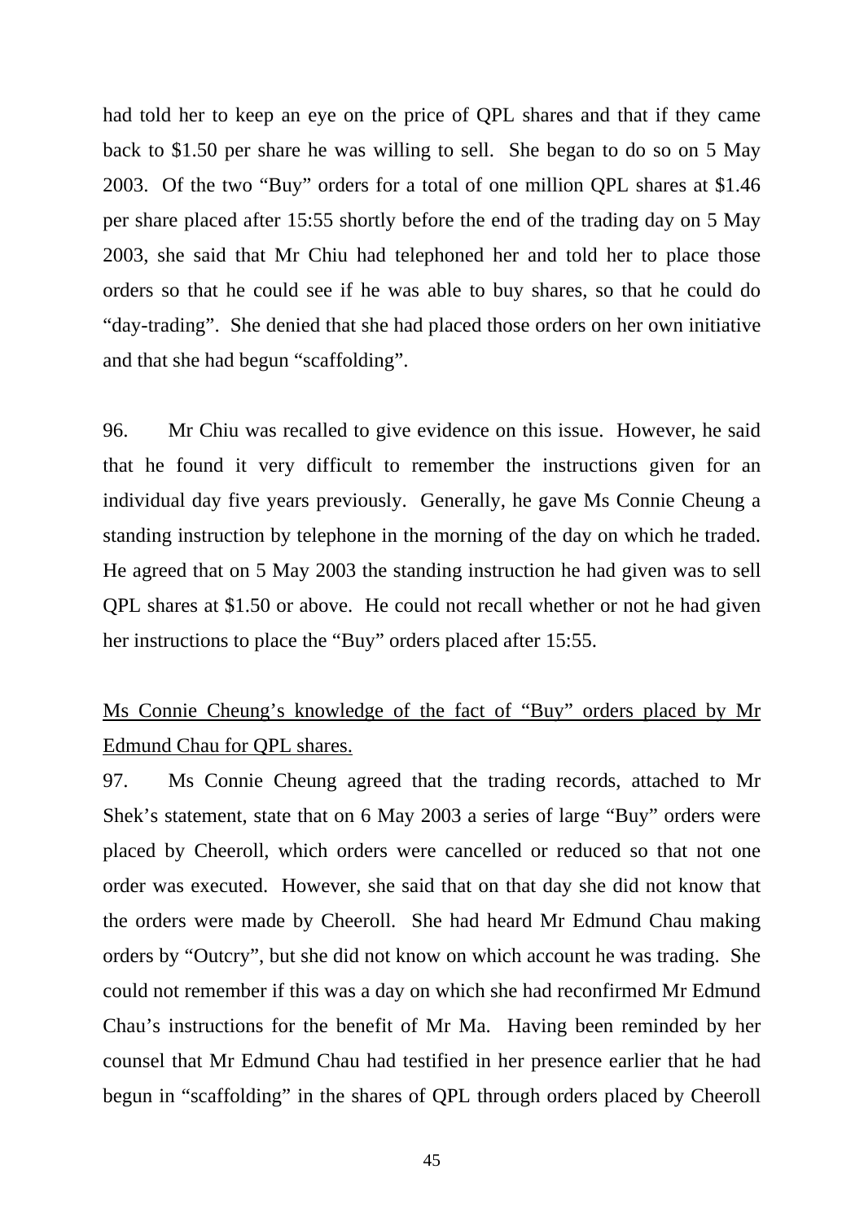had told her to keep an eye on the price of QPL shares and that if they came back to $1.50 per share he was willing to sell. She began to do so on 5 May 2003. Of the two "Buy" orders for a total of one million QPL shares at $1.46 per share placed after 15:55 shortly before the end of the trading day on 5 May 2003, she said that Mr Chiu had telephoned her and told her to place those orders so that he could see if he was able to buy shares, so that he could do "day-trading". She denied that she had placed those orders on her own initiative and that she had begun "scaffolding".

96. Mr Chiu was recalled to give evidence on this issue. However, he said that he found it very difficult to remember the instructions given for an individual day five years previously. Generally, he gave Ms Connie Cheung a standing instruction by telephone in the morning of the day on which he traded. He agreed that on 5 May 2003 the standing instruction he had given was to sell QPL shares at $1.50 or above. He could not recall whether or not he had given her instructions to place the "Buy" orders placed after 15:55.

Ms Connie Cheung's knowledge of the fact of "Buy" orders placed by Mr Edmund Chau for QPL shares.

97. Ms Connie Cheung agreed that the trading records, attached to Mr Shek's statement, state that on 6 May 2003 a series of large "Buy" orders were placed by Cheeroll, which orders were cancelled or reduced so that not one order was executed. However, she said that on that day she did not know that the orders were made by Cheeroll. She had heard Mr Edmund Chau making orders by "Outcry", but she did not know on which account he was trading. She could not remember if this was a day on which she had reconfirmed Mr Edmund Chau's instructions for the benefit of Mr Ma. Having been reminded by her counsel that Mr Edmund Chau had testified in her presence earlier that he had begun in "scaffolding" in the shares of QPL through orders placed by Cheeroll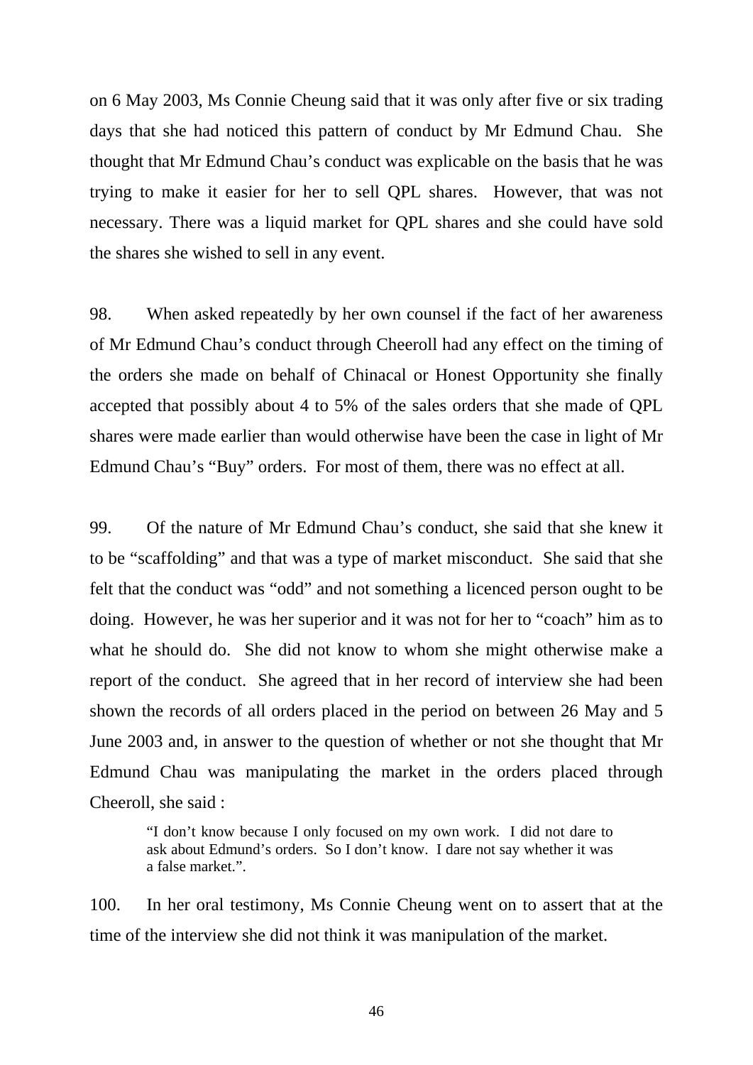on 6 May 2003, Ms Connie Cheung said that it was only after five or six trading days that she had noticed this pattern of conduct by Mr Edmund Chau. She thought that Mr Edmund Chau's conduct was explicable on the basis that he was trying to make it easier for her to sell QPL shares. However, that was not necessary. There was a liquid market for QPL shares and she could have sold the shares she wished to sell in any event.

98. When asked repeatedly by her own counsel if the fact of her awareness of Mr Edmund Chau's conduct through Cheeroll had any effect on the timing of the orders she made on behalf of Chinacal or Honest Opportunity she finally accepted that possibly about 4 to 5% of the sales orders that she made of QPL shares were made earlier than would otherwise have been the case in light of Mr Edmund Chau's "Buy" orders. For most of them, there was no effect at all.

99. Of the nature of Mr Edmund Chau's conduct, she said that she knew it to be "scaffolding" and that was a type of market misconduct. She said that she felt that the conduct was "odd" and not something a licenced person ought to be doing. However, he was her superior and it was not for her to "coach" him as to what he should do. She did not know to whom she might otherwise make a report of the conduct. She agreed that in her record of interview she had been shown the records of all orders placed in the period on between 26 May and 5 June 2003 and, in answer to the question of whether or not she thought that Mr Edmund Chau was manipulating the market in the orders placed through Cheeroll, she said :

> "I don't know because I only focused on my own work. I did not dare to ask about Edmund's orders. So I don't know. I dare not say whether it was a false market.".

100. In her oral testimony, Ms Connie Cheung went on to assert that at the time of the interview she did not think it was manipulation of the market.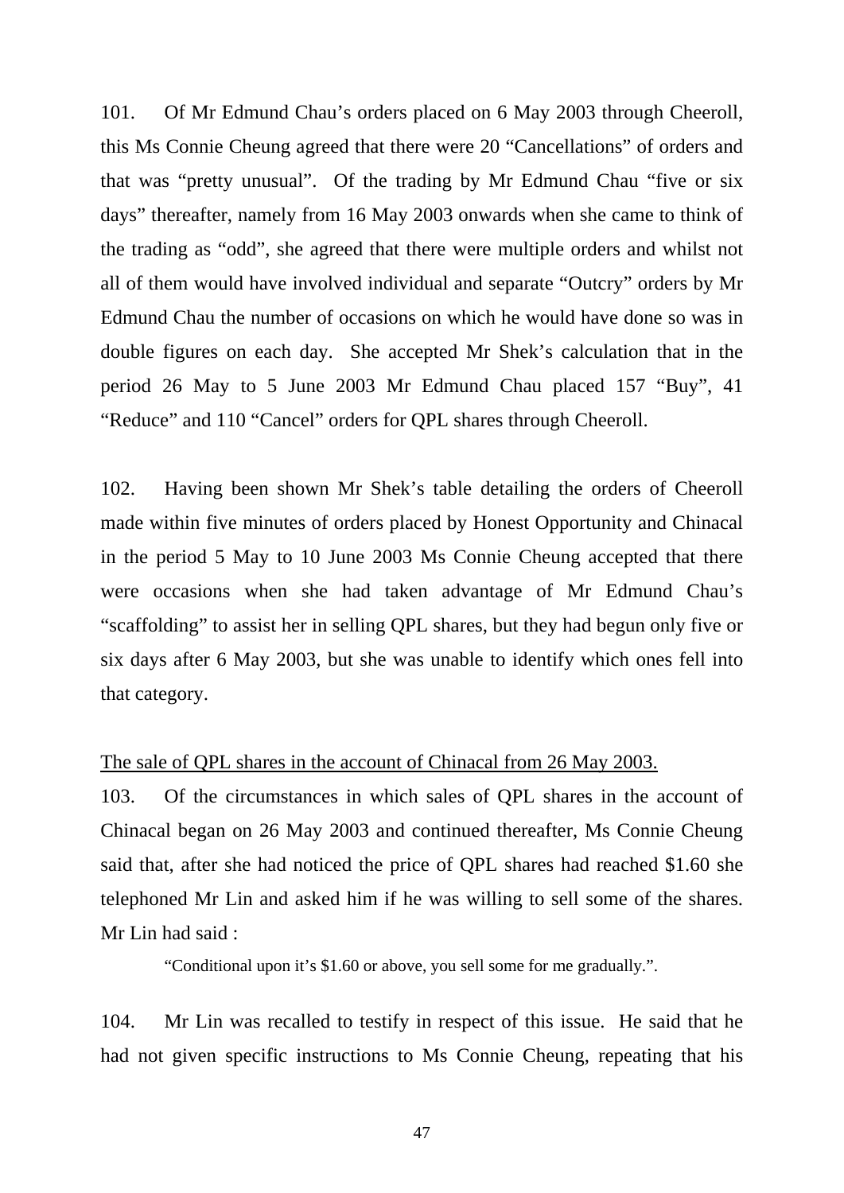101. Of Mr Edmund Chau's orders placed on 6 May 2003 through Cheeroll, this Ms Connie Cheung agreed that there were 20 "Cancellations" of orders and that was "pretty unusual". Of the trading by Mr Edmund Chau "five or six days" thereafter, namely from 16 May 2003 onwards when she came to think of the trading as "odd", she agreed that there were multiple orders and whilst not all of them would have involved individual and separate "Outcry" orders by Mr Edmund Chau the number of occasions on which he would have done so was in double figures on each day. She accepted Mr Shek's calculation that in the period 26 May to 5 June 2003 Mr Edmund Chau placed 157 "Buy", 41 "Reduce" and 110 "Cancel" orders for QPL shares through Cheeroll.

102. Having been shown Mr Shek's table detailing the orders of Cheeroll made within five minutes of orders placed by Honest Opportunity and Chinacal in the period 5 May to 10 June 2003 Ms Connie Cheung accepted that there were occasions when she had taken advantage of Mr Edmund Chau's "scaffolding" to assist her in selling QPL shares, but they had begun only five or six days after 6 May 2003, but she was unable to identify which ones fell into that category.

<u>The sale of QPL shares in the account of Chinacal from 26 May 2003.</u>

103. Of the circumstances in which sales of QPL shares in the account of Chinacal began on 26 May 2003 and continued thereafter, Ms Connie Cheung said that, after she had noticed the price of QPL shares had reached $1.60 she telephoned Mr Lin and asked him if he was willing to sell some of the shares. Mr Lin had said :

> "Conditional upon it's $1.60 or above, you sell some for me gradually.".

104. Mr Lin was recalled to testify in respect of this issue. He said that he had not given specific instructions to Ms Connie Cheung, repeating that his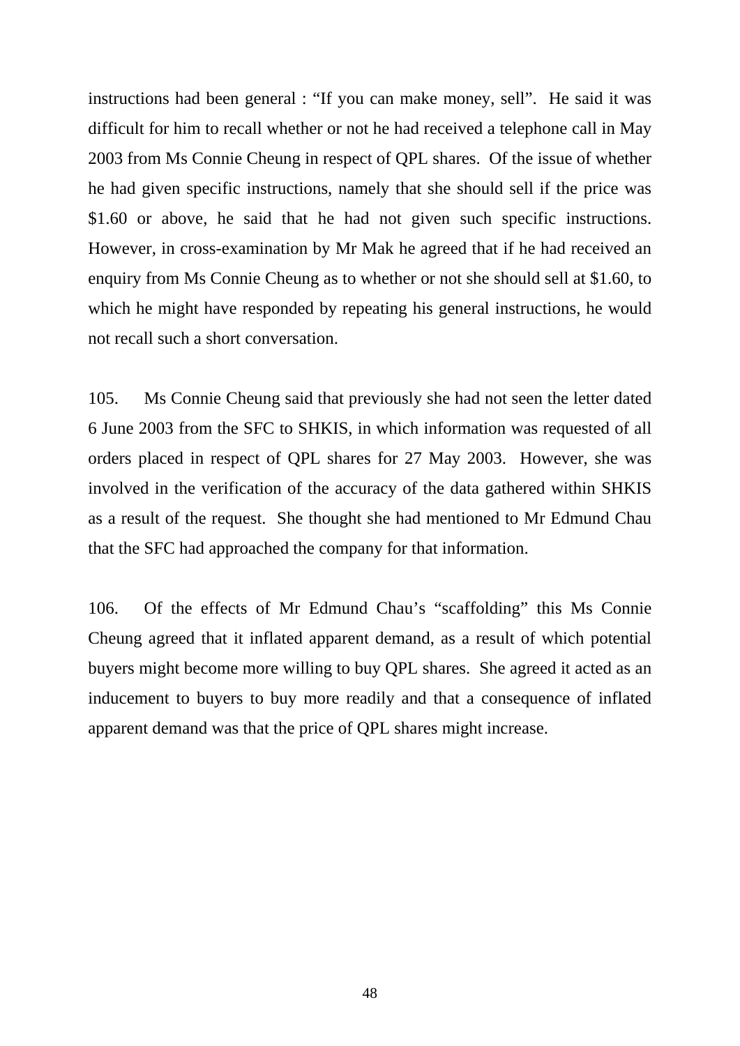instructions had been general : "If you can make money, sell". He said it was difficult for him to recall whether or not he had received a telephone call in May 2003 from Ms Connie Cheung in respect of QPL shares. Of the issue of whether he had given specific instructions, namely that she should sell if the price was $1.60 or above, he said that he had not given such specific instructions. However, in cross-examination by Mr Mak he agreed that if he had received an enquiry from Ms Connie Cheung as to whether or not she should sell at $1.60, to which he might have responded by repeating his general instructions, he would not recall such a short conversation.

105. Ms Connie Cheung said that previously she had not seen the letter dated 6 June 2003 from the SFC to SHKIS, in which information was requested of all orders placed in respect of QPL shares for 27 May 2003. However, she was involved in the verification of the accuracy of the data gathered within SHKIS as a result of the request. She thought she had mentioned to Mr Edmund Chau that the SFC had approached the company for that information.

106. Of the effects of Mr Edmund Chau's "scaffolding" this Ms Connie Cheung agreed that it inflated apparent demand, as a result of which potential buyers might become more willing to buy QPL shares. She agreed it acted as an inducement to buyers to buy more readily and that a consequence of inflated apparent demand was that the price of QPL shares might increase.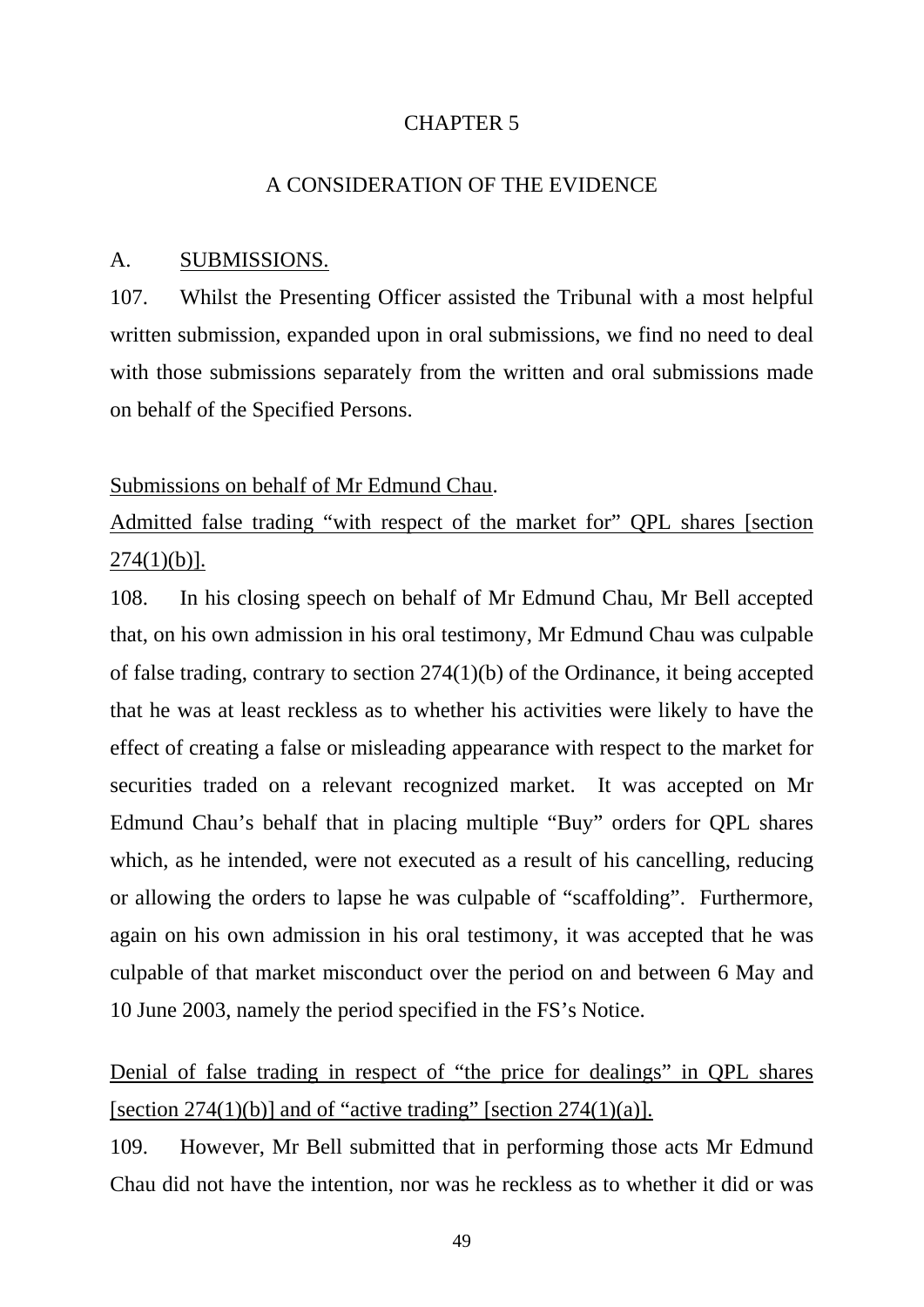# CHAPTER 5

## A CONSIDERATION OF THE EVIDENCE

### A. SUBMISSIONS.

107. Whilst the Presenting Officer assisted the Tribunal with a most helpful written submission, expanded upon in oral submissions, we find no need to deal with those submissions separately from the written and oral submissions made on behalf of the Specified Persons.

Submissions on behalf of Mr Edmund Chau.

Admitted false trading "with respect of the market for" QPL shares [section 274(1)(b)].

108. In his closing speech on behalf of Mr Edmund Chau, Mr Bell accepted that, on his own admission in his oral testimony, Mr Edmund Chau was culpable of false trading, contrary to section 274(1)(b) of the Ordinance, it being accepted that he was at least reckless as to whether his activities were likely to have the effect of creating a false or misleading appearance with respect to the market for securities traded on a relevant recognized market. It was accepted on Mr Edmund Chau's behalf that in placing multiple "Buy" orders for QPL shares which, as he intended, were not executed as a result of his cancelling, reducing or allowing the orders to lapse he was culpable of "scaffolding". Furthermore, again on his own admission in his oral testimony, it was accepted that he was culpable of that market misconduct over the period on and between 6 May and 10 June 2003, namely the period specified in the FS's Notice.

Denial of false trading in respect of "the price for dealings" in QPL shares [section 274(1)(b)] and of "active trading" [section 274(1)(a)].

109. However, Mr Bell submitted that in performing those acts Mr Edmund Chau did not have the intention, nor was he reckless as to whether it did or was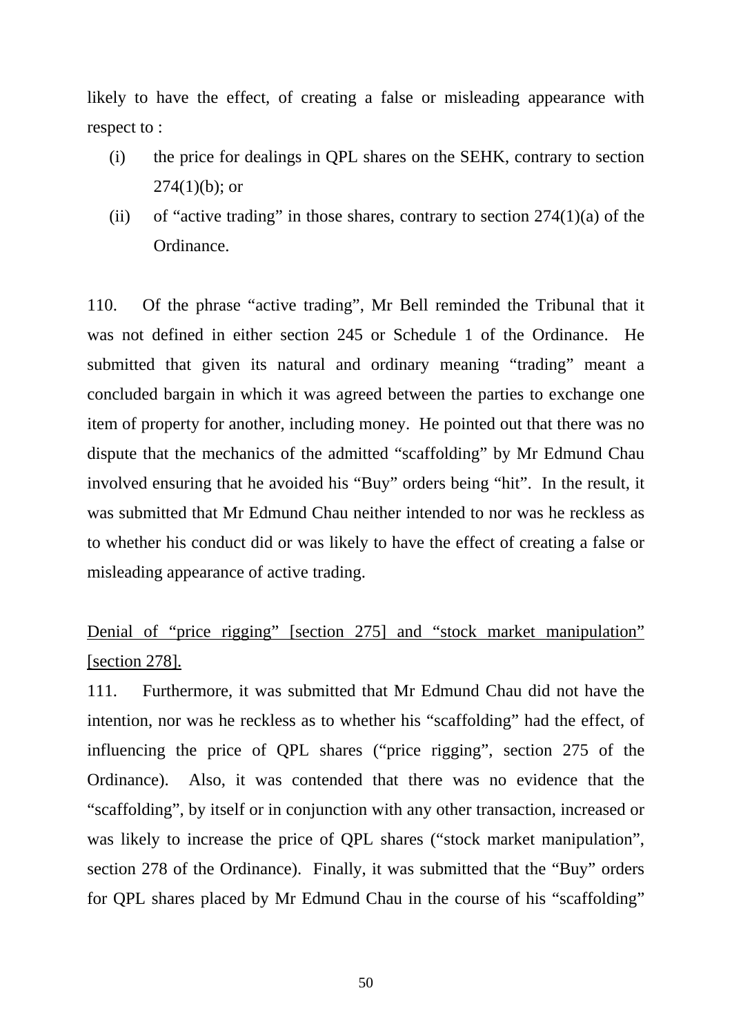likely to have the effect, of creating a false or misleading appearance with respect to :

(i) the price for dealings in QPL shares on the SEHK, contrary to section 274(1)(b); or

(ii) of "active trading" in those shares, contrary to section 274(1)(a) of the Ordinance.

110. Of the phrase "active trading", Mr Bell reminded the Tribunal that it was not defined in either section 245 or Schedule 1 of the Ordinance. He submitted that given its natural and ordinary meaning "trading" meant a concluded bargain in which it was agreed between the parties to exchange one item of property for another, including money. He pointed out that there was no dispute that the mechanics of the admitted "scaffolding" by Mr Edmund Chau involved ensuring that he avoided his "Buy" orders being "hit". In the result, it was submitted that Mr Edmund Chau neither intended to nor was he reckless as to whether his conduct did or was likely to have the effect of creating a false or misleading appearance of active trading.

<u>Denial of "price rigging" [section 275] and "stock market manipulation" [section 278].</u>

111. Furthermore, it was submitted that Mr Edmund Chau did not have the intention, nor was he reckless as to whether his "scaffolding" had the effect, of influencing the price of QPL shares ("price rigging", section 275 of the Ordinance). Also, it was contended that there was no evidence that the "scaffolding", by itself or in conjunction with any other transaction, increased or was likely to increase the price of QPL shares ("stock market manipulation", section 278 of the Ordinance). Finally, it was submitted that the "Buy" orders for QPL shares placed by Mr Edmund Chau in the course of his "scaffolding"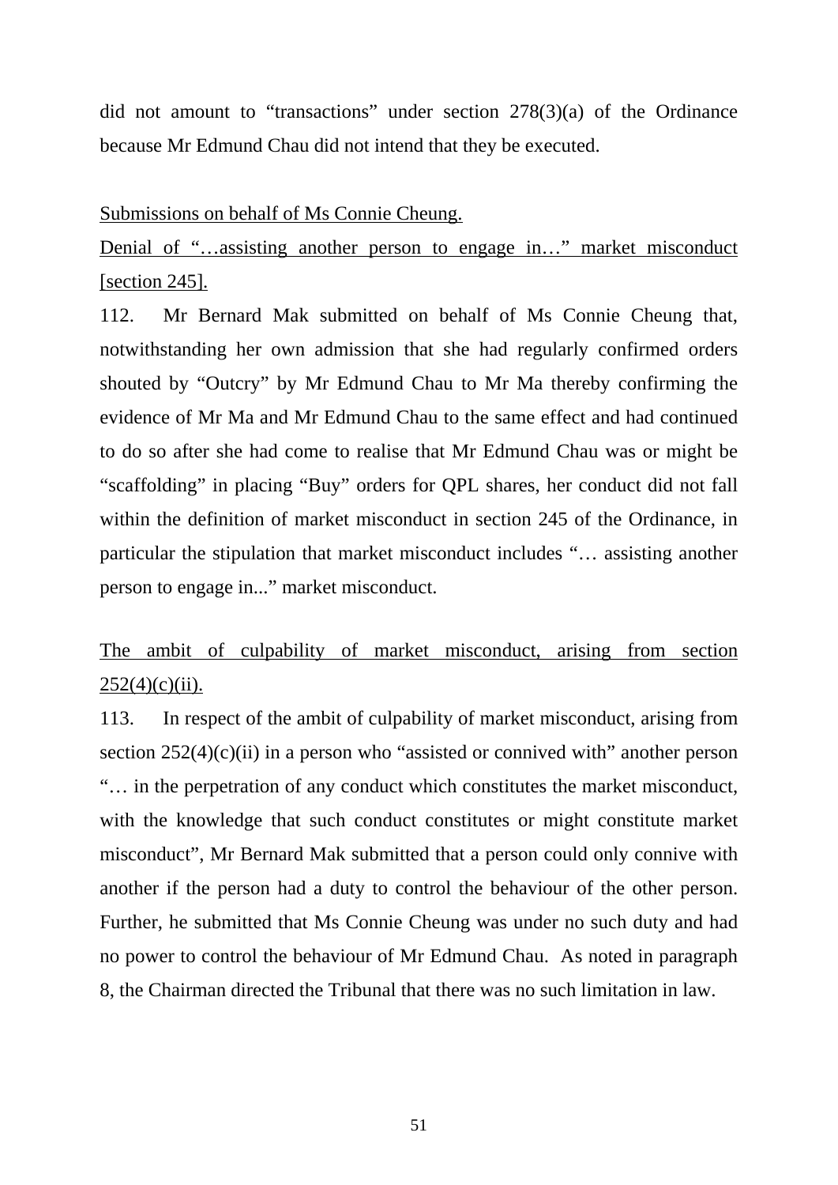did not amount to "transactions" under section 278(3)(a) of the Ordinance because Mr Edmund Chau did not intend that they be executed.

<u>Submissions on behalf of Ms Connie Cheung.</u>

<u>Denial of "…assisting another person to engage in…" market misconduct [section 245].</u>

112. Mr Bernard Mak submitted on behalf of Ms Connie Cheung that, notwithstanding her own admission that she had regularly confirmed orders shouted by "Outcry" by Mr Edmund Chau to Mr Ma thereby confirming the evidence of Mr Ma and Mr Edmund Chau to the same effect and had continued to do so after she had come to realise that Mr Edmund Chau was or might be "scaffolding" in placing "Buy" orders for QPL shares, her conduct did not fall within the definition of market misconduct in section 245 of the Ordinance, in particular the stipulation that market misconduct includes "… assisting another person to engage in..." market misconduct.

<u>The ambit of culpability of market misconduct, arising from section 252(4)(c)(ii).</u>

113. In respect of the ambit of culpability of market misconduct, arising from section 252(4)(c)(ii) in a person who "assisted or connived with" another person "… in the perpetration of any conduct which constitutes the market misconduct, with the knowledge that such conduct constitutes or might constitute market misconduct", Mr Bernard Mak submitted that a person could only connive with another if the person had a duty to control the behaviour of the other person. Further, he submitted that Ms Connie Cheung was under no such duty and had no power to control the behaviour of Mr Edmund Chau. As noted in paragraph 8, the Chairman directed the Tribunal that there was no such limitation in law.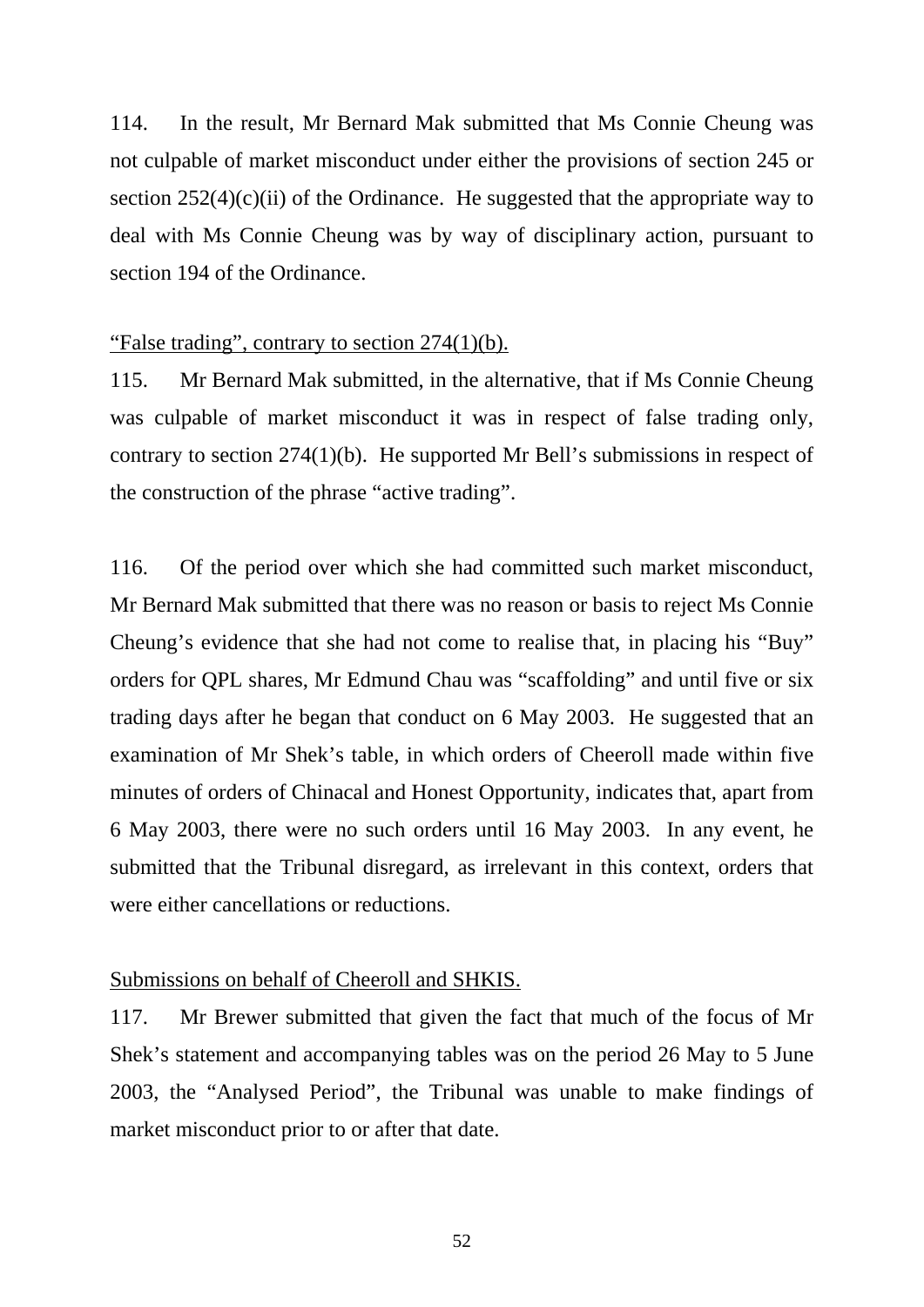114. In the result, Mr Bernard Mak submitted that Ms Connie Cheung was not culpable of market misconduct under either the provisions of section 245 or section 252(4)(c)(ii) of the Ordinance. He suggested that the appropriate way to deal with Ms Connie Cheung was by way of disciplinary action, pursuant to section 194 of the Ordinance.

<u>“False trading”, contrary to section 274(1)(b).</u>

115. Mr Bernard Mak submitted, in the alternative, that if Ms Connie Cheung was culpable of market misconduct it was in respect of false trading only, contrary to section 274(1)(b). He supported Mr Bell’s submissions in respect of the construction of the phrase “active trading”.

116. Of the period over which she had committed such market misconduct, Mr Bernard Mak submitted that there was no reason or basis to reject Ms Connie Cheung’s evidence that she had not come to realise that, in placing his “Buy” orders for QPL shares, Mr Edmund Chau was “scaffolding” and until five or six trading days after he began that conduct on 6 May 2003. He suggested that an examination of Mr Shek’s table, in which orders of Cheeroll made within five minutes of orders of Chinacal and Honest Opportunity, indicates that, apart from 6 May 2003, there were no such orders until 16 May 2003. In any event, he submitted that the Tribunal disregard, as irrelevant in this context, orders that were either cancellations or reductions.

<u>Submissions on behalf of Cheeroll and SHKIS.</u>

117. Mr Brewer submitted that given the fact that much of the focus of Mr Shek’s statement and accompanying tables was on the period 26 May to 5 June 2003, the “Analysed Period”, the Tribunal was unable to make findings of market misconduct prior to or after that date.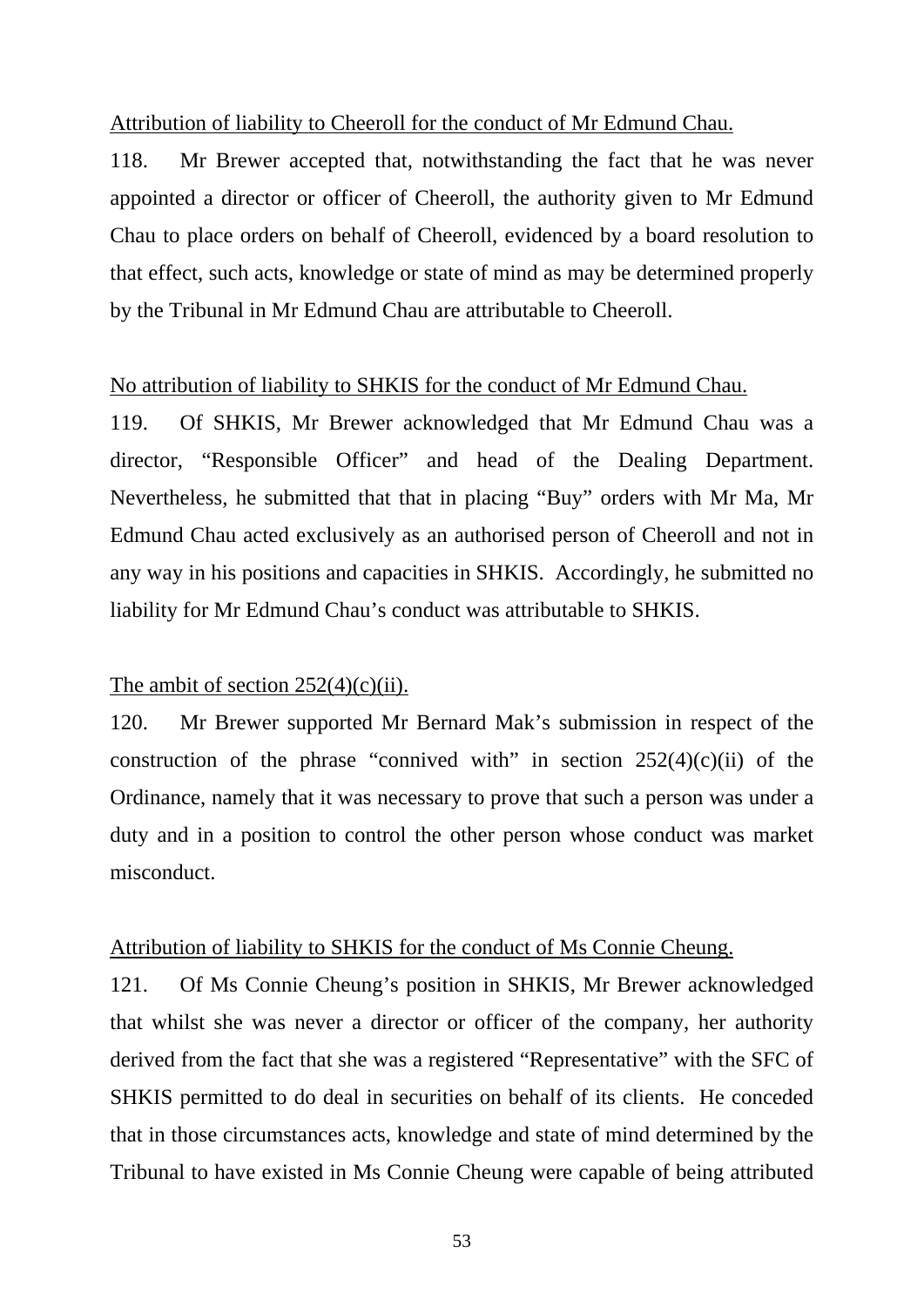Attribution of liability to Cheeroll for the conduct of Mr Edmund Chau.

118. Mr Brewer accepted that, notwithstanding the fact that he was never appointed a director or officer of Cheeroll, the authority given to Mr Edmund Chau to place orders on behalf of Cheeroll, evidenced by a board resolution to that effect, such acts, knowledge or state of mind as may be determined properly by the Tribunal in Mr Edmund Chau are attributable to Cheeroll.

No attribution of liability to SHKIS for the conduct of Mr Edmund Chau.

119. Of SHKIS, Mr Brewer acknowledged that Mr Edmund Chau was a director, "Responsible Officer" and head of the Dealing Department. Nevertheless, he submitted that that in placing "Buy" orders with Mr Ma, Mr Edmund Chau acted exclusively as an authorised person of Cheeroll and not in any way in his positions and capacities in SHKIS. Accordingly, he submitted no liability for Mr Edmund Chau's conduct was attributable to SHKIS.

The ambit of section 252(4)(c)(ii).

120. Mr Brewer supported Mr Bernard Mak's submission in respect of the construction of the phrase "connived with" in section 252(4)(c)(ii) of the Ordinance, namely that it was necessary to prove that such a person was under a duty and in a position to control the other person whose conduct was market misconduct.

Attribution of liability to SHKIS for the conduct of Ms Connie Cheung.

121. Of Ms Connie Cheung's position in SHKIS, Mr Brewer acknowledged that whilst she was never a director or officer of the company, her authority derived from the fact that she was a registered "Representative" with the SFC of SHKIS permitted to do deal in securities on behalf of its clients. He conceded that in those circumstances acts, knowledge and state of mind determined by the Tribunal to have existed in Ms Connie Cheung were capable of being attributed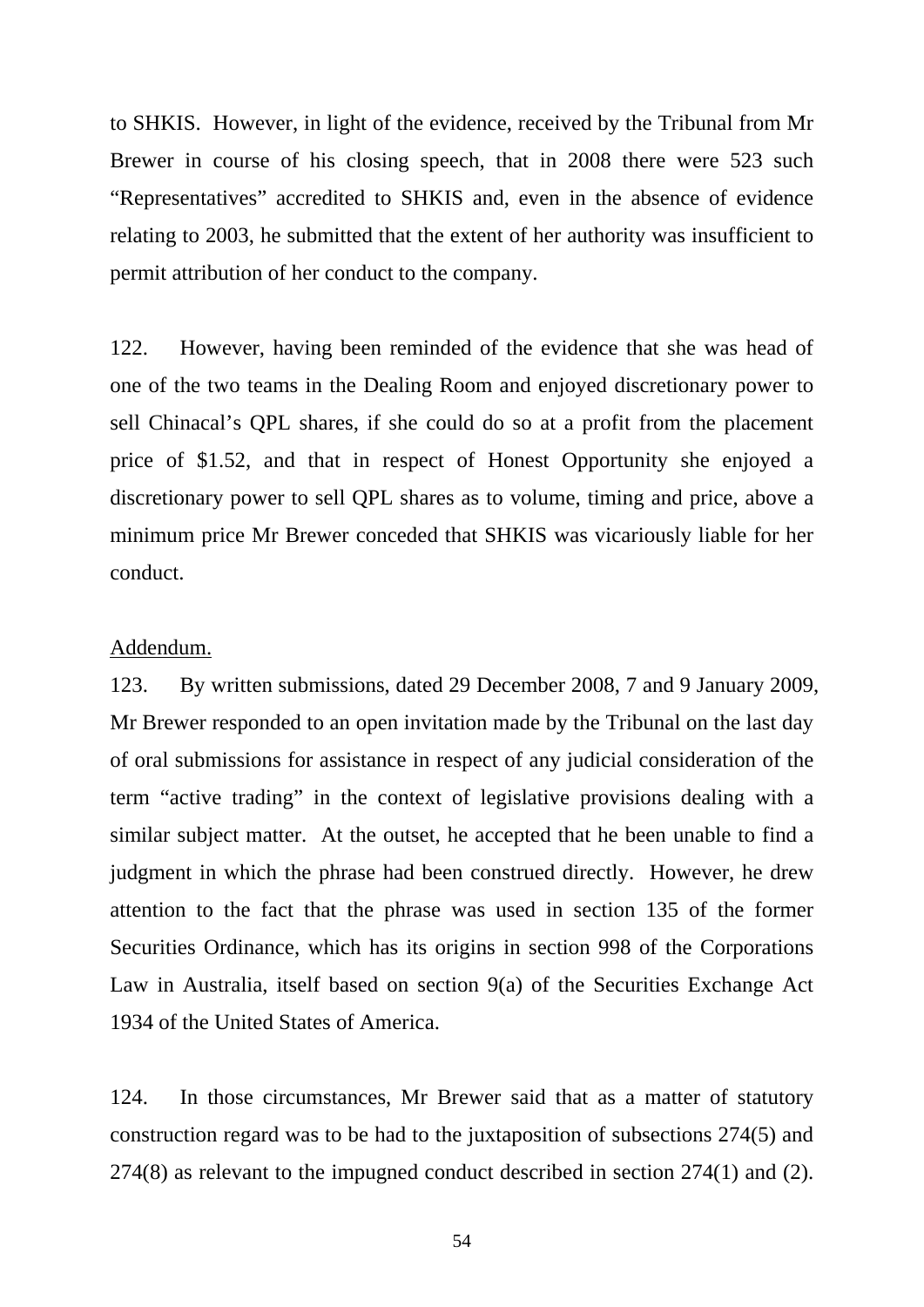to SHKIS. However, in light of the evidence, received by the Tribunal from Mr Brewer in course of his closing speech, that in 2008 there were 523 such "Representatives" accredited to SHKIS and, even in the absence of evidence relating to 2003, he submitted that the extent of her authority was insufficient to permit attribution of her conduct to the company.

122. However, having been reminded of the evidence that she was head of one of the two teams in the Dealing Room and enjoyed discretionary power to sell Chinacal's QPL shares, if she could do so at a profit from the placement price of $1.52, and that in respect of Honest Opportunity she enjoyed a discretionary power to sell QPL shares as to volume, timing and price, above a minimum price Mr Brewer conceded that SHKIS was vicariously liable for her conduct.

<u>Addendum.</u>

123. By written submissions, dated 29 December 2008, 7 and 9 January 2009, Mr Brewer responded to an open invitation made by the Tribunal on the last day of oral submissions for assistance in respect of any judicial consideration of the term "active trading" in the context of legislative provisions dealing with a similar subject matter. At the outset, he accepted that he been unable to find a judgment in which the phrase had been construed directly. However, he drew attention to the fact that the phrase was used in section 135 of the former Securities Ordinance, which has its origins in section 998 of the Corporations Law in Australia, itself based on section 9(a) of the Securities Exchange Act 1934 of the United States of America.

124. In those circumstances, Mr Brewer said that as a matter of statutory construction regard was to be had to the juxtaposition of subsections 274(5) and 274(8) as relevant to the impugned conduct described in section 274(1) and (2).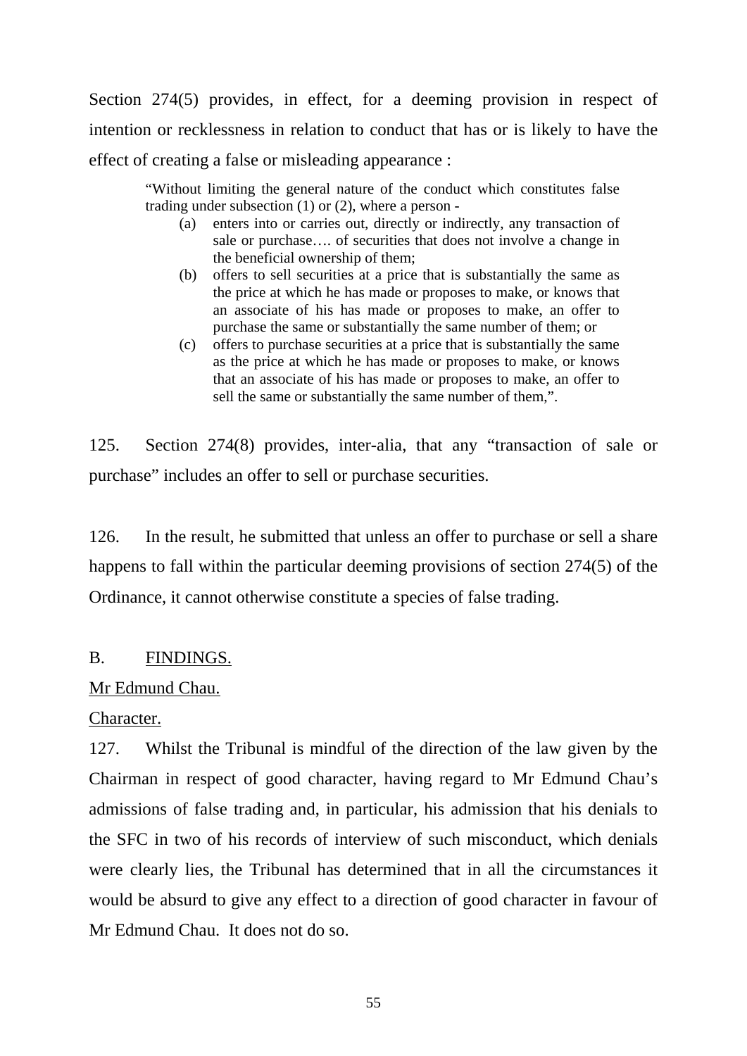Section 274(5) provides, in effect, for a deeming provision in respect of intention or recklessness in relation to conduct that has or is likely to have the effect of creating a false or misleading appearance :

> "Without limiting the general nature of the conduct which constitutes false trading under subsection (1) or (2), where a person -
>
> (a) enters into or carries out, directly or indirectly, any transaction of sale or purchase…. of securities that does not involve a change in the beneficial ownership of them;
>
> (b) offers to sell securities at a price that is substantially the same as the price at which he has made or proposes to make, or knows that an associate of his has made or proposes to make, an offer to purchase the same or substantially the same number of them; or
>
> (c) offers to purchase securities at a price that is substantially the same as the price at which he has made or proposes to make, or knows that an associate of his has made or proposes to make, an offer to sell the same or substantially the same number of them,".

125. Section 274(8) provides, inter-alia, that any "transaction of sale or purchase" includes an offer to sell or purchase securities.

126. In the result, he submitted that unless an offer to purchase or sell a share happens to fall within the particular deeming provisions of section 274(5) of the Ordinance, it cannot otherwise constitute a species of false trading.

## B. <u>FINDINGS.</u>

### <u>Mr Edmund Chau.</u>

#### <u>Character.</u>

127. Whilst the Tribunal is mindful of the direction of the law given by the Chairman in respect of good character, having regard to Mr Edmund Chau's admissions of false trading and, in particular, his admission that his denials to the SFC in two of his records of interview of such misconduct, which denials were clearly lies, the Tribunal has determined that in all the circumstances it would be absurd to give any effect to a direction of good character in favour of Mr Edmund Chau. It does not do so.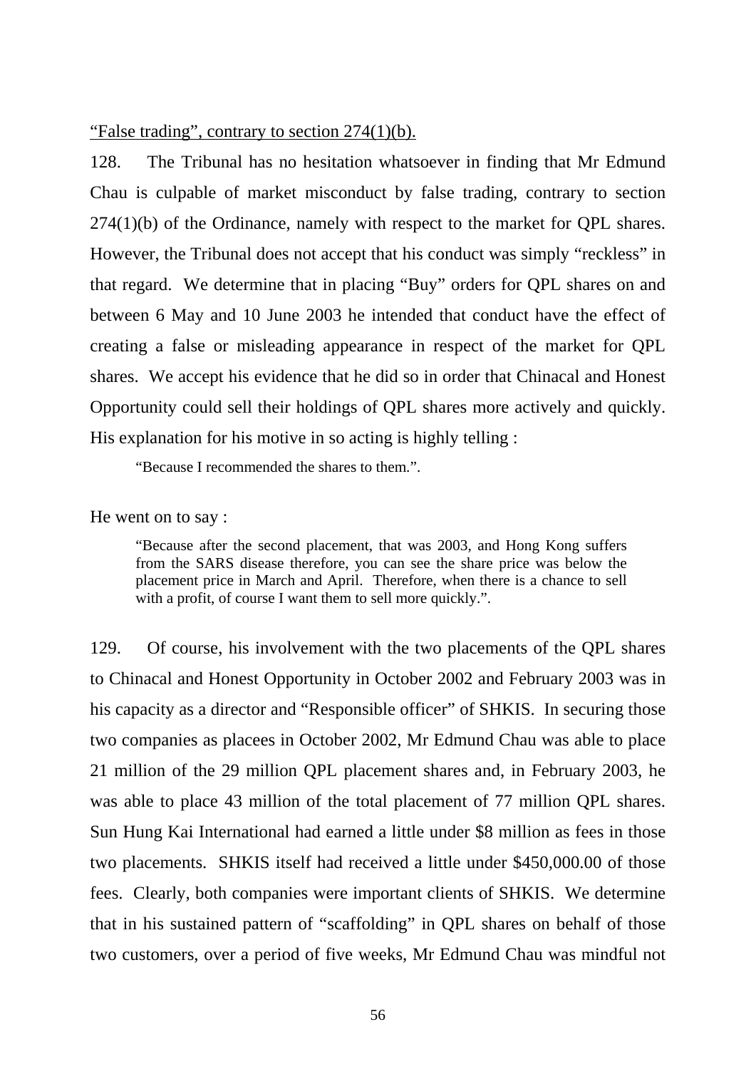<u>“False trading”, contrary to section 274(1)(b).</u>

128. The Tribunal has no hesitation whatsoever in finding that Mr Edmund Chau is culpable of market misconduct by false trading, contrary to section 274(1)(b) of the Ordinance, namely with respect to the market for QPL shares. However, the Tribunal does not accept that his conduct was simply “reckless” in that regard. We determine that in placing “Buy” orders for QPL shares on and between 6 May and 10 June 2003 he intended that conduct have the effect of creating a false or misleading appearance in respect of the market for QPL shares. We accept his evidence that he did so in order that Chinacal and Honest Opportunity could sell their holdings of QPL shares more actively and quickly. His explanation for his motive in so acting is highly telling :

> “Because I recommended the shares to them.”.

He went on to say :

> “Because after the second placement, that was 2003, and Hong Kong suffers from the SARS disease therefore, you can see the share price was below the placement price in March and April. Therefore, when there is a chance to sell with a profit, of course I want them to sell more quickly.”.

129. Of course, his involvement with the two placements of the QPL shares to Chinacal and Honest Opportunity in October 2002 and February 2003 was in his capacity as a director and “Responsible officer” of SHKIS. In securing those two companies as placees in October 2002, Mr Edmund Chau was able to place 21 million of the 29 million QPL placement shares and, in February 2003, he was able to place 43 million of the total placement of 77 million QPL shares. Sun Hung Kai International had earned a little under $8 million as fees in those two placements. SHKIS itself had received a little under $450,000.00 of those fees. Clearly, both companies were important clients of SHKIS. We determine that in his sustained pattern of “scaffolding” in QPL shares on behalf of those two customers, over a period of five weeks, Mr Edmund Chau was mindful not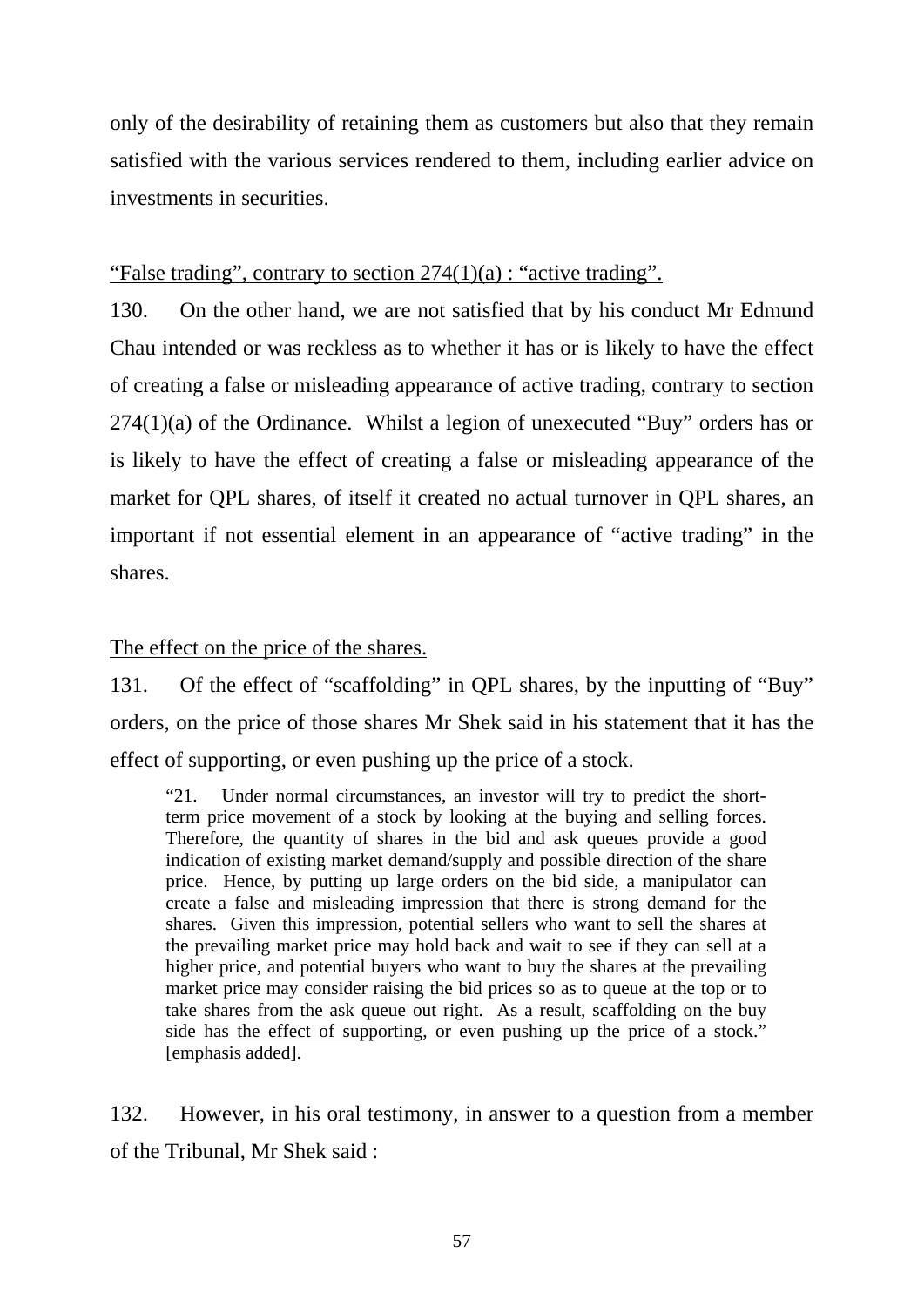only of the desirability of retaining them as customers but also that they remain satisfied with the various services rendered to them, including earlier advice on investments in securities.

<u>“False trading”, contrary to section 274(1)(a) : “active trading”.</u>

130. On the other hand, we are not satisfied that by his conduct Mr Edmund Chau intended or was reckless as to whether it has or is likely to have the effect of creating a false or misleading appearance of active trading, contrary to section 274(1)(a) of the Ordinance. Whilst a legion of unexecuted “Buy” orders has or is likely to have the effect of creating a false or misleading appearance of the market for QPL shares, of itself it created no actual turnover in QPL shares, an important if not essential element in an appearance of “active trading” in the shares.

<u>The effect on the price of the shares.</u>

131. Of the effect of “scaffolding” in QPL shares, by the inputting of “Buy” orders, on the price of those shares Mr Shek said in his statement that it has the effect of supporting, or even pushing up the price of a stock.

> “21. Under normal circumstances, an investor will try to predict the short-term price movement of a stock by looking at the buying and selling forces. Therefore, the quantity of shares in the bid and ask queues provide a good indication of existing market demand/supply and possible direction of the share price. Hence, by putting up large orders on the bid side, a manipulator can create a false and misleading impression that there is strong demand for the shares. Given this impression, potential sellers who want to sell the shares at the prevailing market price may hold back and wait to see if they can sell at a higher price, and potential buyers who want to buy the shares at the prevailing market price may consider raising the bid prices so as to queue at the top or to take shares from the ask queue out right. <u>As a result, scaffolding on the buy side has the effect of supporting, or even pushing up the price of a stock.”</u> [emphasis added].

132. However, in his oral testimony, in answer to a question from a member of the Tribunal, Mr Shek said :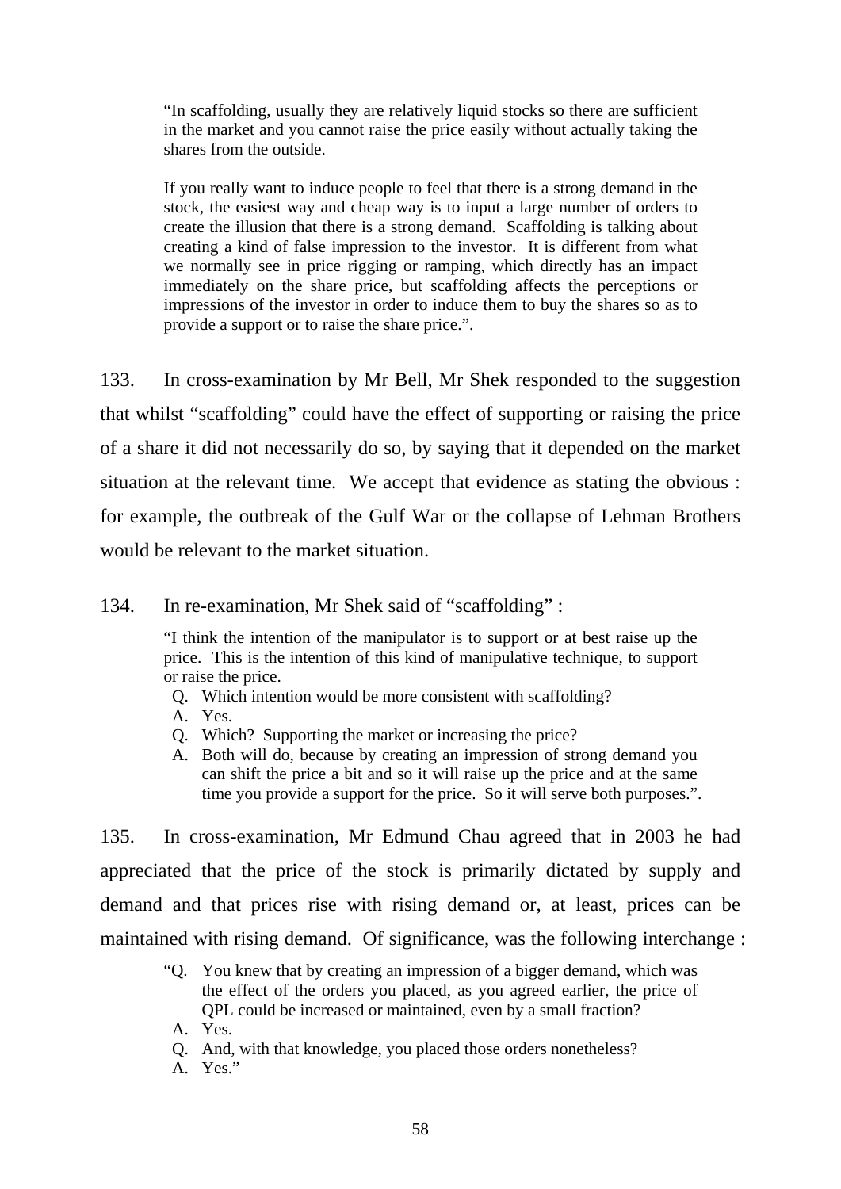> "In scaffolding, usually they are relatively liquid stocks so there are sufficient in the market and you cannot raise the price easily without actually taking the shares from the outside.
>
> If you really want to induce people to feel that there is a strong demand in the stock, the easiest way and cheap way is to input a large number of orders to create the illusion that there is a strong demand. Scaffolding is talking about creating a kind of false impression to the investor. It is different from what we normally see in price rigging or ramping, which directly has an impact immediately on the share price, but scaffolding affects the perceptions or impressions of the investor in order to induce them to buy the shares so as to provide a support or to raise the share price.".

133. In cross-examination by Mr Bell, Mr Shek responded to the suggestion that whilst "scaffolding" could have the effect of supporting or raising the price of a share it did not necessarily do so, by saying that it depended on the market situation at the relevant time. We accept that evidence as stating the obvious : for example, the outbreak of the Gulf War or the collapse of Lehman Brothers would be relevant to the market situation.

134. In re-examination, Mr Shek said of "scaffolding" :

> "I think the intention of the manipulator is to support or at best raise up the price. This is the intention of this kind of manipulative technique, to support or raise the price.
>
> Q. Which intention would be more consistent with scaffolding?
>
> A. Yes.
>
> Q. Which? Supporting the market or increasing the price?
>
> A. Both will do, because by creating an impression of strong demand you can shift the price a bit and so it will raise up the price and at the same time you provide a support for the price. So it will serve both purposes.".

135. In cross-examination, Mr Edmund Chau agreed that in 2003 he had appreciated that the price of the stock is primarily dictated by supply and demand and that prices rise with rising demand or, at least, prices can be maintained with rising demand. Of significance, was the following interchange :

> "Q. You knew that by creating an impression of a bigger demand, which was the effect of the orders you placed, as you agreed earlier, the price of QPL could be increased or maintained, even by a small fraction?
>
> A. Yes.
>
> Q. And, with that knowledge, you placed those orders nonetheless?
>
> A. Yes."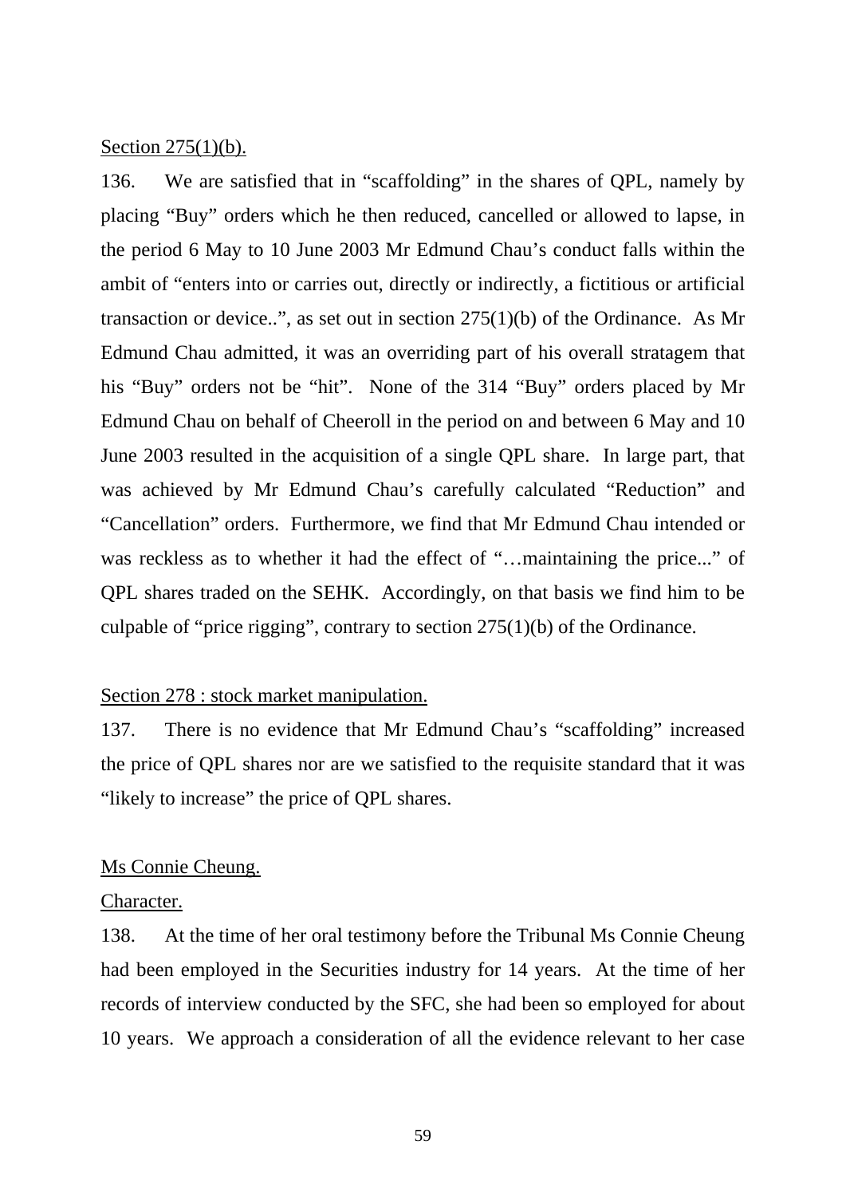<u>Section 275(1)(b).</u>

136. We are satisfied that in “scaffolding” in the shares of QPL, namely by placing “Buy” orders which he then reduced, cancelled or allowed to lapse, in the period 6 May to 10 June 2003 Mr Edmund Chau’s conduct falls within the ambit of “enters into or carries out, directly or indirectly, a fictitious or artificial transaction or device..”, as set out in section 275(1)(b) of the Ordinance. As Mr Edmund Chau admitted, it was an overriding part of his overall stratagem that his “Buy” orders not be “hit”. None of the 314 “Buy” orders placed by Mr Edmund Chau on behalf of Cheeroll in the period on and between 6 May and 10 June 2003 resulted in the acquisition of a single QPL share. In large part, that was achieved by Mr Edmund Chau’s carefully calculated “Reduction” and “Cancellation” orders. Furthermore, we find that Mr Edmund Chau intended or was reckless as to whether it had the effect of “…maintaining the price...” of QPL shares traded on the SEHK. Accordingly, on that basis we find him to be culpable of “price rigging”, contrary to section 275(1)(b) of the Ordinance.

<u>Section 278 : stock market manipulation.</u>

137. There is no evidence that Mr Edmund Chau’s “scaffolding” increased the price of QPL shares nor are we satisfied to the requisite standard that it was “likely to increase” the price of QPL shares.

<u>Ms Connie Cheung.</u>

<u>Character.</u>

138. At the time of her oral testimony before the Tribunal Ms Connie Cheung had been employed in the Securities industry for 14 years. At the time of her records of interview conducted by the SFC, she had been so employed for about 10 years. We approach a consideration of all the evidence relevant to her case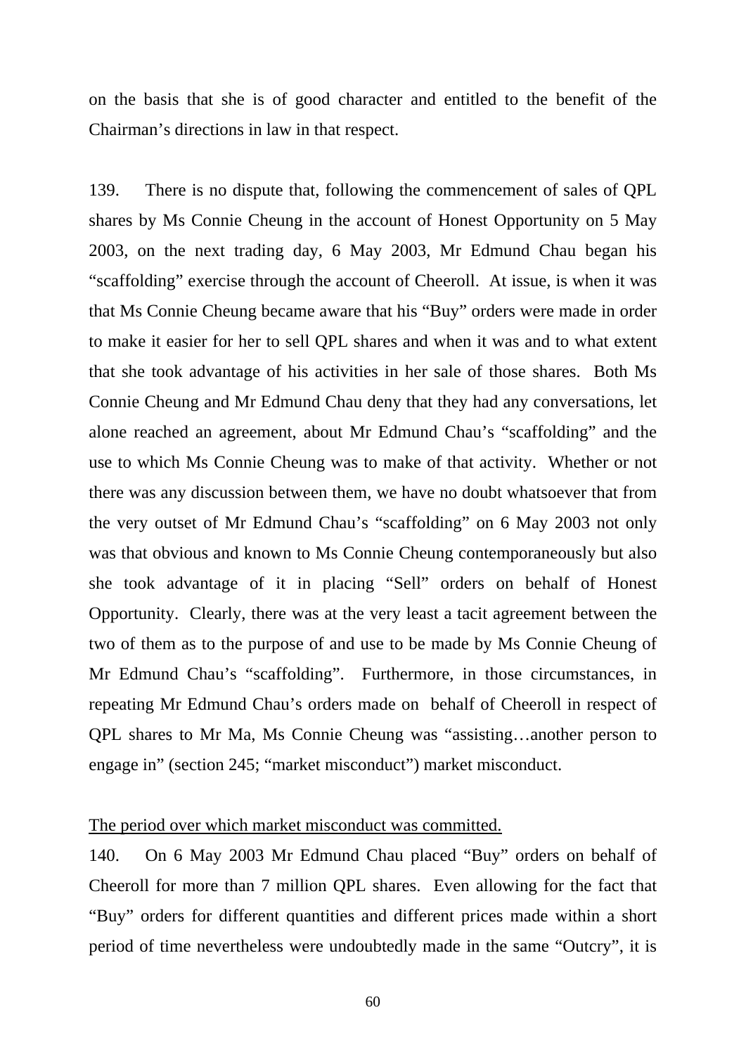on the basis that she is of good character and entitled to the benefit of the Chairman's directions in law in that respect.

139. There is no dispute that, following the commencement of sales of QPL shares by Ms Connie Cheung in the account of Honest Opportunity on 5 May 2003, on the next trading day, 6 May 2003, Mr Edmund Chau began his "scaffolding" exercise through the account of Cheeroll. At issue, is when it was that Ms Connie Cheung became aware that his "Buy" orders were made in order to make it easier for her to sell QPL shares and when it was and to what extent that she took advantage of his activities in her sale of those shares. Both Ms Connie Cheung and Mr Edmund Chau deny that they had any conversations, let alone reached an agreement, about Mr Edmund Chau's "scaffolding" and the use to which Ms Connie Cheung was to make of that activity. Whether or not there was any discussion between them, we have no doubt whatsoever that from the very outset of Mr Edmund Chau's "scaffolding" on 6 May 2003 not only was that obvious and known to Ms Connie Cheung contemporaneously but also she took advantage of it in placing "Sell" orders on behalf of Honest Opportunity. Clearly, there was at the very least a tacit agreement between the two of them as to the purpose of and use to be made by Ms Connie Cheung of Mr Edmund Chau's "scaffolding". Furthermore, in those circumstances, in repeating Mr Edmund Chau's orders made on behalf of Cheeroll in respect of QPL shares to Mr Ma, Ms Connie Cheung was "assisting…another person to engage in" (section 245; "market misconduct") market misconduct.

<u>The period over which market misconduct was committed.</u>

140. On 6 May 2003 Mr Edmund Chau placed "Buy" orders on behalf of Cheeroll for more than 7 million QPL shares. Even allowing for the fact that "Buy" orders for different quantities and different prices made within a short period of time nevertheless were undoubtedly made in the same "Outcry", it is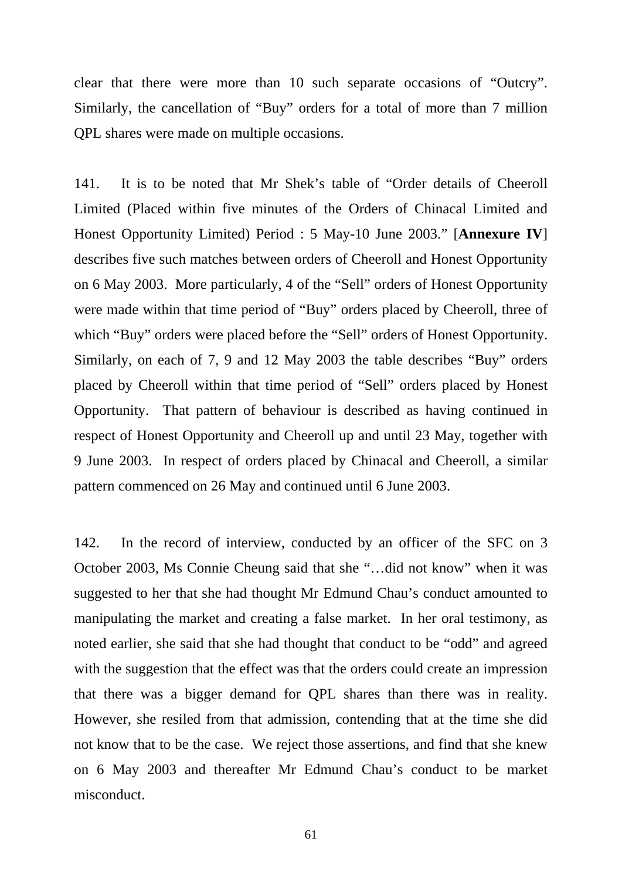clear that there were more than 10 such separate occasions of "Outcry". Similarly, the cancellation of "Buy" orders for a total of more than 7 million QPL shares were made on multiple occasions.

141. It is to be noted that Mr Shek's table of "Order details of Cheeroll Limited (Placed within five minutes of the Orders of Chinacal Limited and Honest Opportunity Limited) Period : 5 May-10 June 2003." [**Annexure IV**] describes five such matches between orders of Cheeroll and Honest Opportunity on 6 May 2003. More particularly, 4 of the "Sell" orders of Honest Opportunity were made within that time period of "Buy" orders placed by Cheeroll, three of which "Buy" orders were placed before the "Sell" orders of Honest Opportunity. Similarly, on each of 7, 9 and 12 May 2003 the table describes "Buy" orders placed by Cheeroll within that time period of "Sell" orders placed by Honest Opportunity. That pattern of behaviour is described as having continued in respect of Honest Opportunity and Cheeroll up and until 23 May, together with 9 June 2003. In respect of orders placed by Chinacal and Cheeroll, a similar pattern commenced on 26 May and continued until 6 June 2003.

142. In the record of interview, conducted by an officer of the SFC on 3 October 2003, Ms Connie Cheung said that she "…did not know" when it was suggested to her that she had thought Mr Edmund Chau's conduct amounted to manipulating the market and creating a false market. In her oral testimony, as noted earlier, she said that she had thought that conduct to be "odd" and agreed with the suggestion that the effect was that the orders could create an impression that there was a bigger demand for QPL shares than there was in reality. However, she resiled from that admission, contending that at the time she did not know that to be the case. We reject those assertions, and find that she knew on 6 May 2003 and thereafter Mr Edmund Chau's conduct to be market misconduct.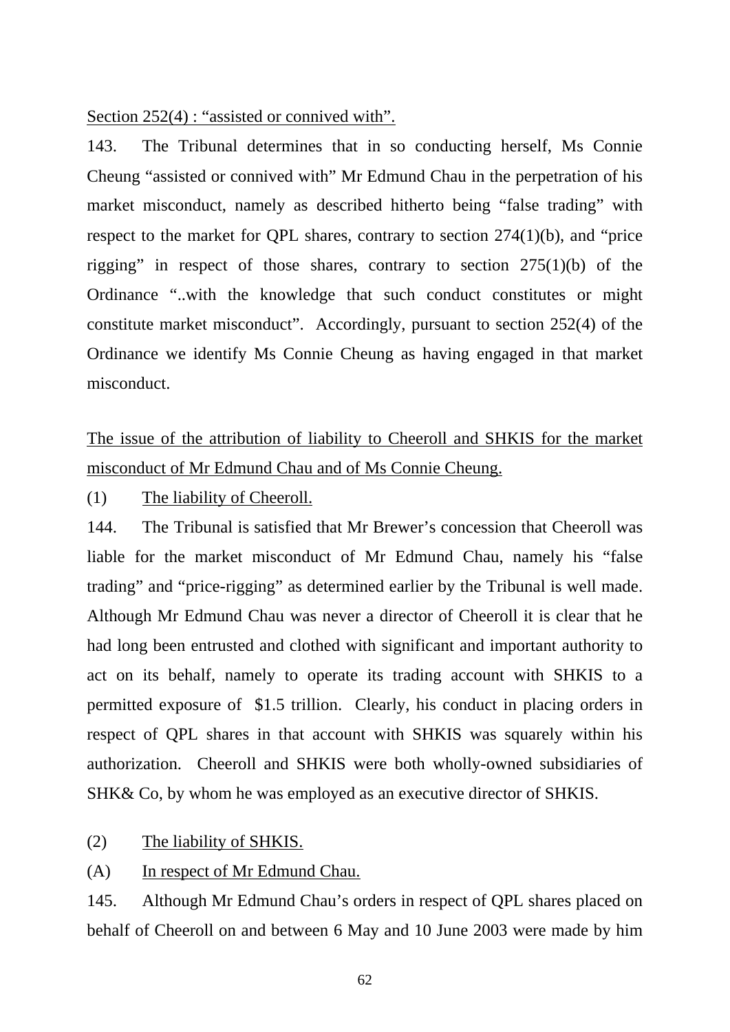<u>Section 252(4) : "assisted or connived with".</u>

143. The Tribunal determines that in so conducting herself, Ms Connie Cheung "assisted or connived with" Mr Edmund Chau in the perpetration of his market misconduct, namely as described hitherto being "false trading" with respect to the market for QPL shares, contrary to section 274(1)(b), and "price rigging" in respect of those shares, contrary to section 275(1)(b) of the Ordinance "..with the knowledge that such conduct constitutes or might constitute market misconduct". Accordingly, pursuant to section 252(4) of the Ordinance we identify Ms Connie Cheung as having engaged in that market misconduct.

<u>The issue of the attribution of liability to Cheeroll and SHKIS for the market misconduct of Mr Edmund Chau and of Ms Connie Cheung.</u>

(1) <u>The liability of Cheeroll.</u>

144. The Tribunal is satisfied that Mr Brewer's concession that Cheeroll was liable for the market misconduct of Mr Edmund Chau, namely his "false trading" and "price-rigging" as determined earlier by the Tribunal is well made. Although Mr Edmund Chau was never a director of Cheeroll it is clear that he had long been entrusted and clothed with significant and important authority to act on its behalf, namely to operate its trading account with SHKIS to a permitted exposure of $1.5 trillion. Clearly, his conduct in placing orders in respect of QPL shares in that account with SHKIS was squarely within his authorization. Cheeroll and SHKIS were both wholly-owned subsidiaries of SHK& Co, by whom he was employed as an executive director of SHKIS.

(2) <u>The liability of SHKIS.</u>

(A) <u>In respect of Mr Edmund Chau.</u>

145. Although Mr Edmund Chau's orders in respect of QPL shares placed on behalf of Cheeroll on and between 6 May and 10 June 2003 were made by him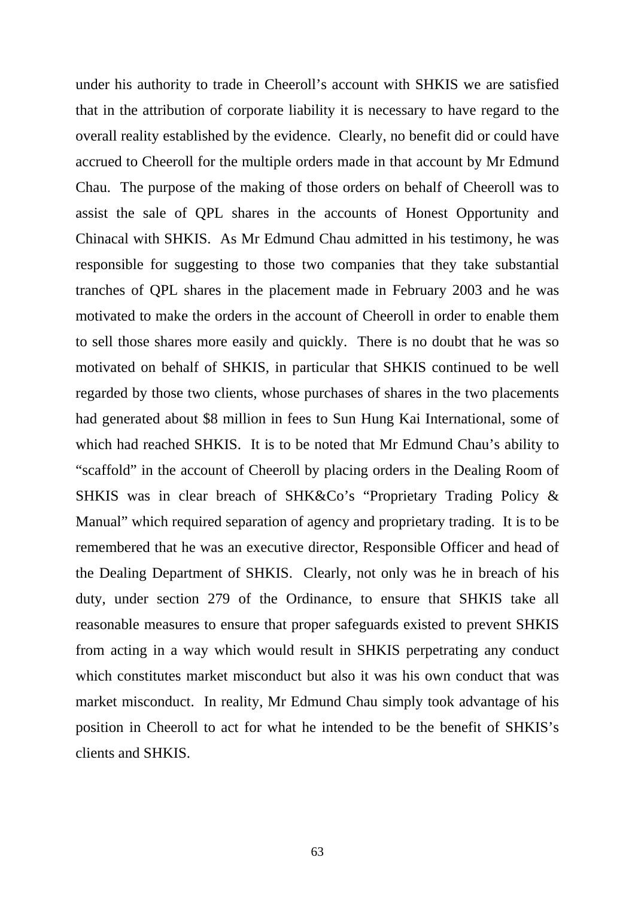under his authority to trade in Cheeroll's account with SHKIS we are satisfied that in the attribution of corporate liability it is necessary to have regard to the overall reality established by the evidence. Clearly, no benefit did or could have accrued to Cheeroll for the multiple orders made in that account by Mr Edmund Chau. The purpose of the making of those orders on behalf of Cheeroll was to assist the sale of QPL shares in the accounts of Honest Opportunity and Chinacal with SHKIS. As Mr Edmund Chau admitted in his testimony, he was responsible for suggesting to those two companies that they take substantial tranches of QPL shares in the placement made in February 2003 and he was motivated to make the orders in the account of Cheeroll in order to enable them to sell those shares more easily and quickly. There is no doubt that he was so motivated on behalf of SHKIS, in particular that SHKIS continued to be well regarded by those two clients, whose purchases of shares in the two placements had generated about $8 million in fees to Sun Hung Kai International, some of which had reached SHKIS. It is to be noted that Mr Edmund Chau's ability to "scaffold" in the account of Cheeroll by placing orders in the Dealing Room of SHKIS was in clear breach of SHK&Co's "Proprietary Trading Policy & Manual" which required separation of agency and proprietary trading. It is to be remembered that he was an executive director, Responsible Officer and head of the Dealing Department of SHKIS. Clearly, not only was he in breach of his duty, under section 279 of the Ordinance, to ensure that SHKIS take all reasonable measures to ensure that proper safeguards existed to prevent SHKIS from acting in a way which would result in SHKIS perpetrating any conduct which constitutes market misconduct but also it was his own conduct that was market misconduct. In reality, Mr Edmund Chau simply took advantage of his position in Cheeroll to act for what he intended to be the benefit of SHKIS's clients and SHKIS.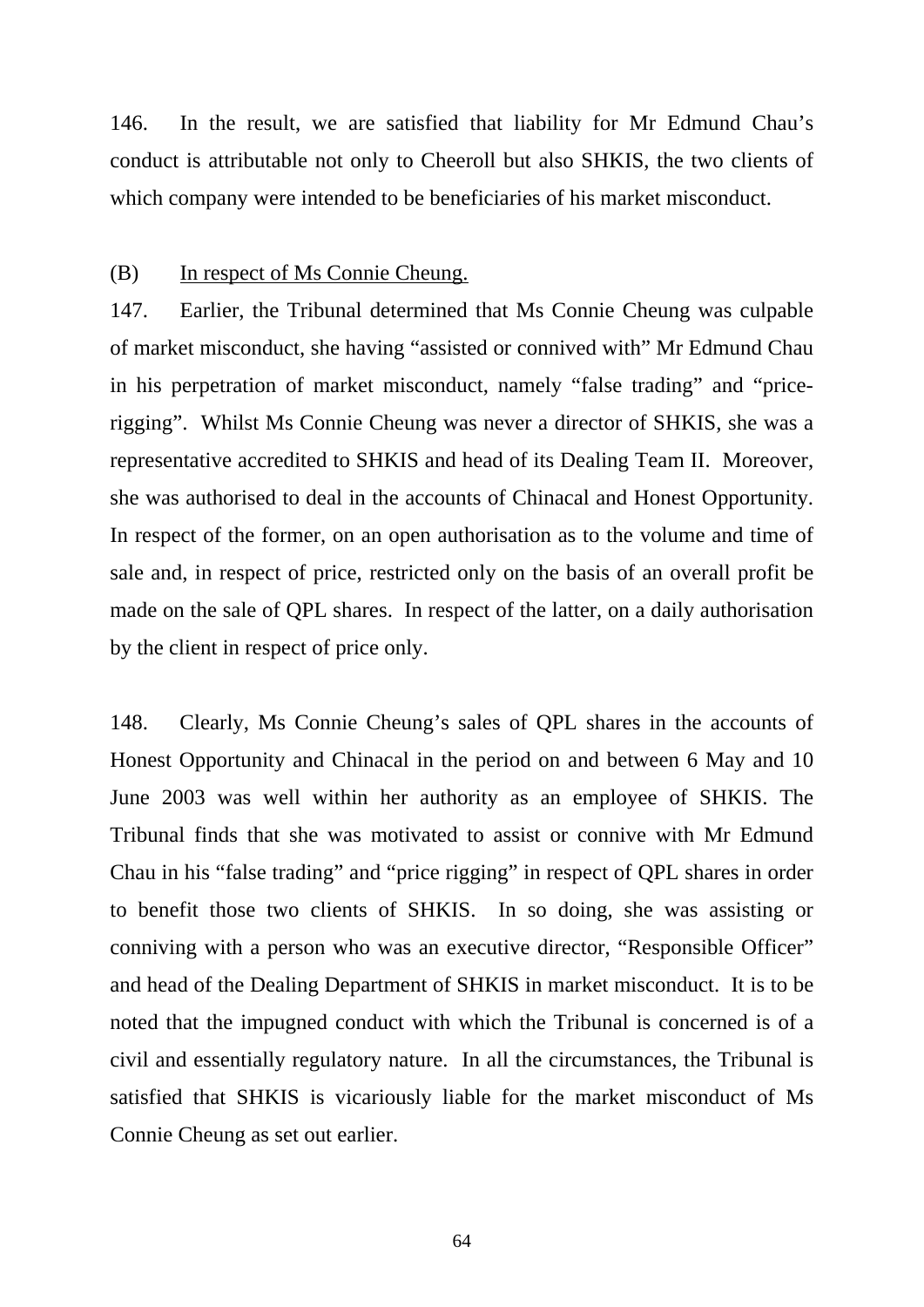146. In the result, we are satisfied that liability for Mr Edmund Chau's conduct is attributable not only to Cheeroll but also SHKIS, the two clients of which company were intended to be beneficiaries of his market misconduct.

(B) <u>In respect of Ms Connie Cheung.</u>

147. Earlier, the Tribunal determined that Ms Connie Cheung was culpable of market misconduct, she having "assisted or connived with" Mr Edmund Chau in his perpetration of market misconduct, namely "false trading" and "price-rigging". Whilst Ms Connie Cheung was never a director of SHKIS, she was a representative accredited to SHKIS and head of its Dealing Team II. Moreover, she was authorised to deal in the accounts of Chinacal and Honest Opportunity. In respect of the former, on an open authorisation as to the volume and time of sale and, in respect of price, restricted only on the basis of an overall profit be made on the sale of QPL shares. In respect of the latter, on a daily authorisation by the client in respect of price only.

148. Clearly, Ms Connie Cheung's sales of QPL shares in the accounts of Honest Opportunity and Chinacal in the period on and between 6 May and 10 June 2003 was well within her authority as an employee of SHKIS. The Tribunal finds that she was motivated to assist or connive with Mr Edmund Chau in his "false trading" and "price rigging" in respect of QPL shares in order to benefit those two clients of SHKIS. In so doing, she was assisting or conniving with a person who was an executive director, "Responsible Officer" and head of the Dealing Department of SHKIS in market misconduct. It is to be noted that the impugned conduct with which the Tribunal is concerned is of a civil and essentially regulatory nature. In all the circumstances, the Tribunal is satisfied that SHKIS is vicariously liable for the market misconduct of Ms Connie Cheung as set out earlier.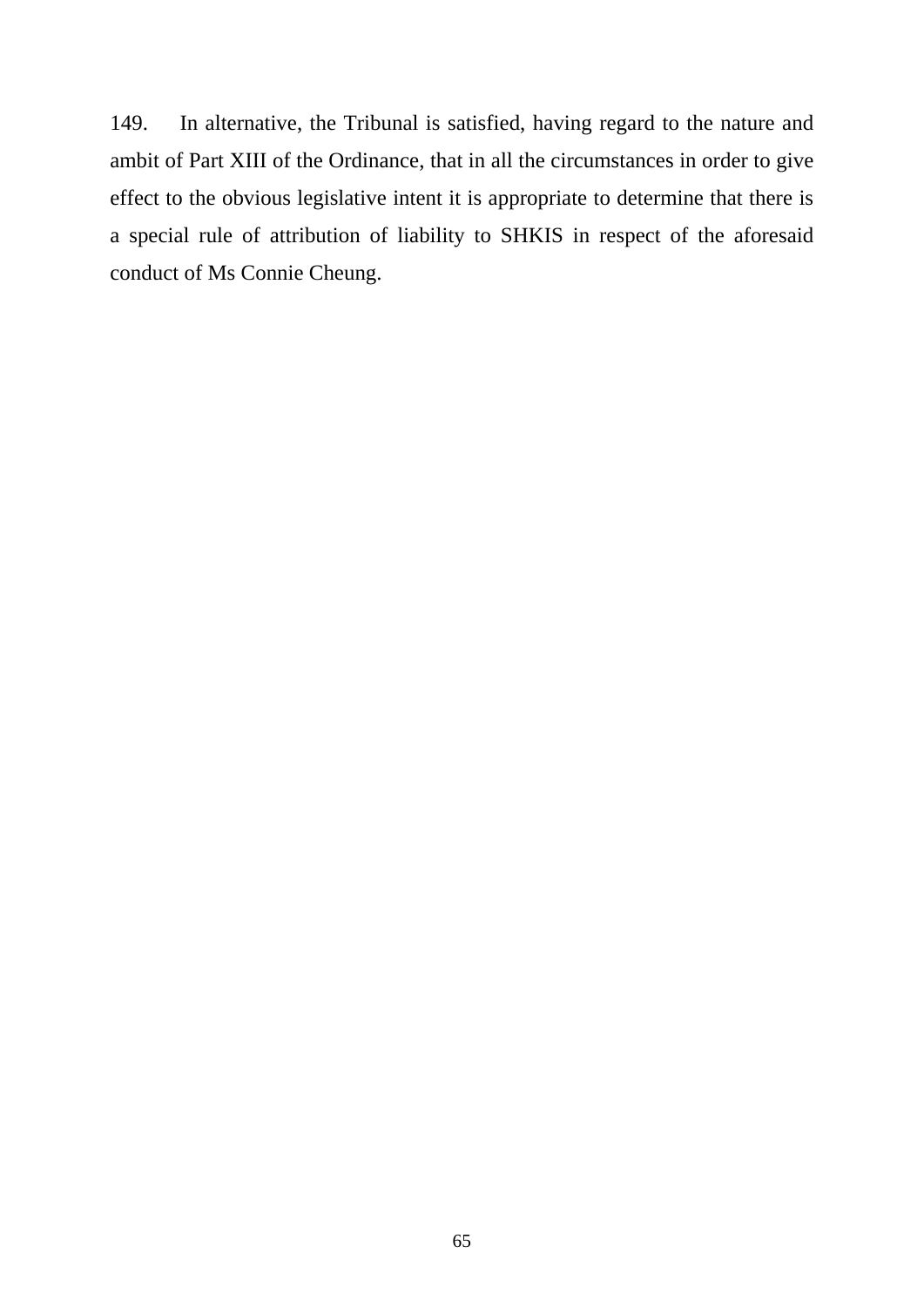149. In alternative, the Tribunal is satisfied, having regard to the nature and ambit of Part XIII of the Ordinance, that in all the circumstances in order to give effect to the obvious legislative intent it is appropriate to determine that there is a special rule of attribution of liability to SHKIS in respect of the aforesaid conduct of Ms Connie Cheung.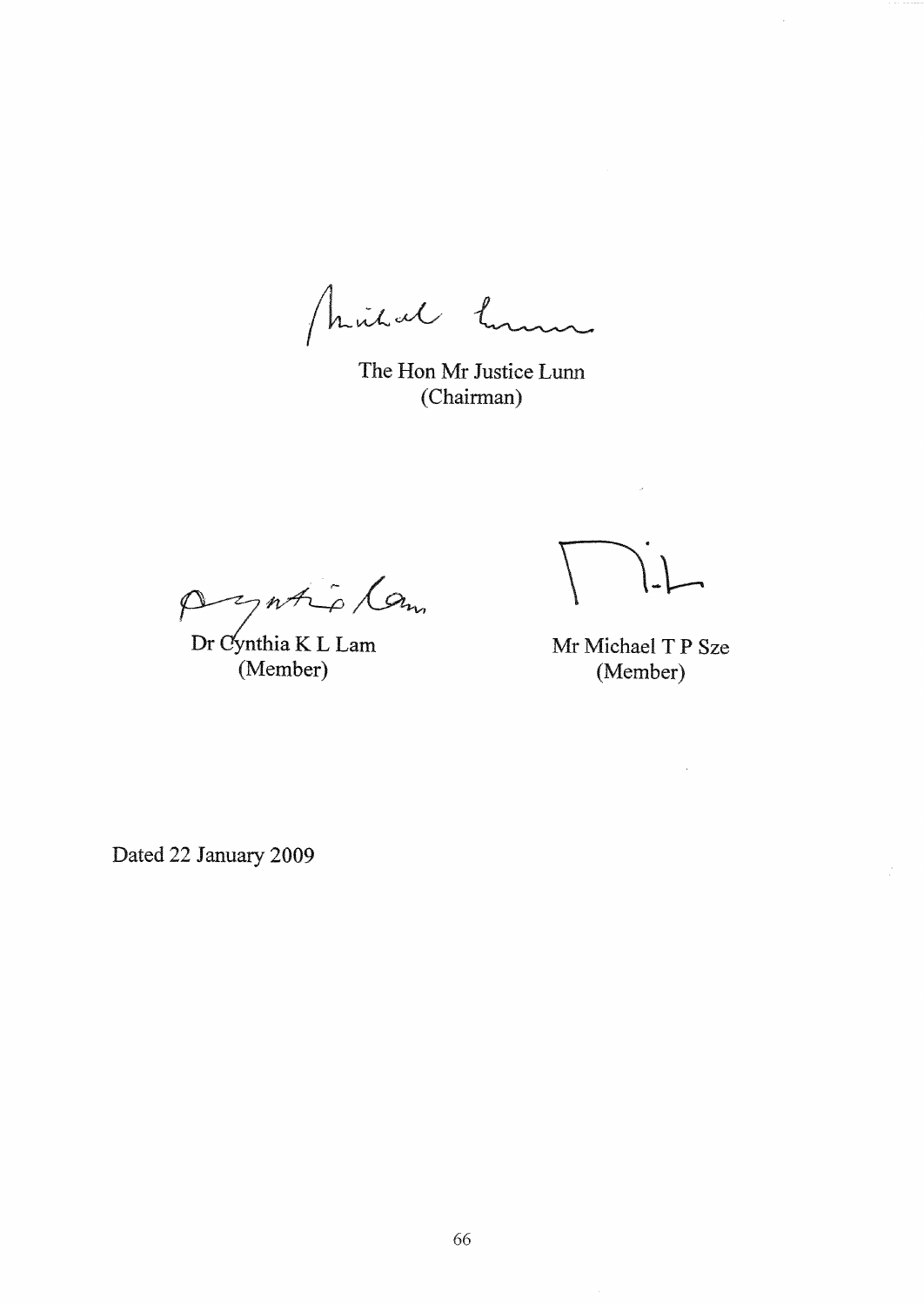The Hon Mr Justice Lunn
(Chairman)

Dr Cynthia K L Lam
(Member)

Mr Michael T P Sze
(Member)

Dated 22 January 2009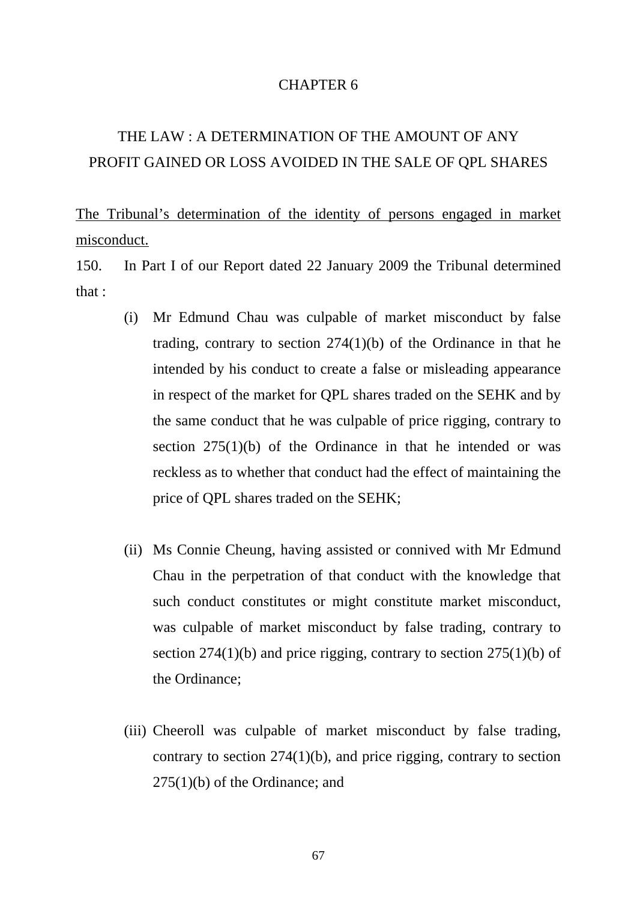# CHAPTER 6

## THE LAW : A DETERMINATION OF THE AMOUNT OF ANY PROFIT GAINED OR LOSS AVOIDED IN THE SALE OF QPL SHARES

<u>The Tribunal's determination of the identity of persons engaged in market misconduct.</u>

150. In Part I of our Report dated 22 January 2009 the Tribunal determined that :

(i) Mr Edmund Chau was culpable of market misconduct by false trading, contrary to section 274(1)(b) of the Ordinance in that he intended by his conduct to create a false or misleading appearance in respect of the market for QPL shares traded on the SEHK and by the same conduct that he was culpable of price rigging, contrary to section 275(1)(b) of the Ordinance in that he intended or was reckless as to whether that conduct had the effect of maintaining the price of QPL shares traded on the SEHK;

(ii) Ms Connie Cheung, having assisted or connived with Mr Edmund Chau in the perpetration of that conduct with the knowledge that such conduct constitutes or might constitute market misconduct, was culpable of market misconduct by false trading, contrary to section 274(1)(b) and price rigging, contrary to section 275(1)(b) of the Ordinance;

(iii) Cheeroll was culpable of market misconduct by false trading, contrary to section 274(1)(b), and price rigging, contrary to section 275(1)(b) of the Ordinance; and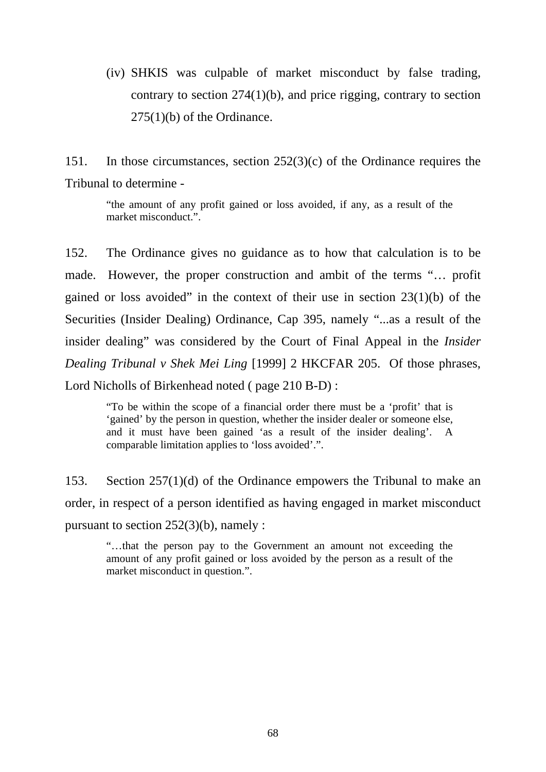(iv) SHKIS was culpable of market misconduct by false trading, contrary to section 274(1)(b), and price rigging, contrary to section 275(1)(b) of the Ordinance.

151. In those circumstances, section 252(3)(c) of the Ordinance requires the Tribunal to determine -

> "the amount of any profit gained or loss avoided, if any, as a result of the market misconduct.".

152. The Ordinance gives no guidance as to how that calculation is to be made. However, the proper construction and ambit of the terms "… profit gained or loss avoided" in the context of their use in section 23(1)(b) of the Securities (Insider Dealing) Ordinance, Cap 395, namely "...as a result of the insider dealing" was considered by the Court of Final Appeal in the *Insider Dealing Tribunal v Shek Mei Ling* [1999] 2 HKCFAR 205. Of those phrases, Lord Nicholls of Birkenhead noted ( page 210 B-D) :

> "To be within the scope of a financial order there must be a 'profit' that is 'gained' by the person in question, whether the insider dealer or someone else, and it must have been gained 'as a result of the insider dealing'. A comparable limitation applies to 'loss avoided'.".

153. Section 257(1)(d) of the Ordinance empowers the Tribunal to make an order, in respect of a person identified as having engaged in market misconduct pursuant to section 252(3)(b), namely :

> "…that the person pay to the Government an amount not exceeding the amount of any profit gained or loss avoided by the person as a result of the market misconduct in question.".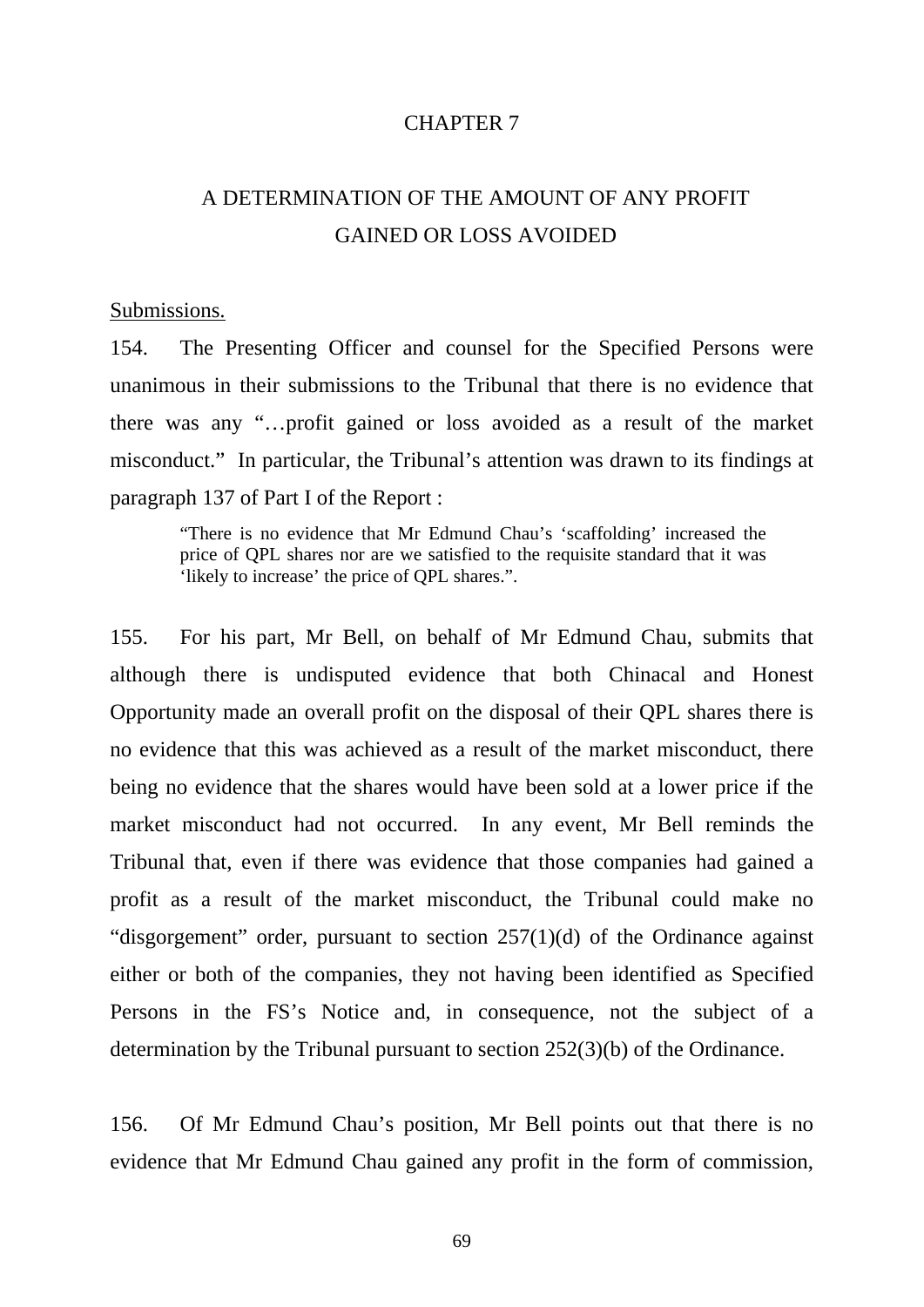# CHAPTER 7

## A DETERMINATION OF THE AMOUNT OF ANY PROFIT GAINED OR LOSS AVOIDED

Submissions.

154. The Presenting Officer and counsel for the Specified Persons were unanimous in their submissions to the Tribunal that there is no evidence that there was any "…profit gained or loss avoided as a result of the market misconduct." In particular, the Tribunal's attention was drawn to its findings at paragraph 137 of Part I of the Report :

> "There is no evidence that Mr Edmund Chau's 'scaffolding' increased the price of QPL shares nor are we satisfied to the requisite standard that it was 'likely to increase' the price of QPL shares.".

155. For his part, Mr Bell, on behalf of Mr Edmund Chau, submits that although there is undisputed evidence that both Chinacal and Honest Opportunity made an overall profit on the disposal of their QPL shares there is no evidence that this was achieved as a result of the market misconduct, there being no evidence that the shares would have been sold at a lower price if the market misconduct had not occurred. In any event, Mr Bell reminds the Tribunal that, even if there was evidence that those companies had gained a profit as a result of the market misconduct, the Tribunal could make no "disgorgement" order, pursuant to section 257(1)(d) of the Ordinance against either or both of the companies, they not having been identified as Specified Persons in the FS's Notice and, in consequence, not the subject of a determination by the Tribunal pursuant to section 252(3)(b) of the Ordinance.

156. Of Mr Edmund Chau's position, Mr Bell points out that there is no evidence that Mr Edmund Chau gained any profit in the form of commission,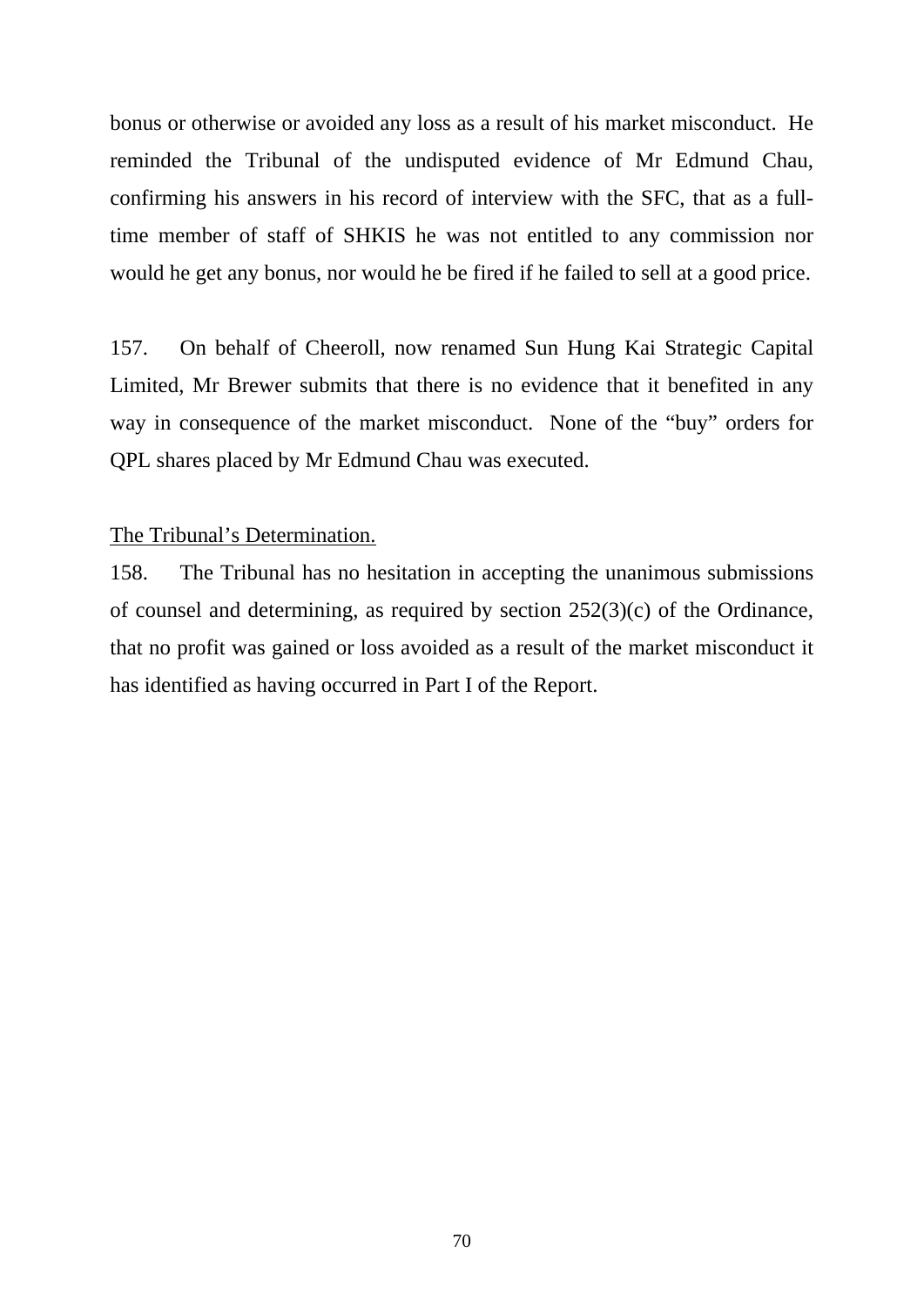bonus or otherwise or avoided any loss as a result of his market misconduct. He reminded the Tribunal of the undisputed evidence of Mr Edmund Chau, confirming his answers in his record of interview with the SFC, that as a full-time member of staff of SHKIS he was not entitled to any commission nor would he get any bonus, nor would he be fired if he failed to sell at a good price.

157. On behalf of Cheeroll, now renamed Sun Hung Kai Strategic Capital Limited, Mr Brewer submits that there is no evidence that it benefited in any way in consequence of the market misconduct. None of the "buy" orders for QPL shares placed by Mr Edmund Chau was executed.

<u>The Tribunal's Determination.</u>

158. The Tribunal has no hesitation in accepting the unanimous submissions of counsel and determining, as required by section 252(3)(c) of the Ordinance, that no profit was gained or loss avoided as a result of the market misconduct it has identified as having occurred in Part I of the Report.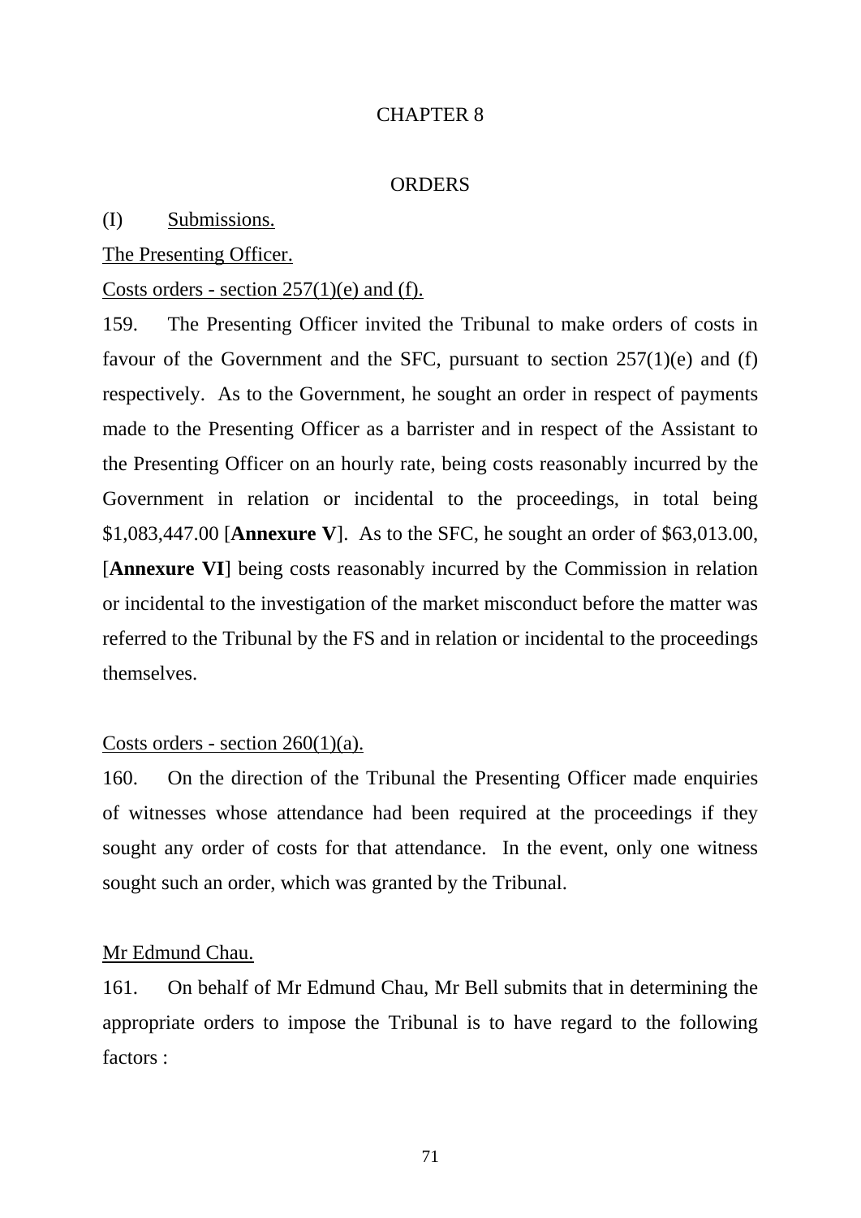# CHAPTER 8

## ORDERS

### (I) Submissions.

The Presenting Officer.

Costs orders - section 257(1)(e) and (f).

159. The Presenting Officer invited the Tribunal to make orders of costs in favour of the Government and the SFC, pursuant to section 257(1)(e) and (f) respectively. As to the Government, he sought an order in respect of payments made to the Presenting Officer as a barrister and in respect of the Assistant to the Presenting Officer on an hourly rate, being costs reasonably incurred by the Government in relation or incidental to the proceedings, in total being $1,083,447.00 [**Annexure V**]. As to the SFC, he sought an order of $63,013.00, [**Annexure VI**] being costs reasonably incurred by the Commission in relation or incidental to the investigation of the market misconduct before the matter was referred to the Tribunal by the FS and in relation or incidental to the proceedings themselves.

Costs orders - section 260(1)(a).

160. On the direction of the Tribunal the Presenting Officer made enquiries of witnesses whose attendance had been required at the proceedings if they sought any order of costs for that attendance. In the event, only one witness sought such an order, which was granted by the Tribunal.

Mr Edmund Chau.

161. On behalf of Mr Edmund Chau, Mr Bell submits that in determining the appropriate orders to impose the Tribunal is to have regard to the following factors :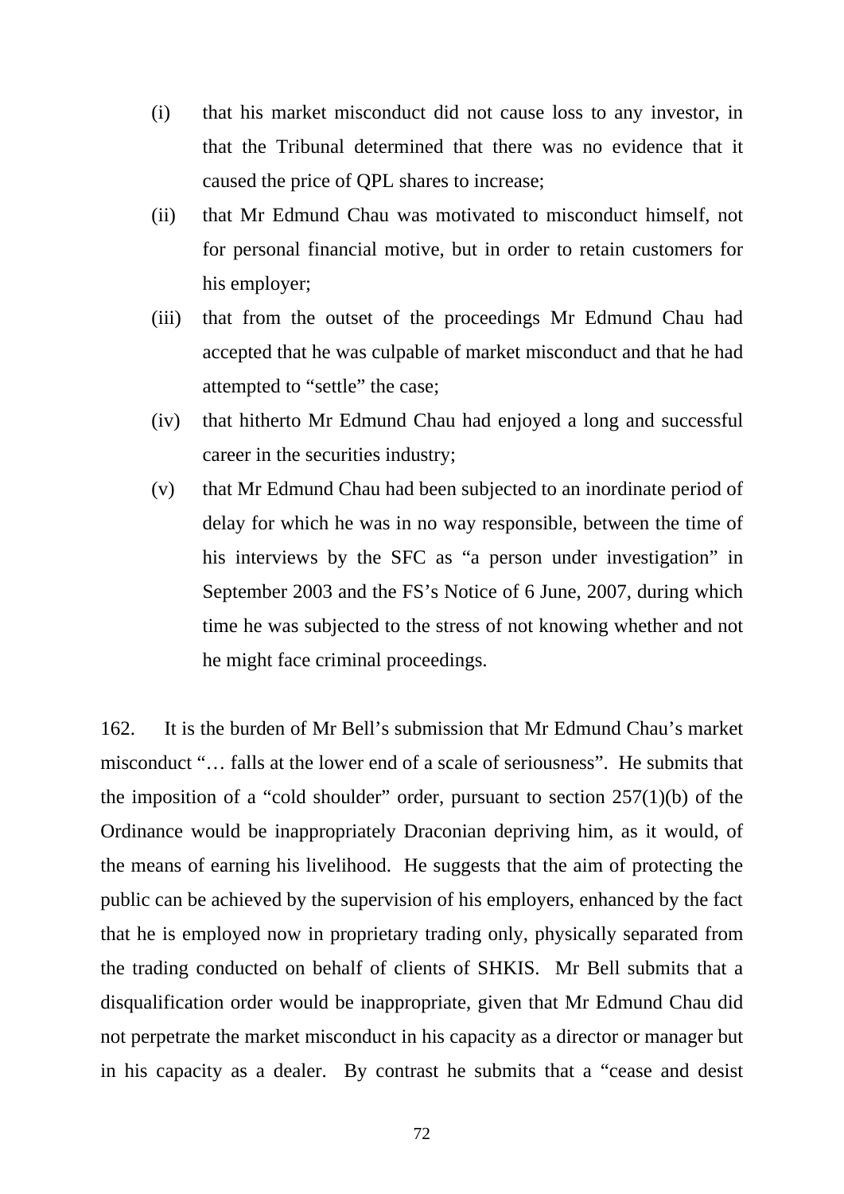(i) that his market misconduct did not cause loss to any investor, in that the Tribunal determined that there was no evidence that it caused the price of QPL shares to increase;

(ii) that Mr Edmund Chau was motivated to misconduct himself, not for personal financial motive, but in order to retain customers for his employer;

(iii) that from the outset of the proceedings Mr Edmund Chau had accepted that he was culpable of market misconduct and that he had attempted to "settle" the case;

(iv) that hitherto Mr Edmund Chau had enjoyed a long and successful career in the securities industry;

(v) that Mr Edmund Chau had been subjected to an inordinate period of delay for which he was in no way responsible, between the time of his interviews by the SFC as "a person under investigation" in September 2003 and the FS's Notice of 6 June, 2007, during which time he was subjected to the stress of not knowing whether and not he might face criminal proceedings.

162. It is the burden of Mr Bell's submission that Mr Edmund Chau's market misconduct "… falls at the lower end of a scale of seriousness". He submits that the imposition of a "cold shoulder" order, pursuant to section 257(1)(b) of the Ordinance would be inappropriately Draconian depriving him, as it would, of the means of earning his livelihood. He suggests that the aim of protecting the public can be achieved by the supervision of his employers, enhanced by the fact that he is employed now in proprietary trading only, physically separated from the trading conducted on behalf of clients of SHKIS. Mr Bell submits that a disqualification order would be inappropriate, given that Mr Edmund Chau did not perpetrate the market misconduct in his capacity as a director or manager but in his capacity as a dealer. By contrast he submits that a "cease and desist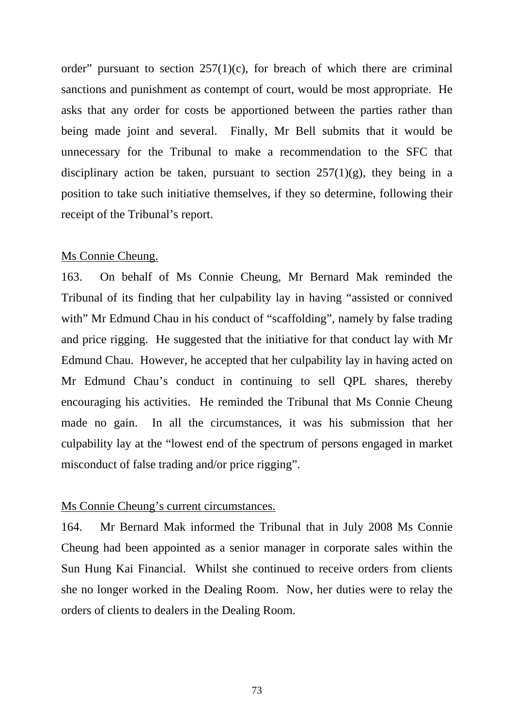order" pursuant to section 257(1)(c), for breach of which there are criminal sanctions and punishment as contempt of court, would be most appropriate. He asks that any order for costs be apportioned between the parties rather than being made joint and several. Finally, Mr Bell submits that it would be unnecessary for the Tribunal to make a recommendation to the SFC that disciplinary action be taken, pursuant to section 257(1)(g), they being in a position to take such initiative themselves, if they so determine, following their receipt of the Tribunal's report.

<u>Ms Connie Cheung.</u>

163. On behalf of Ms Connie Cheung, Mr Bernard Mak reminded the Tribunal of its finding that her culpability lay in having "assisted or connived with" Mr Edmund Chau in his conduct of "scaffolding", namely by false trading and price rigging. He suggested that the initiative for that conduct lay with Mr Edmund Chau. However, he accepted that her culpability lay in having acted on Mr Edmund Chau's conduct in continuing to sell QPL shares, thereby encouraging his activities. He reminded the Tribunal that Ms Connie Cheung made no gain. In all the circumstances, it was his submission that her culpability lay at the "lowest end of the spectrum of persons engaged in market misconduct of false trading and/or price rigging".

<u>Ms Connie Cheung's current circumstances.</u>

164. Mr Bernard Mak informed the Tribunal that in July 2008 Ms Connie Cheung had been appointed as a senior manager in corporate sales within the Sun Hung Kai Financial. Whilst she continued to receive orders from clients she no longer worked in the Dealing Room. Now, her duties were to relay the orders of clients to dealers in the Dealing Room.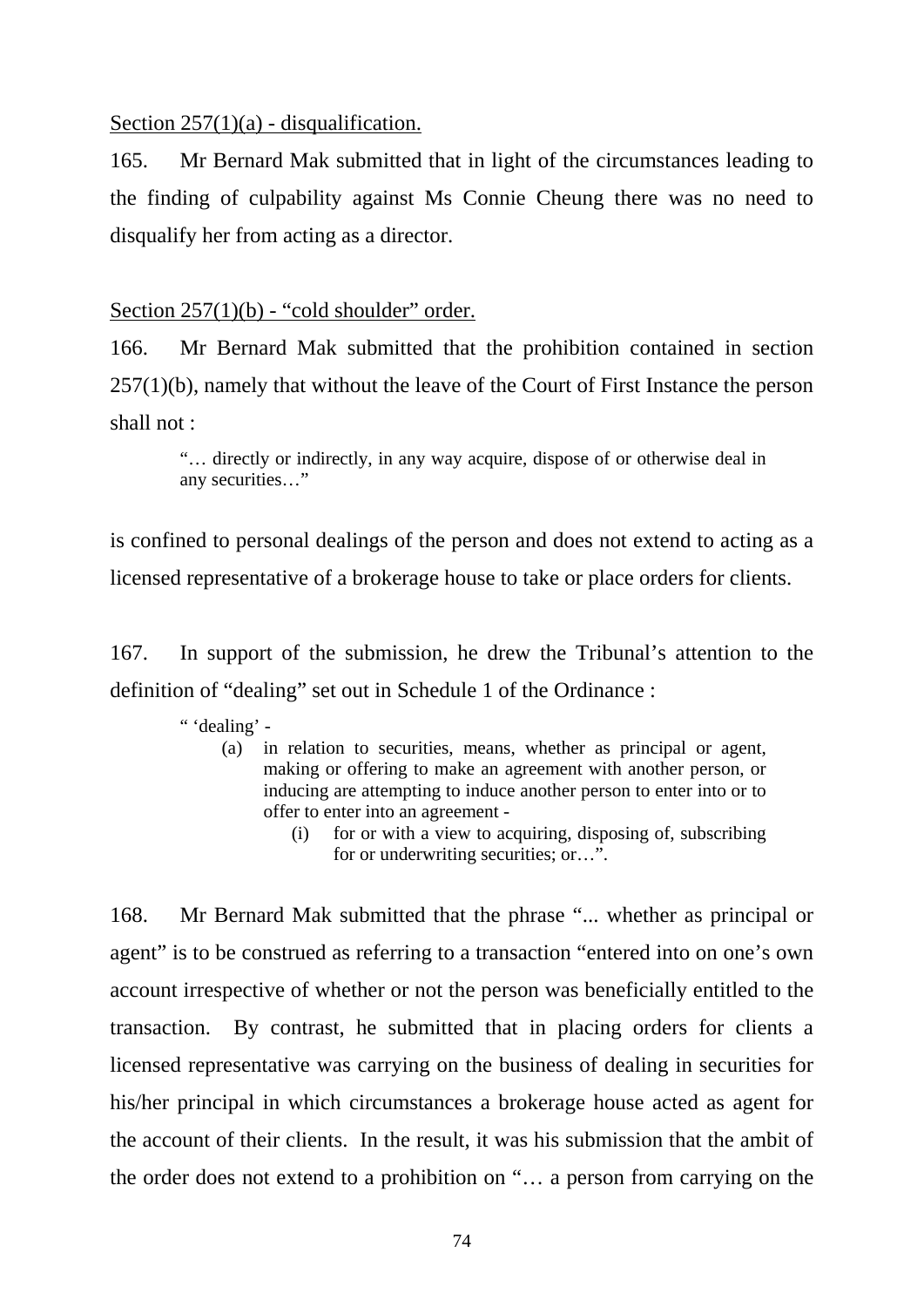<u>Section 257(1)(a) - disqualification.</u>

165. Mr Bernard Mak submitted that in light of the circumstances leading to the finding of culpability against Ms Connie Cheung there was no need to disqualify her from acting as a director.

<u>Section 257(1)(b) - “cold shoulder” order.</u>

166. Mr Bernard Mak submitted that the prohibition contained in section 257(1)(b), namely that without the leave of the Court of First Instance the person shall not :

> “… directly or indirectly, in any way acquire, dispose of or otherwise deal in any securities…”

is confined to personal dealings of the person and does not extend to acting as a licensed representative of a brokerage house to take or place orders for clients.

167. In support of the submission, he drew the Tribunal’s attention to the definition of “dealing” set out in Schedule 1 of the Ordinance :

> “ ‘dealing’ -
> (a) in relation to securities, means, whether as principal or agent, making or offering to make an agreement with another person, or inducing are attempting to induce another person to enter into or to offer to enter into an agreement -
> (i) for or with a view to acquiring, disposing of, subscribing for or underwriting securities; or…”.

168. Mr Bernard Mak submitted that the phrase “... whether as principal or agent” is to be construed as referring to a transaction “entered into on one’s own account irrespective of whether or not the person was beneficially entitled to the transaction. By contrast, he submitted that in placing orders for clients a licensed representative was carrying on the business of dealing in securities for his/her principal in which circumstances a brokerage house acted as agent for the account of their clients. In the result, it was his submission that the ambit of the order does not extend to a prohibition on “… a person from carrying on the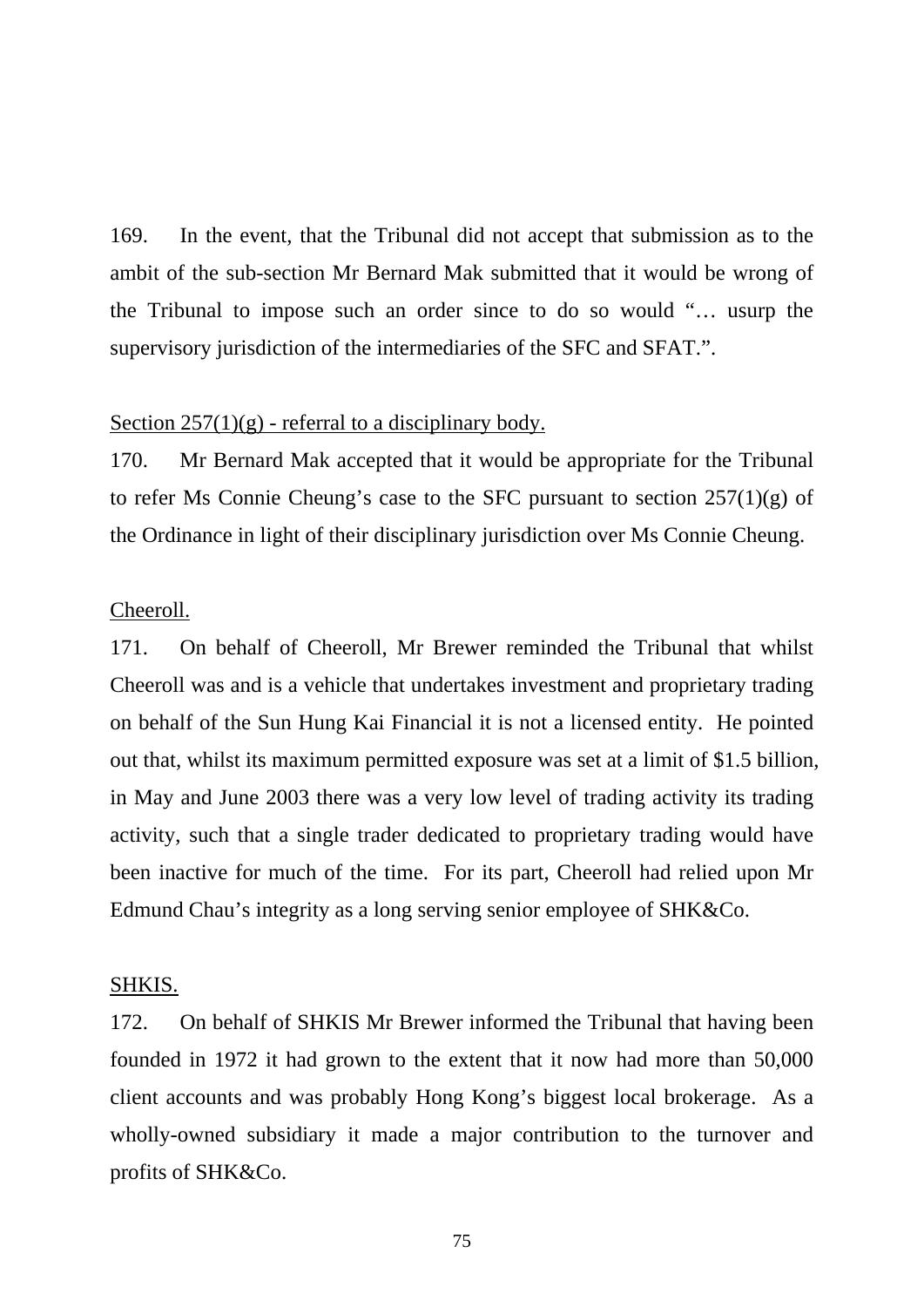169. In the event, that the Tribunal did not accept that submission as to the ambit of the sub-section Mr Bernard Mak submitted that it would be wrong of the Tribunal to impose such an order since to do so would "… usurp the supervisory jurisdiction of the intermediaries of the SFC and SFAT.".

<u>Section 257(1)(g) - referral to a disciplinary body.</u>

170. Mr Bernard Mak accepted that it would be appropriate for the Tribunal to refer Ms Connie Cheung's case to the SFC pursuant to section 257(1)(g) of the Ordinance in light of their disciplinary jurisdiction over Ms Connie Cheung.

<u>Cheeroll.</u>

171. On behalf of Cheeroll, Mr Brewer reminded the Tribunal that whilst Cheeroll was and is a vehicle that undertakes investment and proprietary trading on behalf of the Sun Hung Kai Financial it is not a licensed entity. He pointed out that, whilst its maximum permitted exposure was set at a limit of $1.5 billion, in May and June 2003 there was a very low level of trading activity its trading activity, such that a single trader dedicated to proprietary trading would have been inactive for much of the time. For its part, Cheeroll had relied upon Mr Edmund Chau's integrity as a long serving senior employee of SHK&Co.

<u>SHKIS.</u>

172. On behalf of SHKIS Mr Brewer informed the Tribunal that having been founded in 1972 it had grown to the extent that it now had more than 50,000 client accounts and was probably Hong Kong's biggest local brokerage. As a wholly-owned subsidiary it made a major contribution to the turnover and profits of SHK&Co.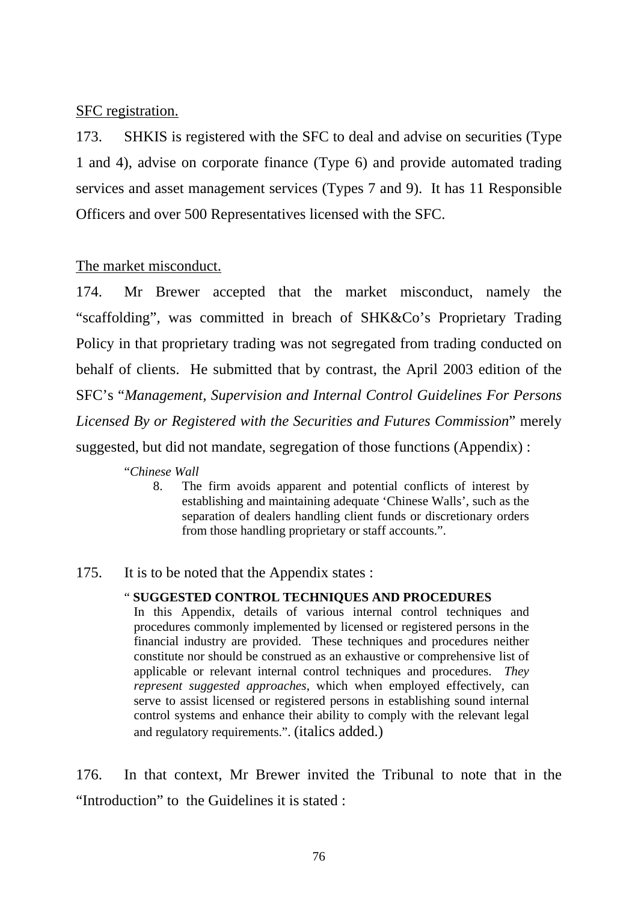SFC registration.

173. SHKIS is registered with the SFC to deal and advise on securities (Type 1 and 4), advise on corporate finance (Type 6) and provide automated trading services and asset management services (Types 7 and 9). It has 11 Responsible Officers and over 500 Representatives licensed with the SFC.

The market misconduct.

174. Mr Brewer accepted that the market misconduct, namely the "scaffolding", was committed in breach of SHK&Co's Proprietary Trading Policy in that proprietary trading was not segregated from trading conducted on behalf of clients. He submitted that by contrast, the April 2003 edition of the SFC's "*Management, Supervision and Internal Control Guidelines For Persons Licensed By or Registered with the Securities and Futures Commission*" merely suggested, but did not mandate, segregation of those functions (Appendix) :

> "*Chinese Wall*
>
> 8. The firm avoids apparent and potential conflicts of interest by establishing and maintaining adequate 'Chinese Walls', such as the separation of dealers handling client funds or discretionary orders from those handling proprietary or staff accounts.".

175. It is to be noted that the Appendix states :

> " **SUGGESTED CONTROL TECHNIQUES AND PROCEDURES**
>
> In this Appendix, details of various internal control techniques and procedures commonly implemented by licensed or registered persons in the financial industry are provided. These techniques and procedures neither constitute nor should be construed as an exhaustive or comprehensive list of applicable or relevant internal control techniques and procedures. *They represent suggested approaches*, which when employed effectively, can serve to assist licensed or registered persons in establishing sound internal control systems and enhance their ability to comply with the relevant legal and regulatory requirements.". (italics added.)

176. In that context, Mr Brewer invited the Tribunal to note that in the "Introduction" to the Guidelines it is stated :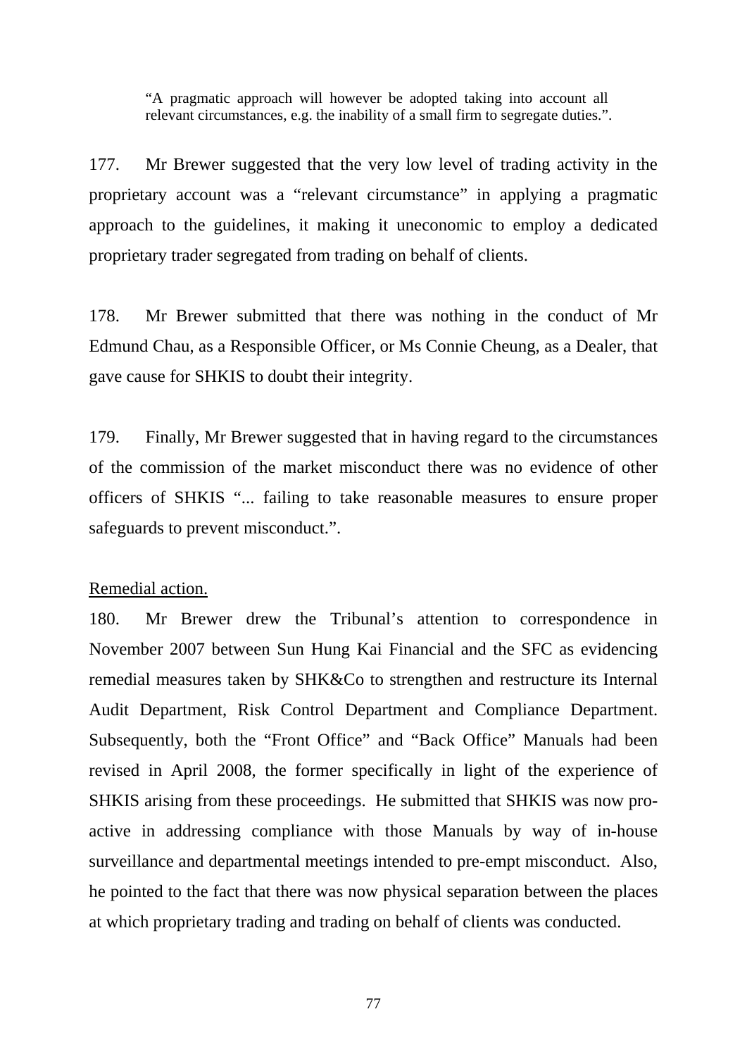> "A pragmatic approach will however be adopted taking into account all relevant circumstances, e.g. the inability of a small firm to segregate duties.".

177. Mr Brewer suggested that the very low level of trading activity in the proprietary account was a "relevant circumstance" in applying a pragmatic approach to the guidelines, it making it uneconomic to employ a dedicated proprietary trader segregated from trading on behalf of clients.

178. Mr Brewer submitted that there was nothing in the conduct of Mr Edmund Chau, as a Responsible Officer, or Ms Connie Cheung, as a Dealer, that gave cause for SHKIS to doubt their integrity.

179. Finally, Mr Brewer suggested that in having regard to the circumstances of the commission of the market misconduct there was no evidence of other officers of SHKIS "... failing to take reasonable measures to ensure proper safeguards to prevent misconduct.".

<u>Remedial action.</u>

180. Mr Brewer drew the Tribunal's attention to correspondence in November 2007 between Sun Hung Kai Financial and the SFC as evidencing remedial measures taken by SHK&Co to strengthen and restructure its Internal Audit Department, Risk Control Department and Compliance Department. Subsequently, both the "Front Office" and "Back Office" Manuals had been revised in April 2008, the former specifically in light of the experience of SHKIS arising from these proceedings. He submitted that SHKIS was now pro-active in addressing compliance with those Manuals by way of in-house surveillance and departmental meetings intended to pre-empt misconduct. Also, he pointed to the fact that there was now physical separation between the places at which proprietary trading and trading on behalf of clients was conducted.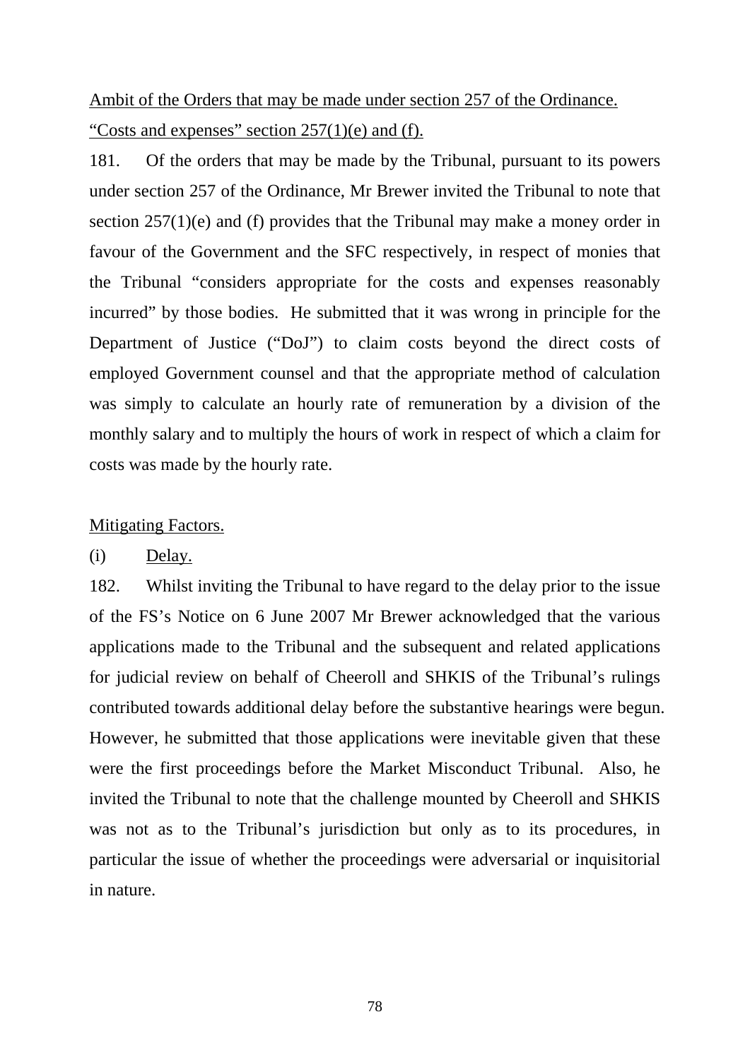Ambit of the Orders that may be made under section 257 of the Ordinance.

"Costs and expenses" section 257(1)(e) and (f).

181. Of the orders that may be made by the Tribunal, pursuant to its powers under section 257 of the Ordinance, Mr Brewer invited the Tribunal to note that section 257(1)(e) and (f) provides that the Tribunal may make a money order in favour of the Government and the SFC respectively, in respect of monies that the Tribunal "considers appropriate for the costs and expenses reasonably incurred" by those bodies. He submitted that it was wrong in principle for the Department of Justice ("DoJ") to claim costs beyond the direct costs of employed Government counsel and that the appropriate method of calculation was simply to calculate an hourly rate of remuneration by a division of the monthly salary and to multiply the hours of work in respect of which a claim for costs was made by the hourly rate.

Mitigating Factors.

(i) Delay.

182. Whilst inviting the Tribunal to have regard to the delay prior to the issue of the FS's Notice on 6 June 2007 Mr Brewer acknowledged that the various applications made to the Tribunal and the subsequent and related applications for judicial review on behalf of Cheeroll and SHKIS of the Tribunal's rulings contributed towards additional delay before the substantive hearings were begun. However, he submitted that those applications were inevitable given that these were the first proceedings before the Market Misconduct Tribunal. Also, he invited the Tribunal to note that the challenge mounted by Cheeroll and SHKIS was not as to the Tribunal's jurisdiction but only as to its procedures, in particular the issue of whether the proceedings were adversarial or inquisitorial in nature.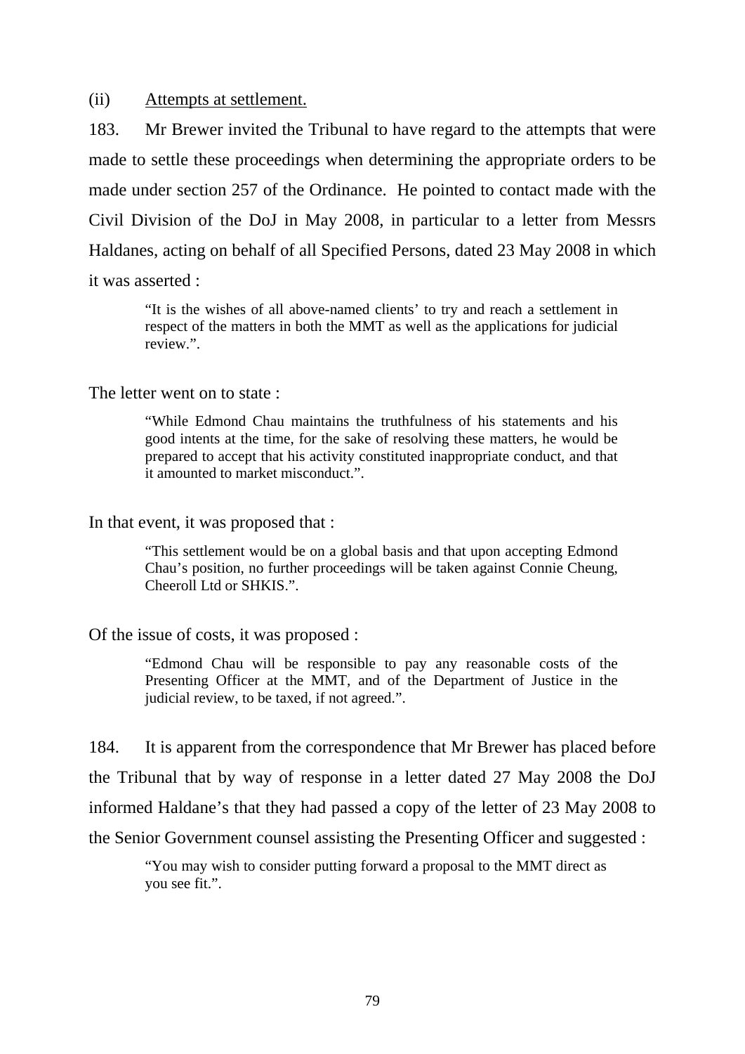(ii) <u>Attempts at settlement.</u>

183. Mr Brewer invited the Tribunal to have regard to the attempts that were made to settle these proceedings when determining the appropriate orders to be made under section 257 of the Ordinance. He pointed to contact made with the Civil Division of the DoJ in May 2008, in particular to a letter from Messrs Haldanes, acting on behalf of all Specified Persons, dated 23 May 2008 in which it was asserted :

> "It is the wishes of all above-named clients' to try and reach a settlement in respect of the matters in both the MMT as well as the applications for judicial review.".

The letter went on to state :

> "While Edmond Chau maintains the truthfulness of his statements and his good intents at the time, for the sake of resolving these matters, he would be prepared to accept that his activity constituted inappropriate conduct, and that it amounted to market misconduct.".

In that event, it was proposed that :

> "This settlement would be on a global basis and that upon accepting Edmond Chau's position, no further proceedings will be taken against Connie Cheung, Cheeroll Ltd or SHKIS.".

Of the issue of costs, it was proposed :

> "Edmond Chau will be responsible to pay any reasonable costs of the Presenting Officer at the MMT, and of the Department of Justice in the judicial review, to be taxed, if not agreed.".

184. It is apparent from the correspondence that Mr Brewer has placed before the Tribunal that by way of response in a letter dated 27 May 2008 the DoJ informed Haldane's that they had passed a copy of the letter of 23 May 2008 to the Senior Government counsel assisting the Presenting Officer and suggested :

> "You may wish to consider putting forward a proposal to the MMT direct as you see fit.".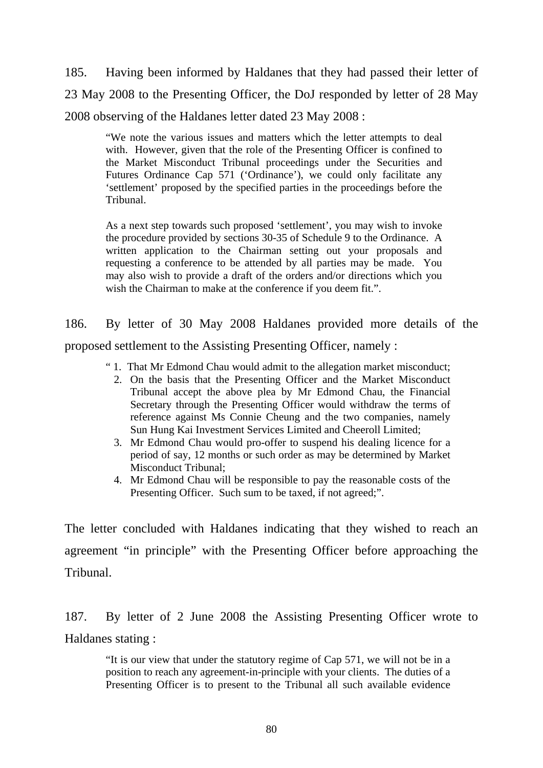185. Having been informed by Haldanes that they had passed their letter of 23 May 2008 to the Presenting Officer, the DoJ responded by letter of 28 May 2008 observing of the Haldanes letter dated 23 May 2008 :

> "We note the various issues and matters which the letter attempts to deal with. However, given that the role of the Presenting Officer is confined to the Market Misconduct Tribunal proceedings under the Securities and Futures Ordinance Cap 571 ('Ordinance'), we could only facilitate any 'settlement' proposed by the specified parties in the proceedings before the Tribunal.
>
> As a next step towards such proposed 'settlement', you may wish to invoke the procedure provided by sections 30-35 of Schedule 9 to the Ordinance. A written application to the Chairman setting out your proposals and requesting a conference to be attended by all parties may be made. You may also wish to provide a draft of the orders and/or directions which you wish the Chairman to make at the conference if you deem fit.".

186. By letter of 30 May 2008 Haldanes provided more details of the proposed settlement to the Assisting Presenting Officer, namely :

> " 1. That Mr Edmond Chau would admit to the allegation market misconduct;
> 2. On the basis that the Presenting Officer and the Market Misconduct Tribunal accept the above plea by Mr Edmond Chau, the Financial Secretary through the Presenting Officer would withdraw the terms of reference against Ms Connie Cheung and the two companies, namely Sun Hung Kai Investment Services Limited and Cheeroll Limited;
> 3. Mr Edmond Chau would pro-offer to suspend his dealing licence for a period of say, 12 months or such order as may be determined by Market Misconduct Tribunal;
> 4. Mr Edmond Chau will be responsible to pay the reasonable costs of the Presenting Officer. Such sum to be taxed, if not agreed;".

The letter concluded with Haldanes indicating that they wished to reach an agreement "in principle" with the Presenting Officer before approaching the Tribunal.

187. By letter of 2 June 2008 the Assisting Presenting Officer wrote to Haldanes stating :

> "It is our view that under the statutory regime of Cap 571, we will not be in a position to reach any agreement-in-principle with your clients. The duties of a Presenting Officer is to present to the Tribunal all such available evidence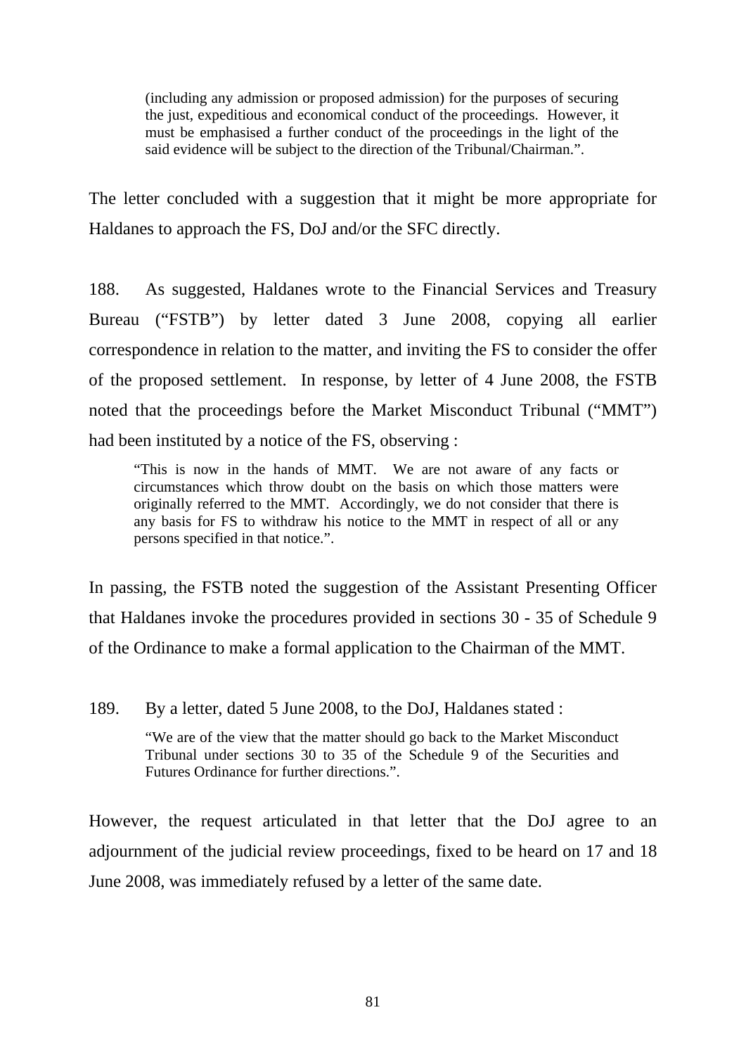> (including any admission or proposed admission) for the purposes of securing the just, expeditious and economical conduct of the proceedings. However, it must be emphasised a further conduct of the proceedings in the light of the said evidence will be subject to the direction of the Tribunal/Chairman.".

The letter concluded with a suggestion that it might be more appropriate for Haldanes to approach the FS, DoJ and/or the SFC directly.

188. As suggested, Haldanes wrote to the Financial Services and Treasury Bureau ("FSTB") by letter dated 3 June 2008, copying all earlier correspondence in relation to the matter, and inviting the FS to consider the offer of the proposed settlement. In response, by letter of 4 June 2008, the FSTB noted that the proceedings before the Market Misconduct Tribunal ("MMT") had been instituted by a notice of the FS, observing :

> "This is now in the hands of MMT. We are not aware of any facts or circumstances which throw doubt on the basis on which those matters were originally referred to the MMT. Accordingly, we do not consider that there is any basis for FS to withdraw his notice to the MMT in respect of all or any persons specified in that notice.".

In passing, the FSTB noted the suggestion of the Assistant Presenting Officer that Haldanes invoke the procedures provided in sections 30 - 35 of Schedule 9 of the Ordinance to make a formal application to the Chairman of the MMT.

189. By a letter, dated 5 June 2008, to the DoJ, Haldanes stated :

> "We are of the view that the matter should go back to the Market Misconduct Tribunal under sections 30 to 35 of the Schedule 9 of the Securities and Futures Ordinance for further directions.".

However, the request articulated in that letter that the DoJ agree to an adjournment of the judicial review proceedings, fixed to be heard on 17 and 18 June 2008, was immediately refused by a letter of the same date.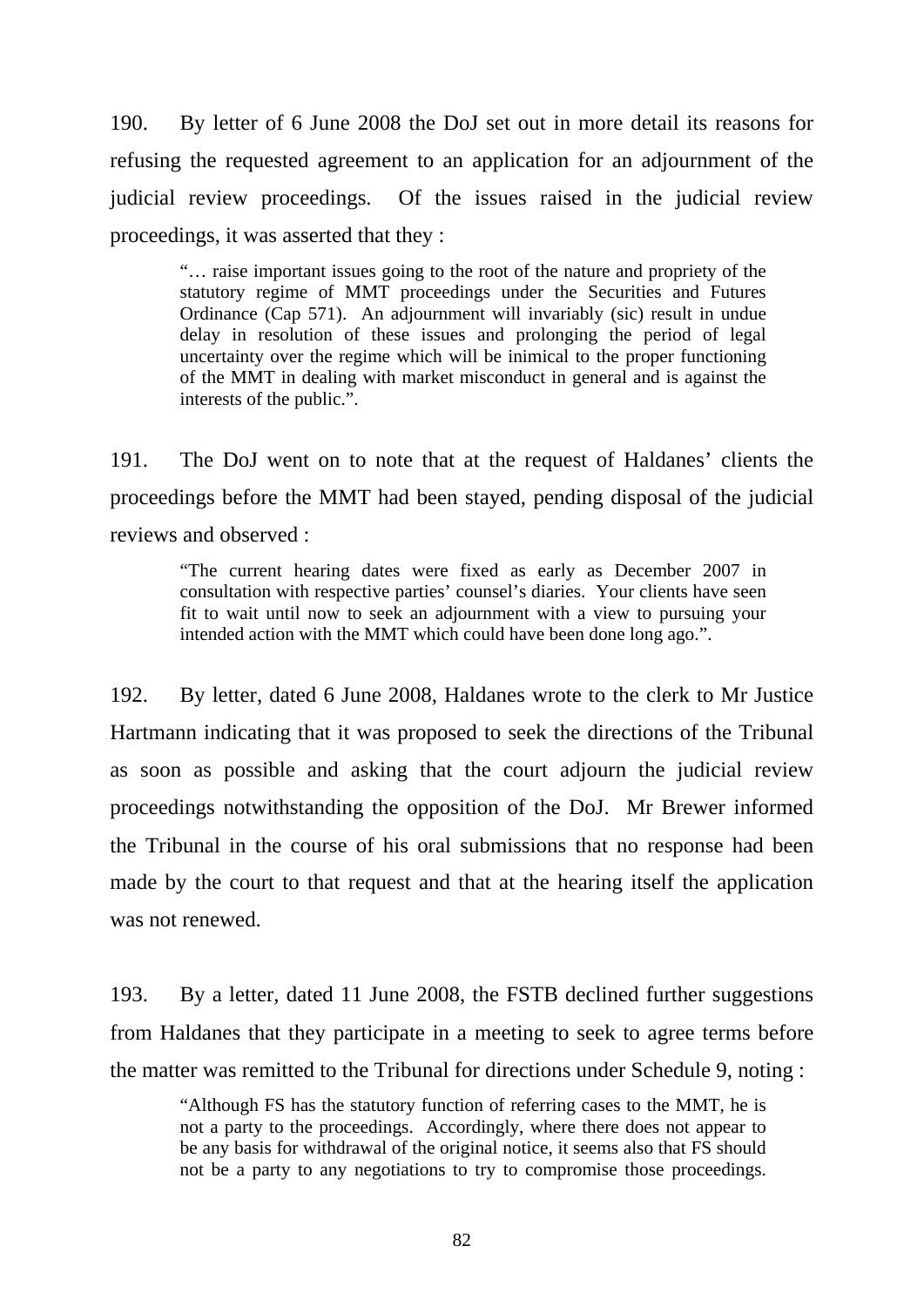190. By letter of 6 June 2008 the DoJ set out in more detail its reasons for refusing the requested agreement to an application for an adjournment of the judicial review proceedings. Of the issues raised in the judicial review proceedings, it was asserted that they :

> "… raise important issues going to the root of the nature and propriety of the statutory regime of MMT proceedings under the Securities and Futures Ordinance (Cap 571). An adjournment will invariably (sic) result in undue delay in resolution of these issues and prolonging the period of legal uncertainty over the regime which will be inimical to the proper functioning of the MMT in dealing with market misconduct in general and is against the interests of the public.".

191. The DoJ went on to note that at the request of Haldanes' clients the proceedings before the MMT had been stayed, pending disposal of the judicial reviews and observed :

> "The current hearing dates were fixed as early as December 2007 in consultation with respective parties' counsel's diaries. Your clients have seen fit to wait until now to seek an adjournment with a view to pursuing your intended action with the MMT which could have been done long ago.".

192. By letter, dated 6 June 2008, Haldanes wrote to the clerk to Mr Justice Hartmann indicating that it was proposed to seek the directions of the Tribunal as soon as possible and asking that the court adjourn the judicial review proceedings notwithstanding the opposition of the DoJ. Mr Brewer informed the Tribunal in the course of his oral submissions that no response had been made by the court to that request and that at the hearing itself the application was not renewed.

193. By a letter, dated 11 June 2008, the FSTB declined further suggestions from Haldanes that they participate in a meeting to seek to agree terms before the matter was remitted to the Tribunal for directions under Schedule 9, noting :

> "Although FS has the statutory function of referring cases to the MMT, he is not a party to the proceedings. Accordingly, where there does not appear to be any basis for withdrawal of the original notice, it seems also that FS should not be a party to any negotiations to try to compromise those proceedings.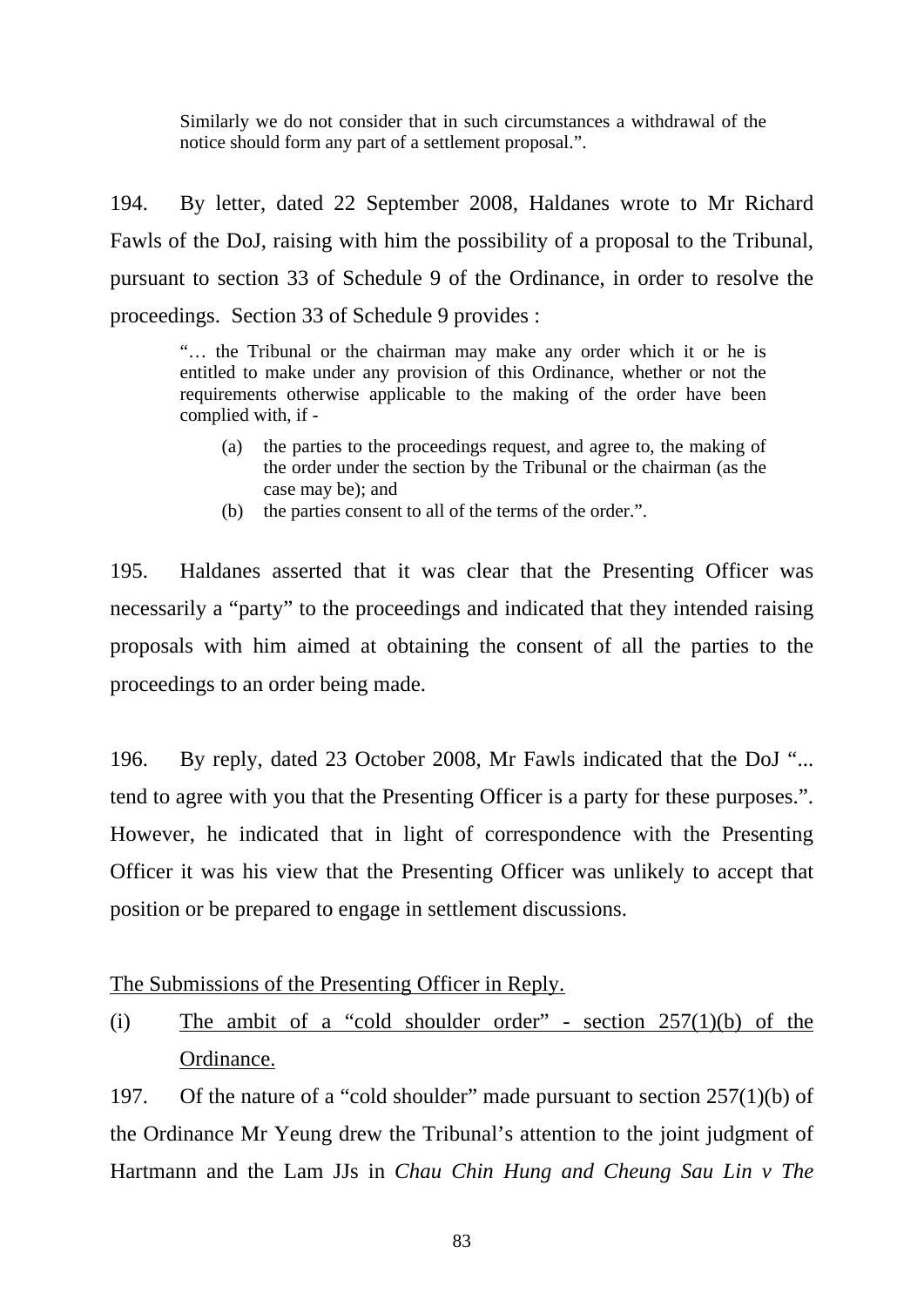> Similarly we do not consider that in such circumstances a withdrawal of the notice should form any part of a settlement proposal.".

194. By letter, dated 22 September 2008, Haldanes wrote to Mr Richard Fawls of the DoJ, raising with him the possibility of a proposal to the Tribunal, pursuant to section 33 of Schedule 9 of the Ordinance, in order to resolve the proceedings. Section 33 of Schedule 9 provides :

> "… the Tribunal or the chairman may make any order which it or he is entitled to make under any provision of this Ordinance, whether or not the requirements otherwise applicable to the making of the order have been complied with, if -
>
> (a) the parties to the proceedings request, and agree to, the making of the order under the section by the Tribunal or the chairman (as the case may be); and
>
> (b) the parties consent to all of the terms of the order.".

195. Haldanes asserted that it was clear that the Presenting Officer was necessarily a "party" to the proceedings and indicated that they intended raising proposals with him aimed at obtaining the consent of all the parties to the proceedings to an order being made.

196. By reply, dated 23 October 2008, Mr Fawls indicated that the DoJ "... tend to agree with you that the Presenting Officer is a party for these purposes.". However, he indicated that in light of correspondence with the Presenting Officer it was his view that the Presenting Officer was unlikely to accept that position or be prepared to engage in settlement discussions.

<u>The Submissions of the Presenting Officer in Reply.</u>

(i) <u>The ambit of a "cold shoulder order" - section 257(1)(b) of the Ordinance.</u>

197. Of the nature of a "cold shoulder" made pursuant to section 257(1)(b) of the Ordinance Mr Yeung drew the Tribunal's attention to the joint judgment of Hartmann and the Lam JJs in *Chau Chin Hung and Cheung Sau Lin v The*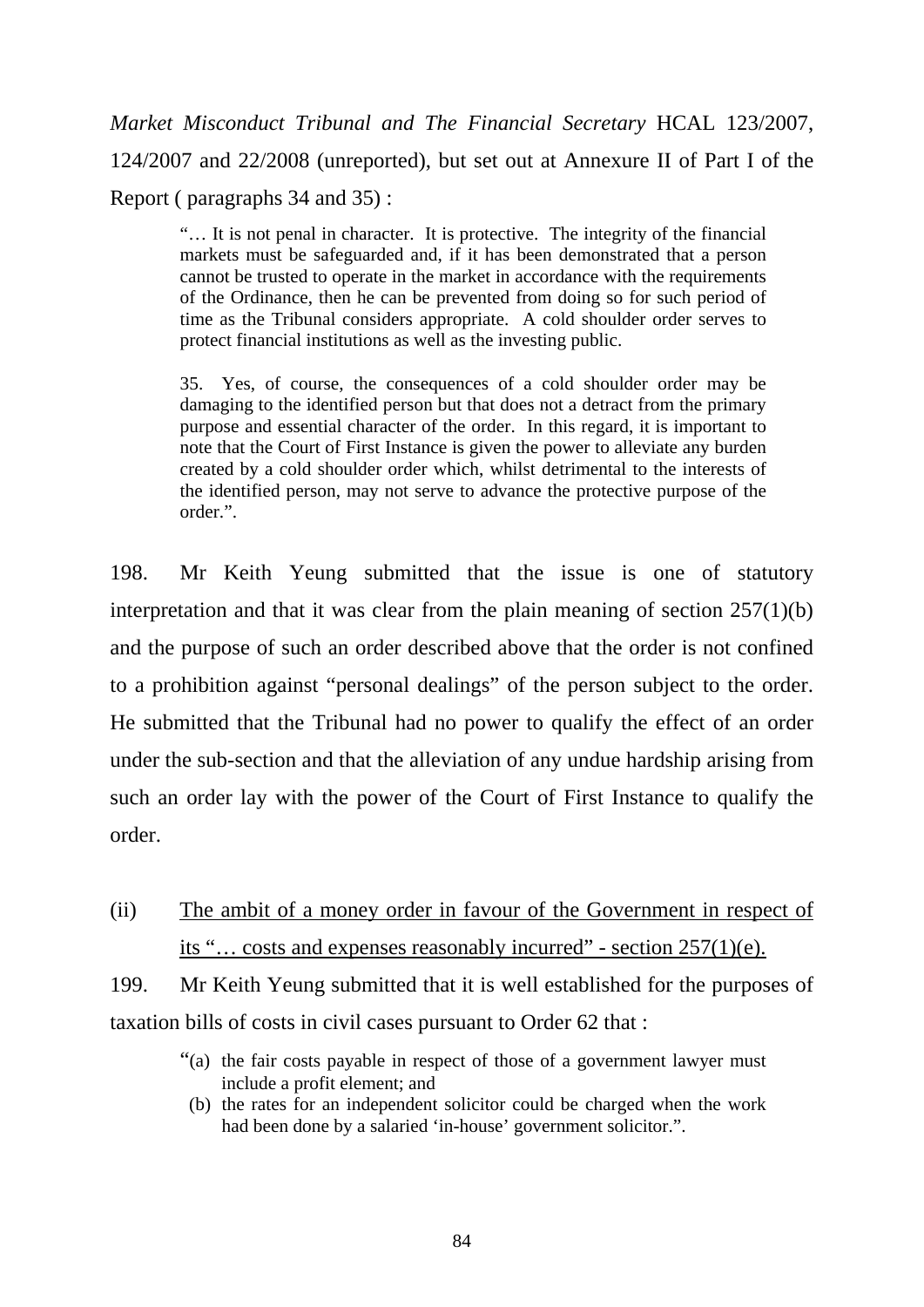*Market Misconduct Tribunal and The Financial Secretary* HCAL 123/2007, 124/2007 and 22/2008 (unreported), but set out at Annexure II of Part I of the Report ( paragraphs 34 and 35) :

> "… It is not penal in character. It is protective. The integrity of the financial markets must be safeguarded and, if it has been demonstrated that a person cannot be trusted to operate in the market in accordance with the requirements of the Ordinance, then he can be prevented from doing so for such period of time as the Tribunal considers appropriate. A cold shoulder order serves to protect financial institutions as well as the investing public.
>
> 35. Yes, of course, the consequences of a cold shoulder order may be damaging to the identified person but that does not a detract from the primary purpose and essential character of the order. In this regard, it is important to note that the Court of First Instance is given the power to alleviate any burden created by a cold shoulder order which, whilst detrimental to the interests of the identified person, may not serve to advance the protective purpose of the order.".

198. Mr Keith Yeung submitted that the issue is one of statutory interpretation and that it was clear from the plain meaning of section 257(1)(b) and the purpose of such an order described above that the order is not confined to a prohibition against "personal dealings" of the person subject to the order. He submitted that the Tribunal had no power to qualify the effect of an order under the sub-section and that the alleviation of any undue hardship arising from such an order lay with the power of the Court of First Instance to qualify the order.

(ii) <u>The ambit of a money order in favour of the Government in respect of its "… costs and expenses reasonably incurred" - section 257(1)(e).</u>

199. Mr Keith Yeung submitted that it is well established for the purposes of taxation bills of costs in civil cases pursuant to Order 62 that :

> "(a) the fair costs payable in respect of those of a government lawyer must include a profit element; and
>
> (b) the rates for an independent solicitor could be charged when the work had been done by a salaried 'in-house' government solicitor.".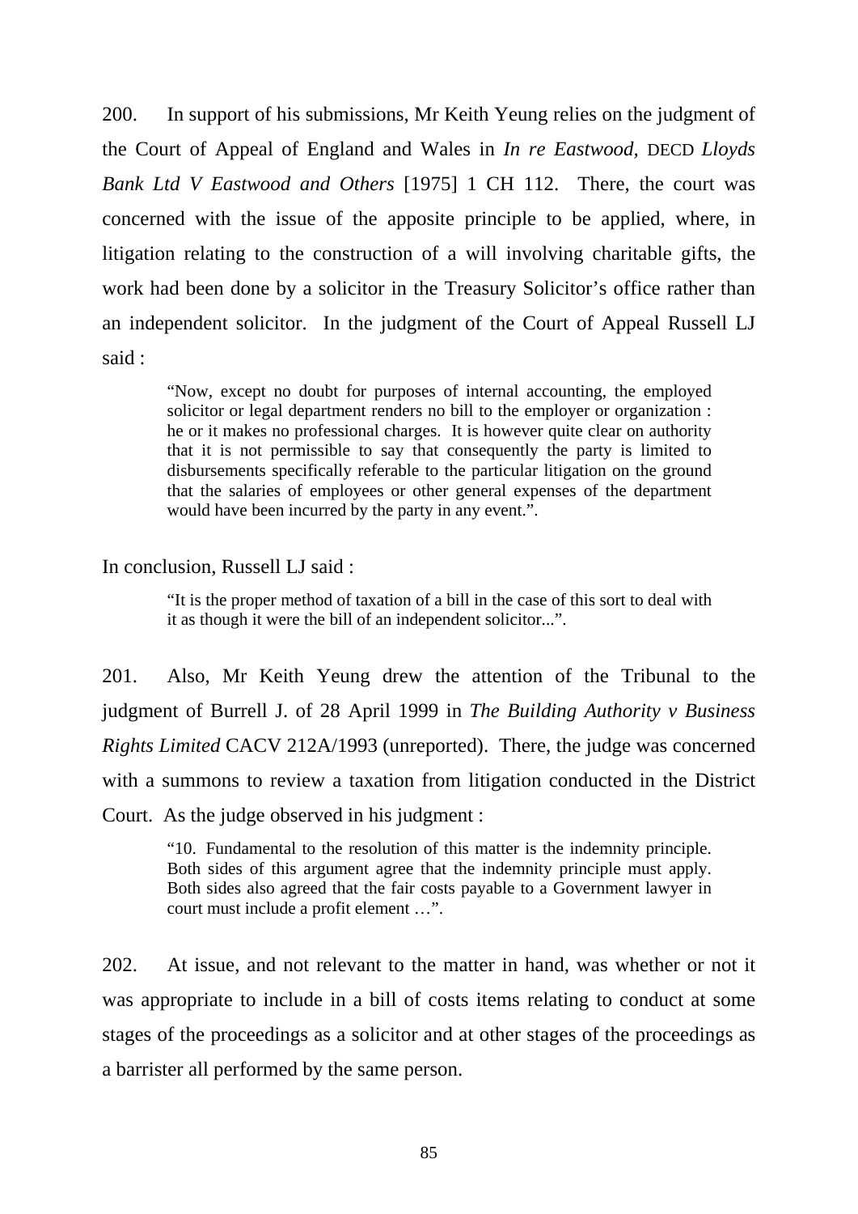200. In support of his submissions, Mr Keith Yeung relies on the judgment of the Court of Appeal of England and Wales in *In re Eastwood*, DECD *Lloyds Bank Ltd V Eastwood and Others* [1975] 1 CH 112. There, the court was concerned with the issue of the apposite principle to be applied, where, in litigation relating to the construction of a will involving charitable gifts, the work had been done by a solicitor in the Treasury Solicitor's office rather than an independent solicitor. In the judgment of the Court of Appeal Russell LJ said :

> "Now, except no doubt for purposes of internal accounting, the employed solicitor or legal department renders no bill to the employer or organization : he or it makes no professional charges. It is however quite clear on authority that it is not permissible to say that consequently the party is limited to disbursements specifically referable to the particular litigation on the ground that the salaries of employees or other general expenses of the department would have been incurred by the party in any event.".

In conclusion, Russell LJ said :

> "It is the proper method of taxation of a bill in the case of this sort to deal with it as though it were the bill of an independent solicitor...".

201. Also, Mr Keith Yeung drew the attention of the Tribunal to the judgment of Burrell J. of 28 April 1999 in *The Building Authority v Business Rights Limited* CACV 212A/1993 (unreported). There, the judge was concerned with a summons to review a taxation from litigation conducted in the District Court. As the judge observed in his judgment :

> "10. Fundamental to the resolution of this matter is the indemnity principle. Both sides of this argument agree that the indemnity principle must apply. Both sides also agreed that the fair costs payable to a Government lawyer in court must include a profit element …".

202. At issue, and not relevant to the matter in hand, was whether or not it was appropriate to include in a bill of costs items relating to conduct at some stages of the proceedings as a solicitor and at other stages of the proceedings as a barrister all performed by the same person.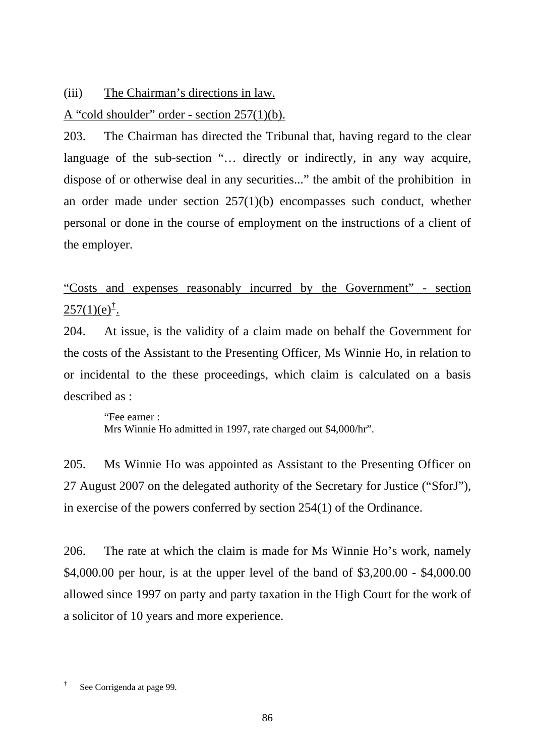(iii) The Chairman's directions in law.

A "cold shoulder" order - section 257(1)(b).

203. The Chairman has directed the Tribunal that, having regard to the clear language of the sub-section "… directly or indirectly, in any way acquire, dispose of or otherwise deal in any securities..." the ambit of the prohibition in an order made under section 257(1)(b) encompasses such conduct, whether personal or done in the course of employment on the instructions of a client of the employer.

"Costs and expenses reasonably incurred by the Government" - section 257(1)(e)[†].

204. At issue, is the validity of a claim made on behalf the Government for the costs of the Assistant to the Presenting Officer, Ms Winnie Ho, in relation to or incidental to the these proceedings, which claim is calculated on a basis described as :

> "Fee earner :
> Mrs Winnie Ho admitted in 1997, rate charged out $4,000/hr".

205. Ms Winnie Ho was appointed as Assistant to the Presenting Officer on 27 August 2007 on the delegated authority of the Secretary for Justice ("SforJ"), in exercise of the powers conferred by section 254(1) of the Ordinance.

206. The rate at which the claim is made for Ms Winnie Ho's work, namely $4,000.00 per hour, is at the upper level of the band of $3,200.00 - $4,000.00 allowed since 1997 on party and party taxation in the High Court for the work of a solicitor of 10 years and more experience.

[†] See Corrigenda at page 99.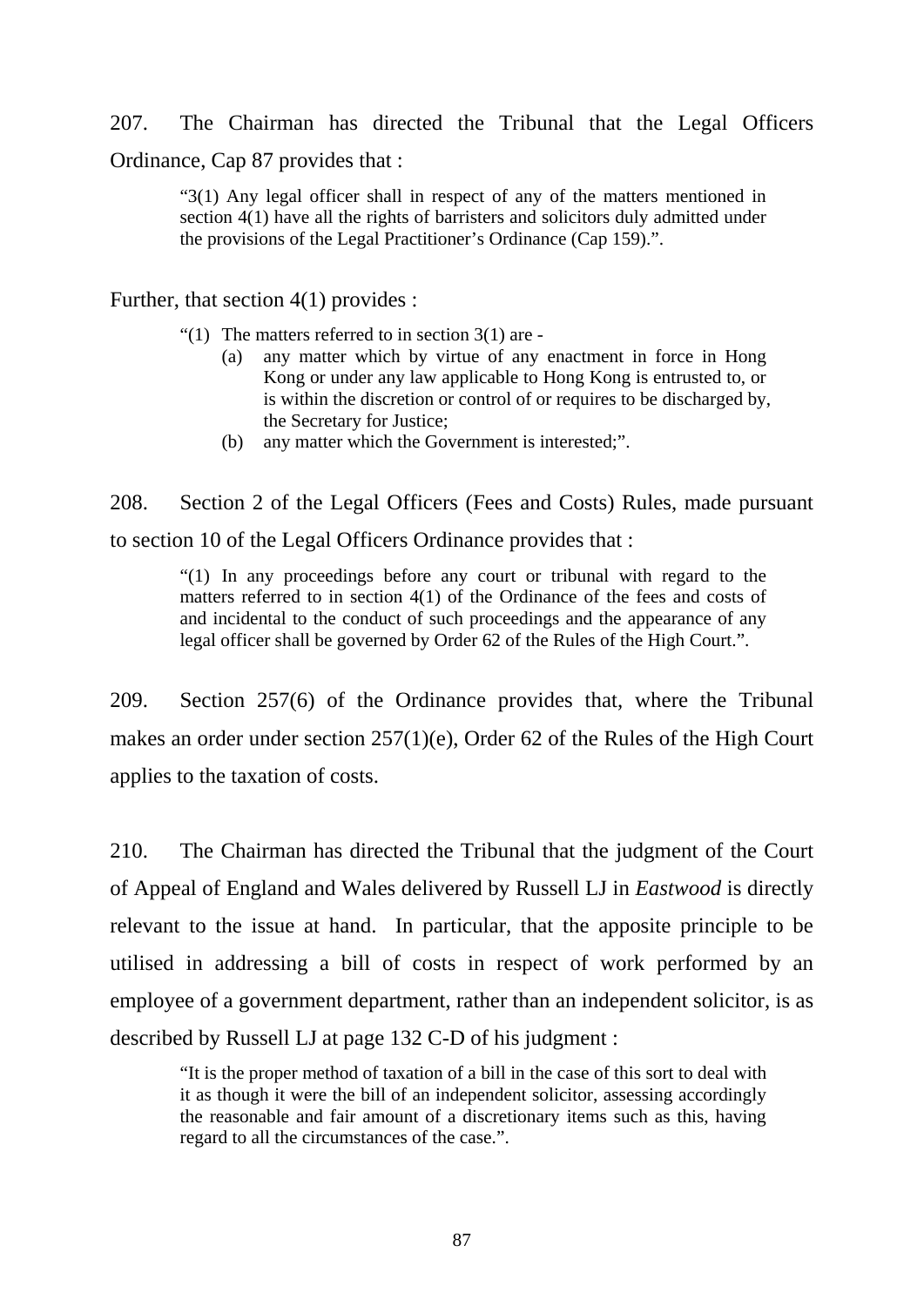207. The Chairman has directed the Tribunal that the Legal Officers Ordinance, Cap 87 provides that :

> "3(1) Any legal officer shall in respect of any of the matters mentioned in section 4(1) have all the rights of barristers and solicitors duly admitted under the provisions of the Legal Practitioner's Ordinance (Cap 159).".

Further, that section 4(1) provides :

> "(1) The matters referred to in section 3(1) are -
> (a) any matter which by virtue of any enactment in force in Hong Kong or under any law applicable to Hong Kong is entrusted to, or is within the discretion or control of or requires to be discharged by, the Secretary for Justice;
> (b) any matter which the Government is interested;".

208. Section 2 of the Legal Officers (Fees and Costs) Rules, made pursuant to section 10 of the Legal Officers Ordinance provides that :

> "(1) In any proceedings before any court or tribunal with regard to the matters referred to in section 4(1) of the Ordinance of the fees and costs of and incidental to the conduct of such proceedings and the appearance of any legal officer shall be governed by Order 62 of the Rules of the High Court.".

209. Section 257(6) of the Ordinance provides that, where the Tribunal makes an order under section 257(1)(e), Order 62 of the Rules of the High Court applies to the taxation of costs.

210. The Chairman has directed the Tribunal that the judgment of the Court of Appeal of England and Wales delivered by Russell LJ in *Eastwood* is directly relevant to the issue at hand. In particular, that the apposite principle to be utilised in addressing a bill of costs in respect of work performed by an employee of a government department, rather than an independent solicitor, is as described by Russell LJ at page 132 C-D of his judgment :

> "It is the proper method of taxation of a bill in the case of this sort to deal with it as though it were the bill of an independent solicitor, assessing accordingly the reasonable and fair amount of a discretionary items such as this, having regard to all the circumstances of the case.".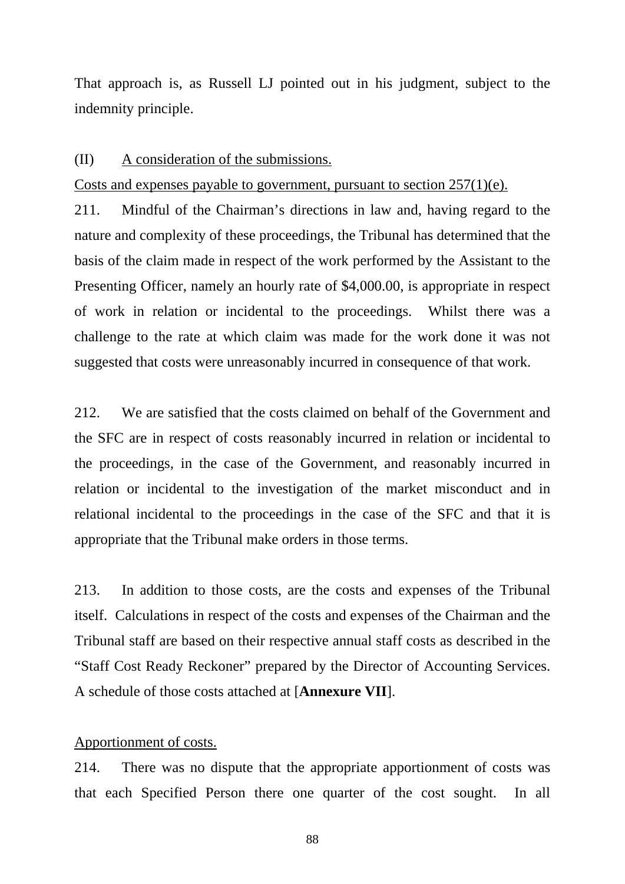That approach is, as Russell LJ pointed out in his judgment, subject to the indemnity principle.

(II) <u>A consideration of the submissions.</u>

<u>Costs and expenses payable to government, pursuant to section 257(1)(e).</u>

211. Mindful of the Chairman's directions in law and, having regard to the nature and complexity of these proceedings, the Tribunal has determined that the basis of the claim made in respect of the work performed by the Assistant to the Presenting Officer, namely an hourly rate of $4,000.00, is appropriate in respect of work in relation or incidental to the proceedings. Whilst there was a challenge to the rate at which claim was made for the work done it was not suggested that costs were unreasonably incurred in consequence of that work.

212. We are satisfied that the costs claimed on behalf of the Government and the SFC are in respect of costs reasonably incurred in relation or incidental to the proceedings, in the case of the Government, and reasonably incurred in relation or incidental to the investigation of the market misconduct and in relational incidental to the proceedings in the case of the SFC and that it is appropriate that the Tribunal make orders in those terms.

213. In addition to those costs, are the costs and expenses of the Tribunal itself. Calculations in respect of the costs and expenses of the Chairman and the Tribunal staff are based on their respective annual staff costs as described in the "Staff Cost Ready Reckoner" prepared by the Director of Accounting Services. A schedule of those costs attached at [**Annexure VII**].

<u>Apportionment of costs.</u>

214. There was no dispute that the appropriate apportionment of costs was that each Specified Person there one quarter of the cost sought. In all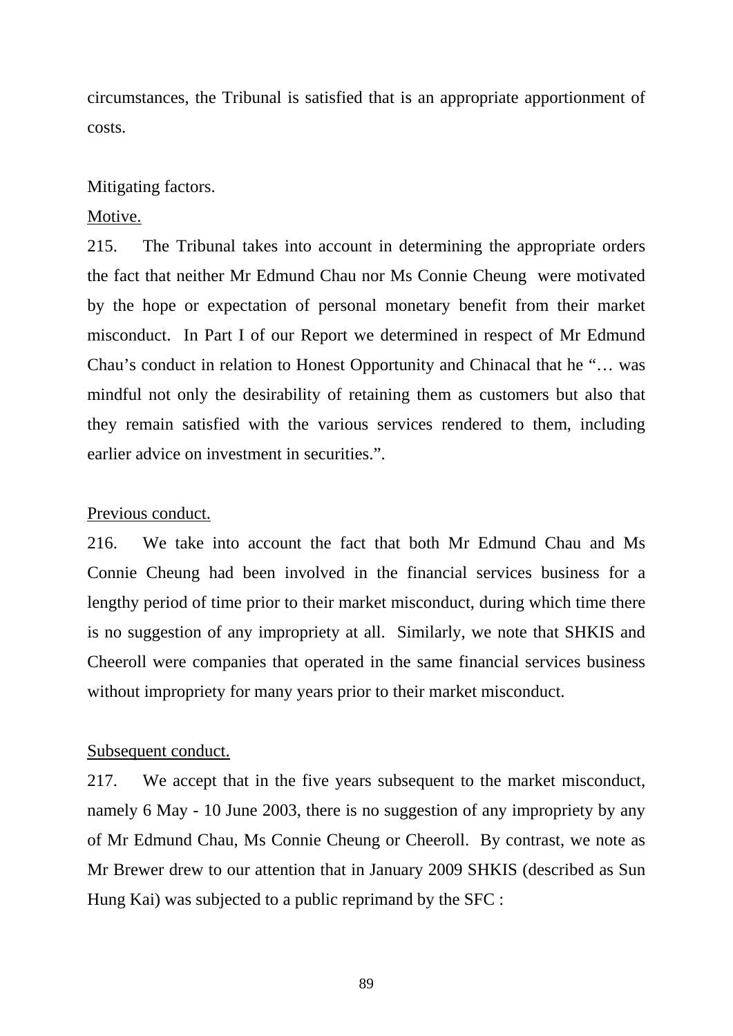circumstances, the Tribunal is satisfied that is an appropriate apportionment of costs.

Mitigating factors.

Motive.

215. The Tribunal takes into account in determining the appropriate orders the fact that neither Mr Edmund Chau nor Ms Connie Cheung were motivated by the hope or expectation of personal monetary benefit from their market misconduct. In Part I of our Report we determined in respect of Mr Edmund Chau's conduct in relation to Honest Opportunity and Chinacal that he "… was mindful not only the desirability of retaining them as customers but also that they remain satisfied with the various services rendered to them, including earlier advice on investment in securities.".

Previous conduct.

216. We take into account the fact that both Mr Edmund Chau and Ms Connie Cheung had been involved in the financial services business for a lengthy period of time prior to their market misconduct, during which time there is no suggestion of any impropriety at all. Similarly, we note that SHKIS and Cheeroll were companies that operated in the same financial services business without impropriety for many years prior to their market misconduct.

Subsequent conduct.

217. We accept that in the five years subsequent to the market misconduct, namely 6 May - 10 June 2003, there is no suggestion of any impropriety by any of Mr Edmund Chau, Ms Connie Cheung or Cheeroll. By contrast, we note as Mr Brewer drew to our attention that in January 2009 SHKIS (described as Sun Hung Kai) was subjected to a public reprimand by the SFC :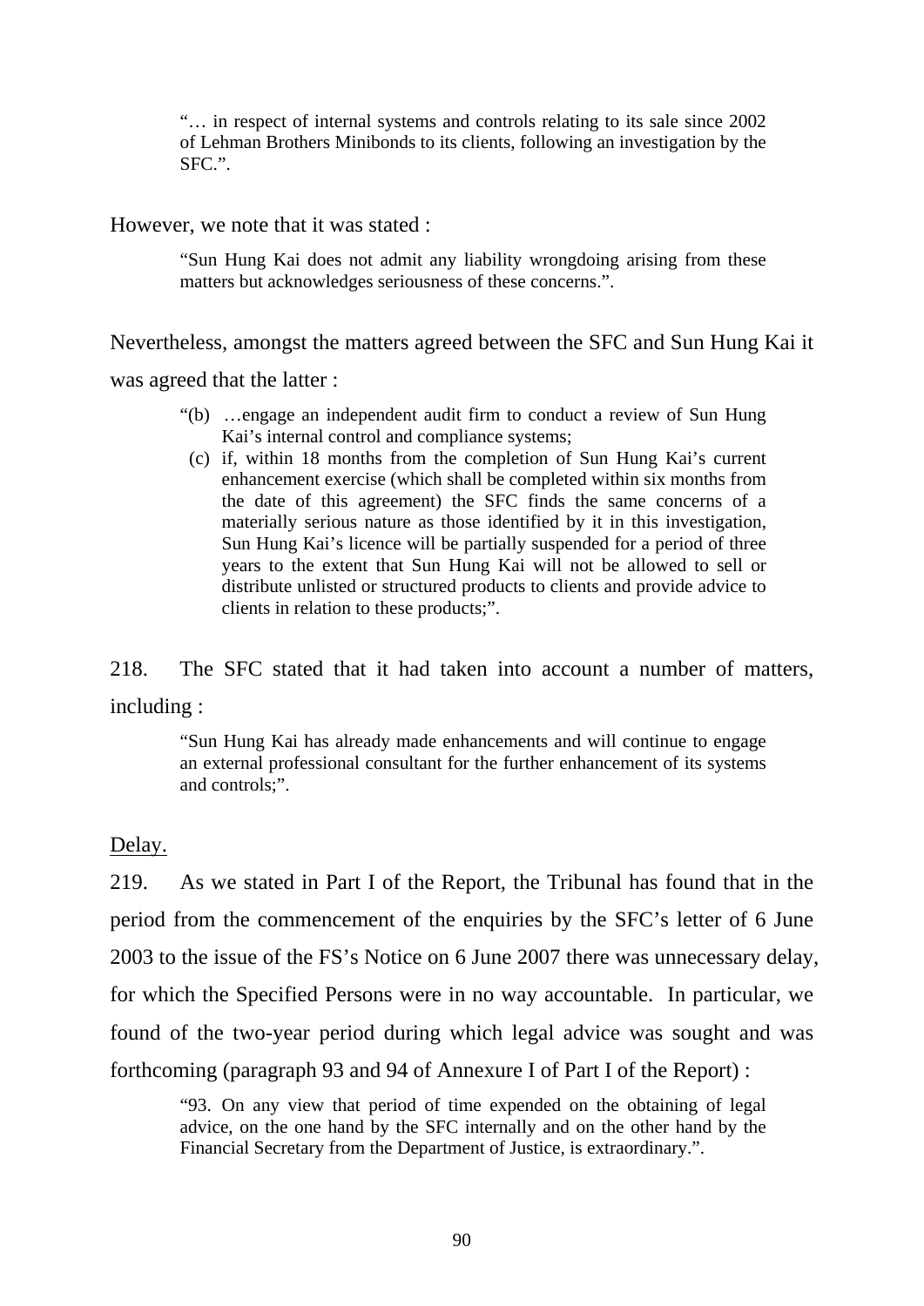> "… in respect of internal systems and controls relating to its sale since 2002 of Lehman Brothers Minibonds to its clients, following an investigation by the SFC.".

However, we note that it was stated :

> "Sun Hung Kai does not admit any liability wrongdoing arising from these matters but acknowledges seriousness of these concerns.".

Nevertheless, amongst the matters agreed between the SFC and Sun Hung Kai it was agreed that the latter :

> "(b) …engage an independent audit firm to conduct a review of Sun Hung Kai's internal control and compliance systems;
>
> (c) if, within 18 months from the completion of Sun Hung Kai's current enhancement exercise (which shall be completed within six months from the date of this agreement) the SFC finds the same concerns of a materially serious nature as those identified by it in this investigation, Sun Hung Kai's licence will be partially suspended for a period of three years to the extent that Sun Hung Kai will not be allowed to sell or distribute unlisted or structured products to clients and provide advice to clients in relation to these products;".

218. The SFC stated that it had taken into account a number of matters, including :

> "Sun Hung Kai has already made enhancements and will continue to engage an external professional consultant for the further enhancement of its systems and controls;".

<u>Delay.</u>

219. As we stated in Part I of the Report, the Tribunal has found that in the period from the commencement of the enquiries by the SFC's letter of 6 June 2003 to the issue of the FS's Notice on 6 June 2007 there was unnecessary delay, for which the Specified Persons were in no way accountable. In particular, we found of the two-year period during which legal advice was sought and was forthcoming (paragraph 93 and 94 of Annexure I of Part I of the Report) :

> "93. On any view that period of time expended on the obtaining of legal advice, on the one hand by the SFC internally and on the other hand by the Financial Secretary from the Department of Justice, is extraordinary.".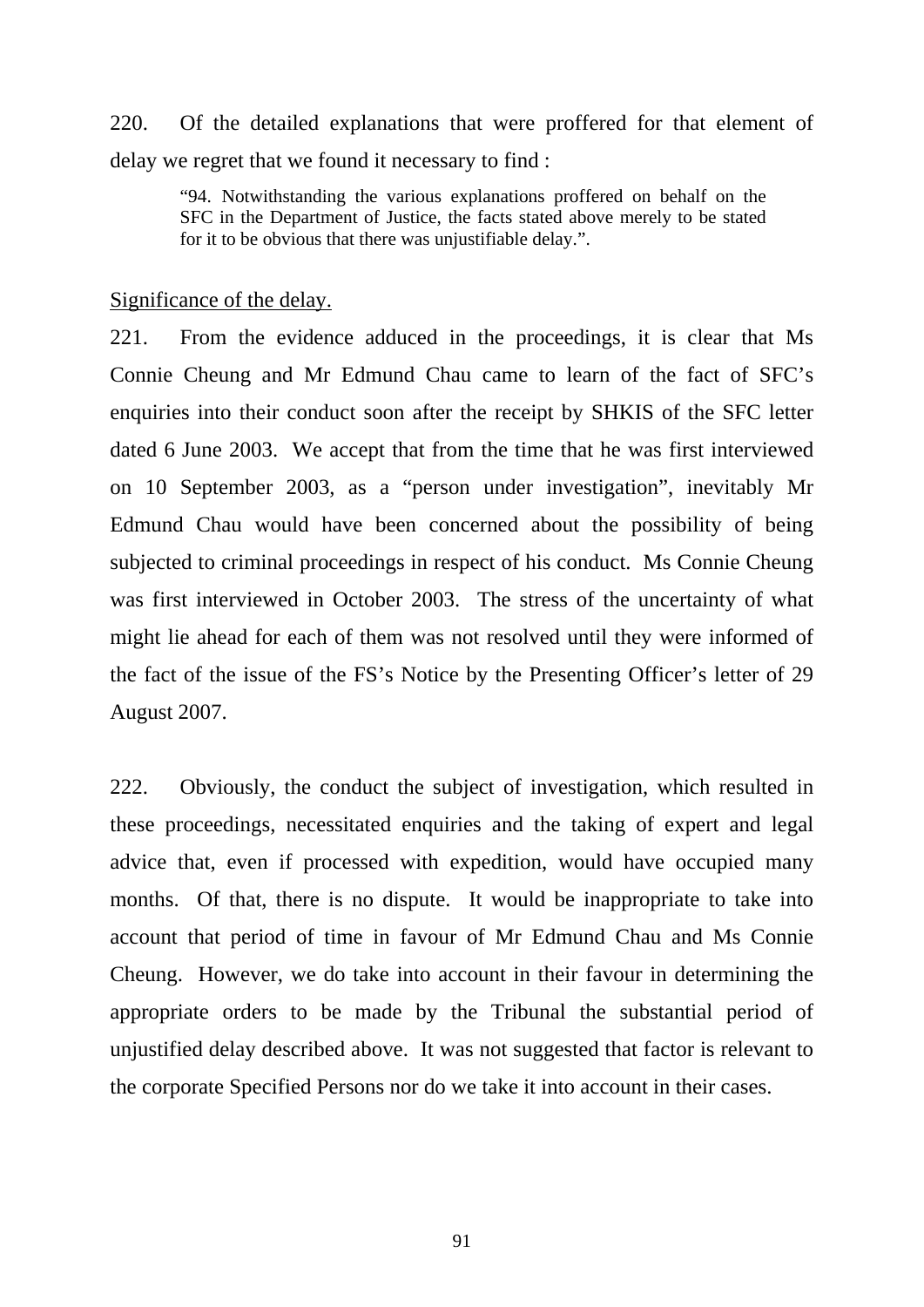220. Of the detailed explanations that were proffered for that element of delay we regret that we found it necessary to find :

> "94. Notwithstanding the various explanations proffered on behalf on the SFC in the Department of Justice, the facts stated above merely to be stated for it to be obvious that there was unjustifiable delay.".

<u>Significance of the delay.</u>

221. From the evidence adduced in the proceedings, it is clear that Ms Connie Cheung and Mr Edmund Chau came to learn of the fact of SFC's enquiries into their conduct soon after the receipt by SHKIS of the SFC letter dated 6 June 2003. We accept that from the time that he was first interviewed on 10 September 2003, as a "person under investigation", inevitably Mr Edmund Chau would have been concerned about the possibility of being subjected to criminal proceedings in respect of his conduct. Ms Connie Cheung was first interviewed in October 2003. The stress of the uncertainty of what might lie ahead for each of them was not resolved until they were informed of the fact of the issue of the FS's Notice by the Presenting Officer's letter of 29 August 2007.

222. Obviously, the conduct the subject of investigation, which resulted in these proceedings, necessitated enquiries and the taking of expert and legal advice that, even if processed with expedition, would have occupied many months. Of that, there is no dispute. It would be inappropriate to take into account that period of time in favour of Mr Edmund Chau and Ms Connie Cheung. However, we do take into account in their favour in determining the appropriate orders to be made by the Tribunal the substantial period of unjustified delay described above. It was not suggested that factor is relevant to the corporate Specified Persons nor do we take it into account in their cases.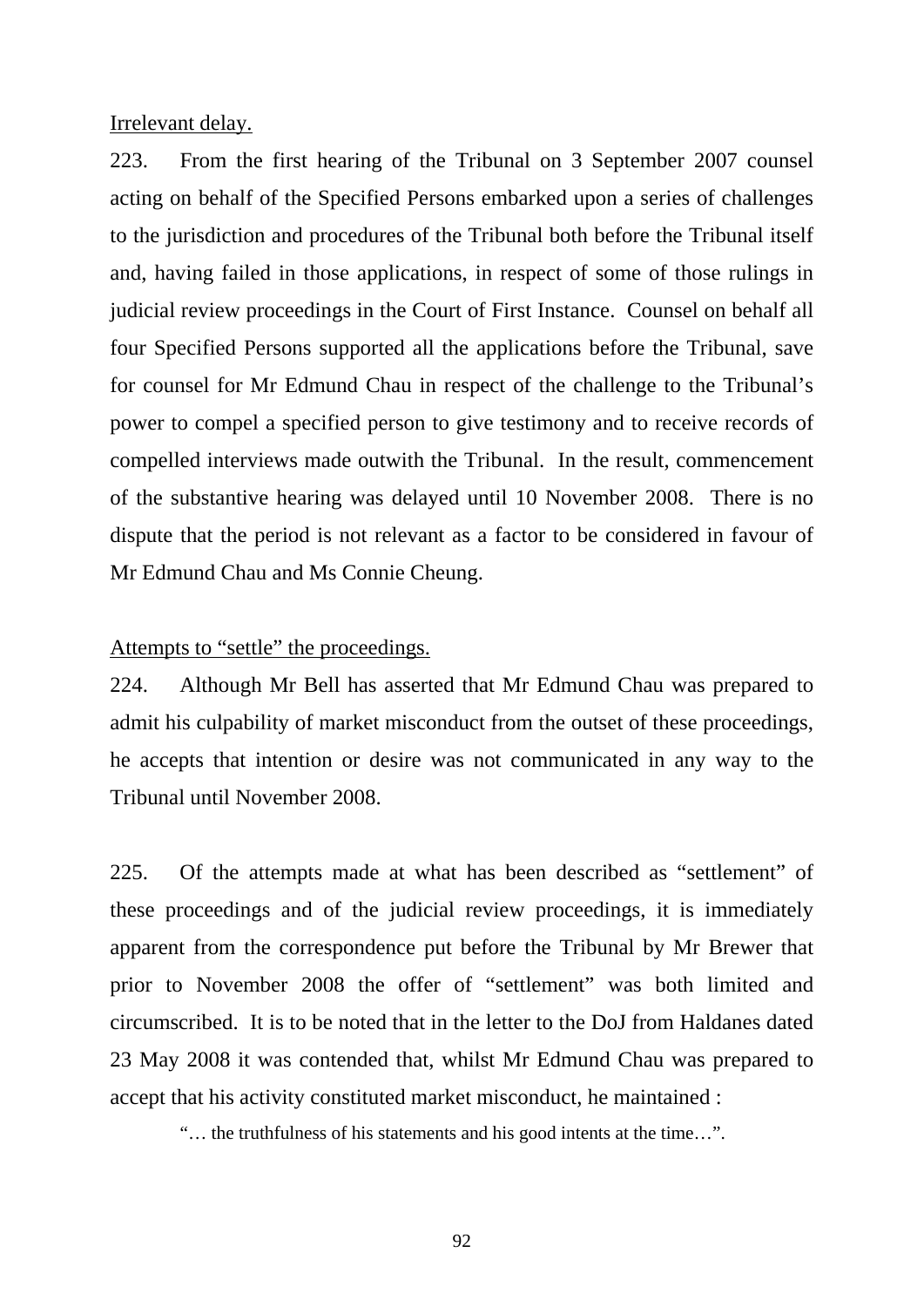Irrelevant delay.

223. From the first hearing of the Tribunal on 3 September 2007 counsel acting on behalf of the Specified Persons embarked upon a series of challenges to the jurisdiction and procedures of the Tribunal both before the Tribunal itself and, having failed in those applications, in respect of some of those rulings in judicial review proceedings in the Court of First Instance. Counsel on behalf all four Specified Persons supported all the applications before the Tribunal, save for counsel for Mr Edmund Chau in respect of the challenge to the Tribunal's power to compel a specified person to give testimony and to receive records of compelled interviews made outwith the Tribunal. In the result, commencement of the substantive hearing was delayed until 10 November 2008. There is no dispute that the period is not relevant as a factor to be considered in favour of Mr Edmund Chau and Ms Connie Cheung.

Attempts to "settle" the proceedings.

224. Although Mr Bell has asserted that Mr Edmund Chau was prepared to admit his culpability of market misconduct from the outset of these proceedings, he accepts that intention or desire was not communicated in any way to the Tribunal until November 2008.

225. Of the attempts made at what has been described as "settlement" of these proceedings and of the judicial review proceedings, it is immediately apparent from the correspondence put before the Tribunal by Mr Brewer that prior to November 2008 the offer of "settlement" was both limited and circumscribed. It is to be noted that in the letter to the DoJ from Haldanes dated 23 May 2008 it was contended that, whilst Mr Edmund Chau was prepared to accept that his activity constituted market misconduct, he maintained :

> "… the truthfulness of his statements and his good intents at the time…".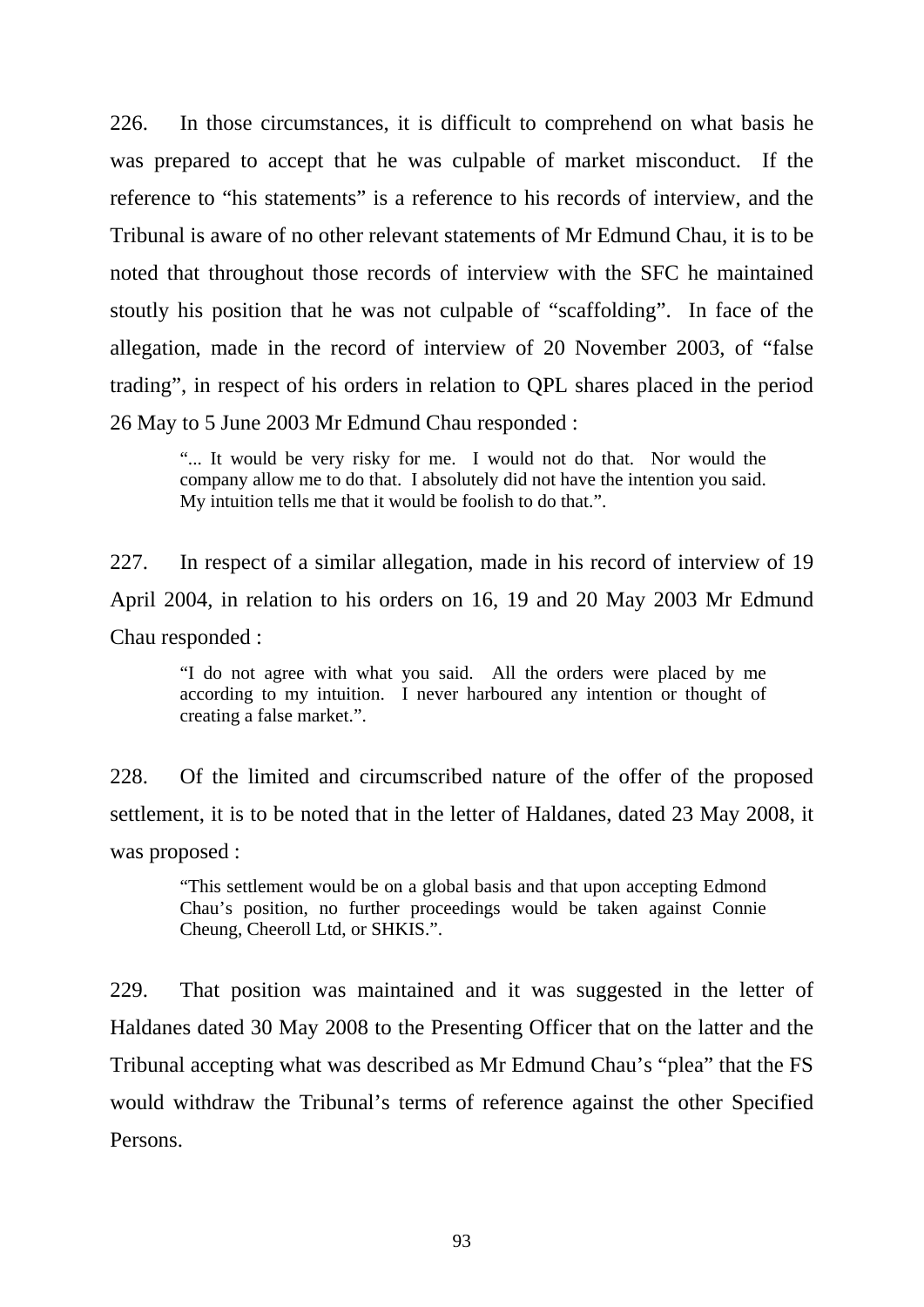226. In those circumstances, it is difficult to comprehend on what basis he was prepared to accept that he was culpable of market misconduct. If the reference to "his statements" is a reference to his records of interview, and the Tribunal is aware of no other relevant statements of Mr Edmund Chau, it is to be noted that throughout those records of interview with the SFC he maintained stoutly his position that he was not culpable of "scaffolding". In face of the allegation, made in the record of interview of 20 November 2003, of "false trading", in respect of his orders in relation to QPL shares placed in the period 26 May to 5 June 2003 Mr Edmund Chau responded :

> "... It would be very risky for me. I would not do that. Nor would the company allow me to do that. I absolutely did not have the intention you said. My intuition tells me that it would be foolish to do that.".

227. In respect of a similar allegation, made in his record of interview of 19 April 2004, in relation to his orders on 16, 19 and 20 May 2003 Mr Edmund Chau responded :

> "I do not agree with what you said. All the orders were placed by me according to my intuition. I never harboured any intention or thought of creating a false market.".

228. Of the limited and circumscribed nature of the offer of the proposed settlement, it is to be noted that in the letter of Haldanes, dated 23 May 2008, it was proposed :

> "This settlement would be on a global basis and that upon accepting Edmond Chau's position, no further proceedings would be taken against Connie Cheung, Cheeroll Ltd, or SHKIS.".

229. That position was maintained and it was suggested in the letter of Haldanes dated 30 May 2008 to the Presenting Officer that on the latter and the Tribunal accepting what was described as Mr Edmund Chau's "plea" that the FS would withdraw the Tribunal's terms of reference against the other Specified Persons.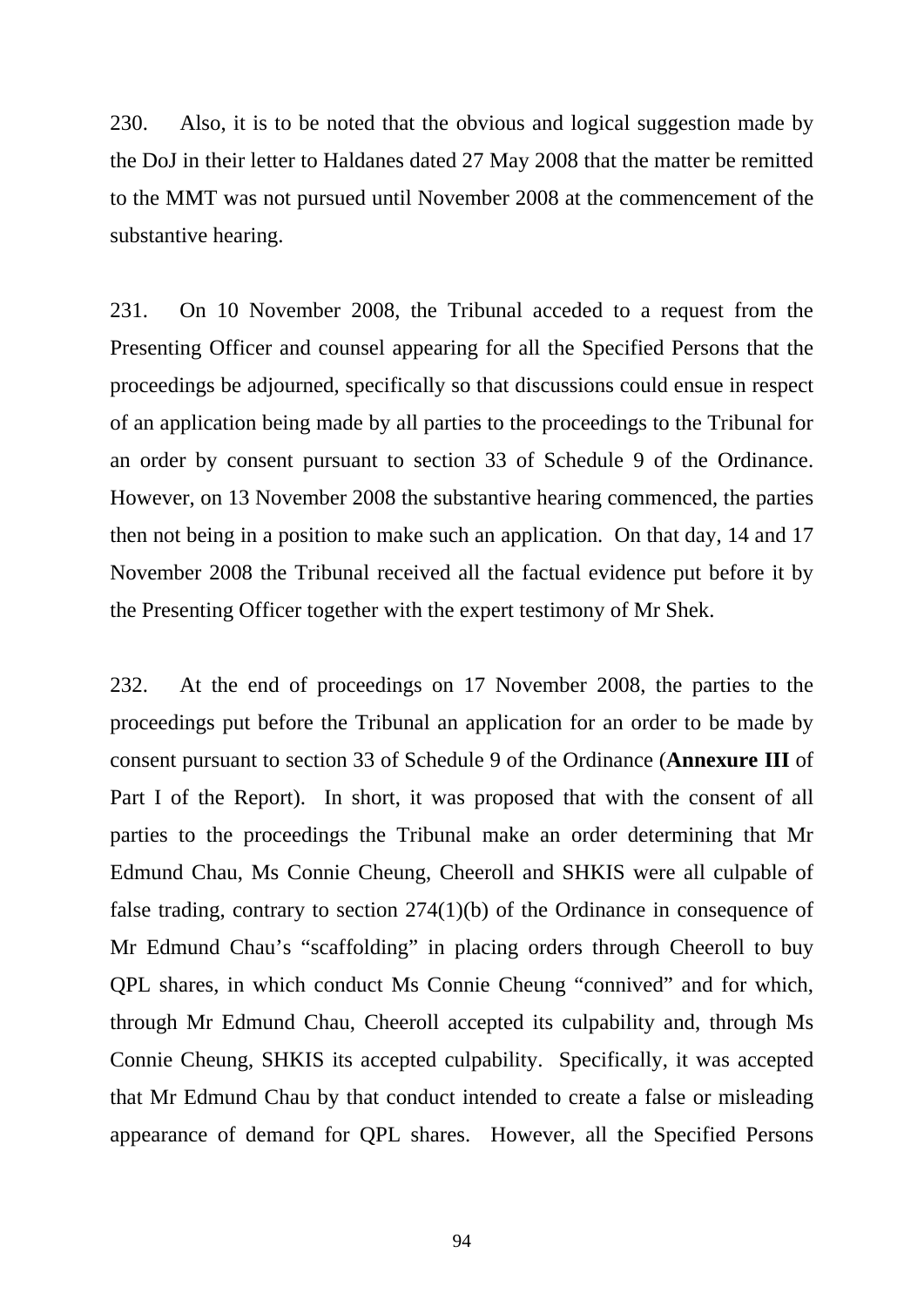230. Also, it is to be noted that the obvious and logical suggestion made by the DoJ in their letter to Haldanes dated 27 May 2008 that the matter be remitted to the MMT was not pursued until November 2008 at the commencement of the substantive hearing.

231. On 10 November 2008, the Tribunal acceded to a request from the Presenting Officer and counsel appearing for all the Specified Persons that the proceedings be adjourned, specifically so that discussions could ensue in respect of an application being made by all parties to the proceedings to the Tribunal for an order by consent pursuant to section 33 of Schedule 9 of the Ordinance. However, on 13 November 2008 the substantive hearing commenced, the parties then not being in a position to make such an application. On that day, 14 and 17 November 2008 the Tribunal received all the factual evidence put before it by the Presenting Officer together with the expert testimony of Mr Shek.

232. At the end of proceedings on 17 November 2008, the parties to the proceedings put before the Tribunal an application for an order to be made by consent pursuant to section 33 of Schedule 9 of the Ordinance (**Annexure III** of Part I of the Report). In short, it was proposed that with the consent of all parties to the proceedings the Tribunal make an order determining that Mr Edmund Chau, Ms Connie Cheung, Cheeroll and SHKIS were all culpable of false trading, contrary to section 274(1)(b) of the Ordinance in consequence of Mr Edmund Chau's "scaffolding" in placing orders through Cheeroll to buy QPL shares, in which conduct Ms Connie Cheung "connived" and for which, through Mr Edmund Chau, Cheeroll accepted its culpability and, through Ms Connie Cheung, SHKIS its accepted culpability. Specifically, it was accepted that Mr Edmund Chau by that conduct intended to create a false or misleading appearance of demand for QPL shares. However, all the Specified Persons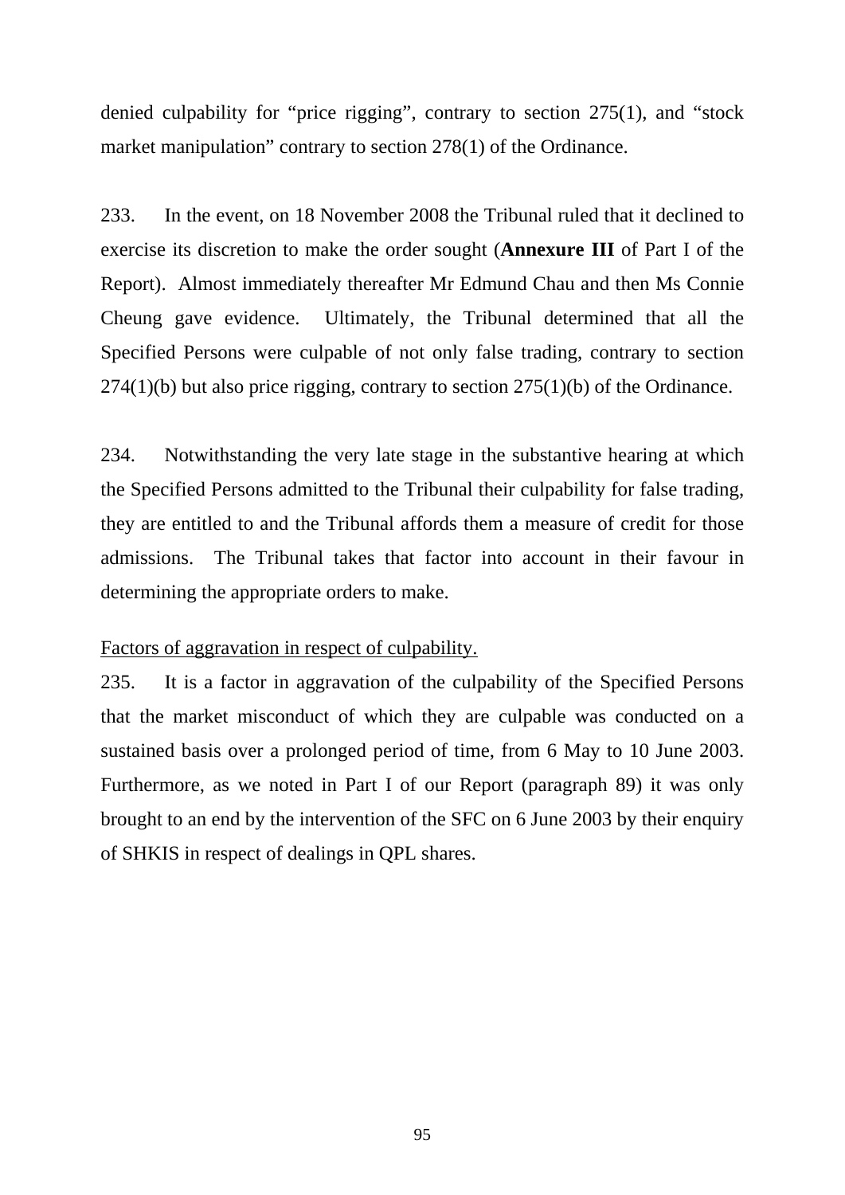denied culpability for "price rigging", contrary to section 275(1), and "stock market manipulation" contrary to section 278(1) of the Ordinance.

233. In the event, on 18 November 2008 the Tribunal ruled that it declined to exercise its discretion to make the order sought (**Annexure III** of Part I of the Report). Almost immediately thereafter Mr Edmund Chau and then Ms Connie Cheung gave evidence. Ultimately, the Tribunal determined that all the Specified Persons were culpable of not only false trading, contrary to section 274(1)(b) but also price rigging, contrary to section 275(1)(b) of the Ordinance.

234. Notwithstanding the very late stage in the substantive hearing at which the Specified Persons admitted to the Tribunal their culpability for false trading, they are entitled to and the Tribunal affords them a measure of credit for those admissions. The Tribunal takes that factor into account in their favour in determining the appropriate orders to make.

<u>Factors of aggravation in respect of culpability.</u>

235. It is a factor in aggravation of the culpability of the Specified Persons that the market misconduct of which they are culpable was conducted on a sustained basis over a prolonged period of time, from 6 May to 10 June 2003. Furthermore, as we noted in Part I of our Report (paragraph 89) it was only brought to an end by the intervention of the SFC on 6 June 2003 by their enquiry of SHKIS in respect of dealings in QPL shares.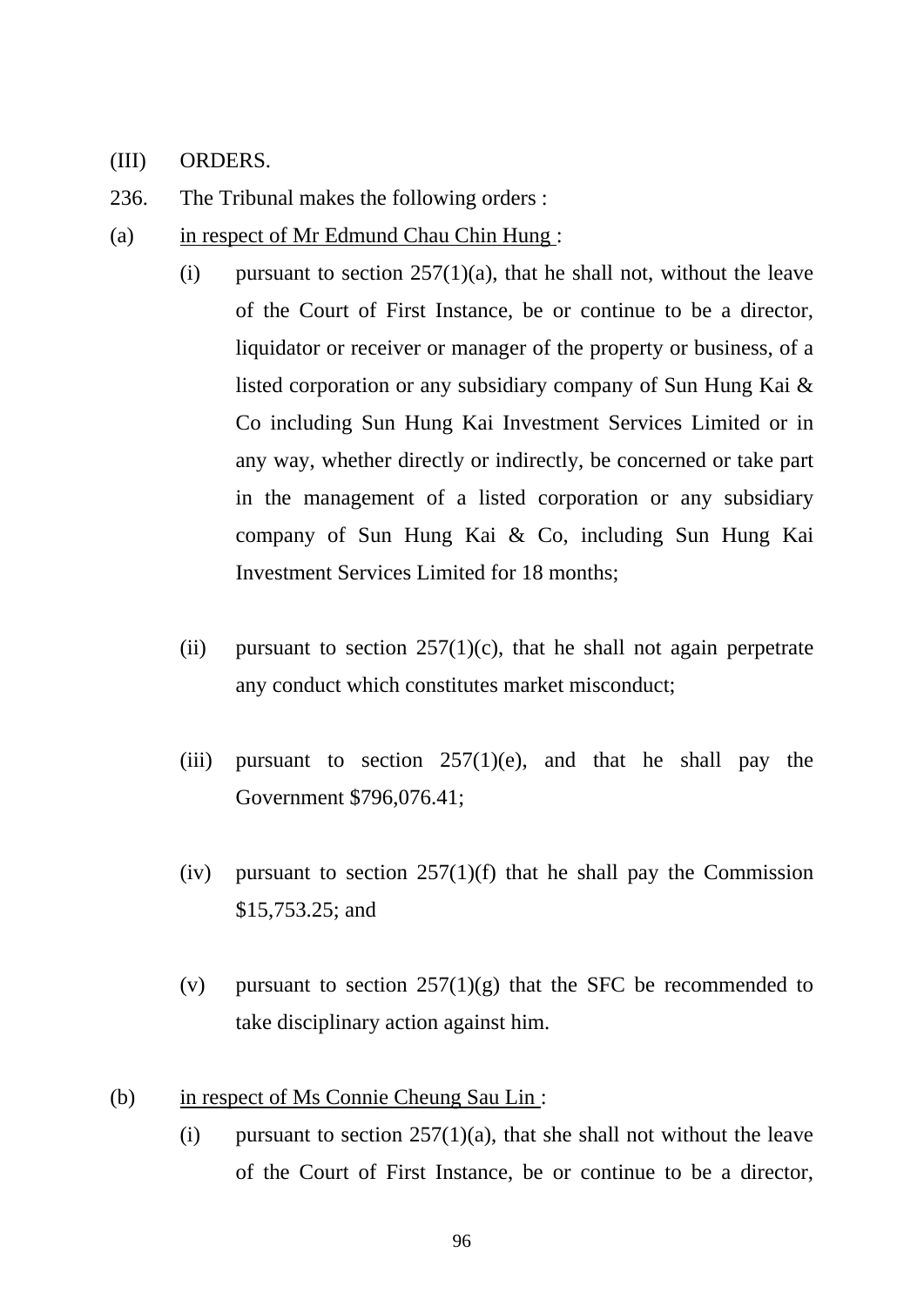(III) ORDERS.

236. The Tribunal makes the following orders :

(a) in respect of Mr Edmund Chau Chin Hung :

   (i) pursuant to section 257(1)(a), that he shall not, without the leave of the Court of First Instance, be or continue to be a director, liquidator or receiver or manager of the property or business, of a listed corporation or any subsidiary company of Sun Hung Kai & Co including Sun Hung Kai Investment Services Limited or in any way, whether directly or indirectly, be concerned or take part in the management of a listed corporation or any subsidiary company of Sun Hung Kai & Co, including Sun Hung Kai Investment Services Limited for 18 months;

   (ii) pursuant to section 257(1)(c), that he shall not again perpetrate any conduct which constitutes market misconduct;

   (iii) pursuant to section 257(1)(e), and that he shall pay the Government $796,076.41;

   (iv) pursuant to section 257(1)(f) that he shall pay the Commission $15,753.25; and

   (v) pursuant to section 257(1)(g) that the SFC be recommended to take disciplinary action against him.

(b) in respect of Ms Connie Cheung Sau Lin :

   (i) pursuant to section 257(1)(a), that she shall not without the leave of the Court of First Instance, be or continue to be a director,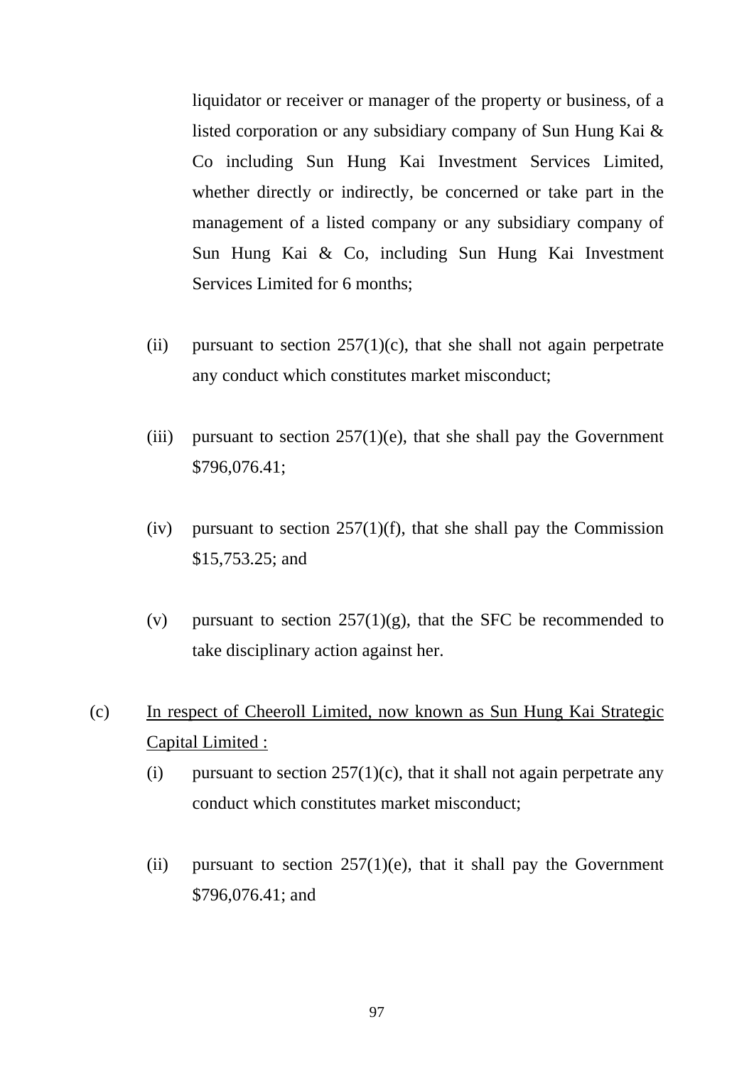liquidator or receiver or manager of the property or business, of a listed corporation or any subsidiary company of Sun Hung Kai & Co including Sun Hung Kai Investment Services Limited, whether directly or indirectly, be concerned or take part in the management of a listed company or any subsidiary company of Sun Hung Kai & Co, including Sun Hung Kai Investment Services Limited for 6 months;

(ii) pursuant to section 257(1)(c), that she shall not again perpetrate any conduct which constitutes market misconduct;

(iii) pursuant to section 257(1)(e), that she shall pay the Government $796,076.41;

(iv) pursuant to section 257(1)(f), that she shall pay the Commission $15,753.25; and

(v) pursuant to section 257(1)(g), that the SFC be recommended to take disciplinary action against her.

(c) <u>In respect of Cheeroll Limited, now known as Sun Hung Kai Strategic Capital Limited :</u>

(i) pursuant to section 257(1)(c), that it shall not again perpetrate any conduct which constitutes market misconduct;

(ii) pursuant to section 257(1)(e), that it shall pay the Government $796,076.41; and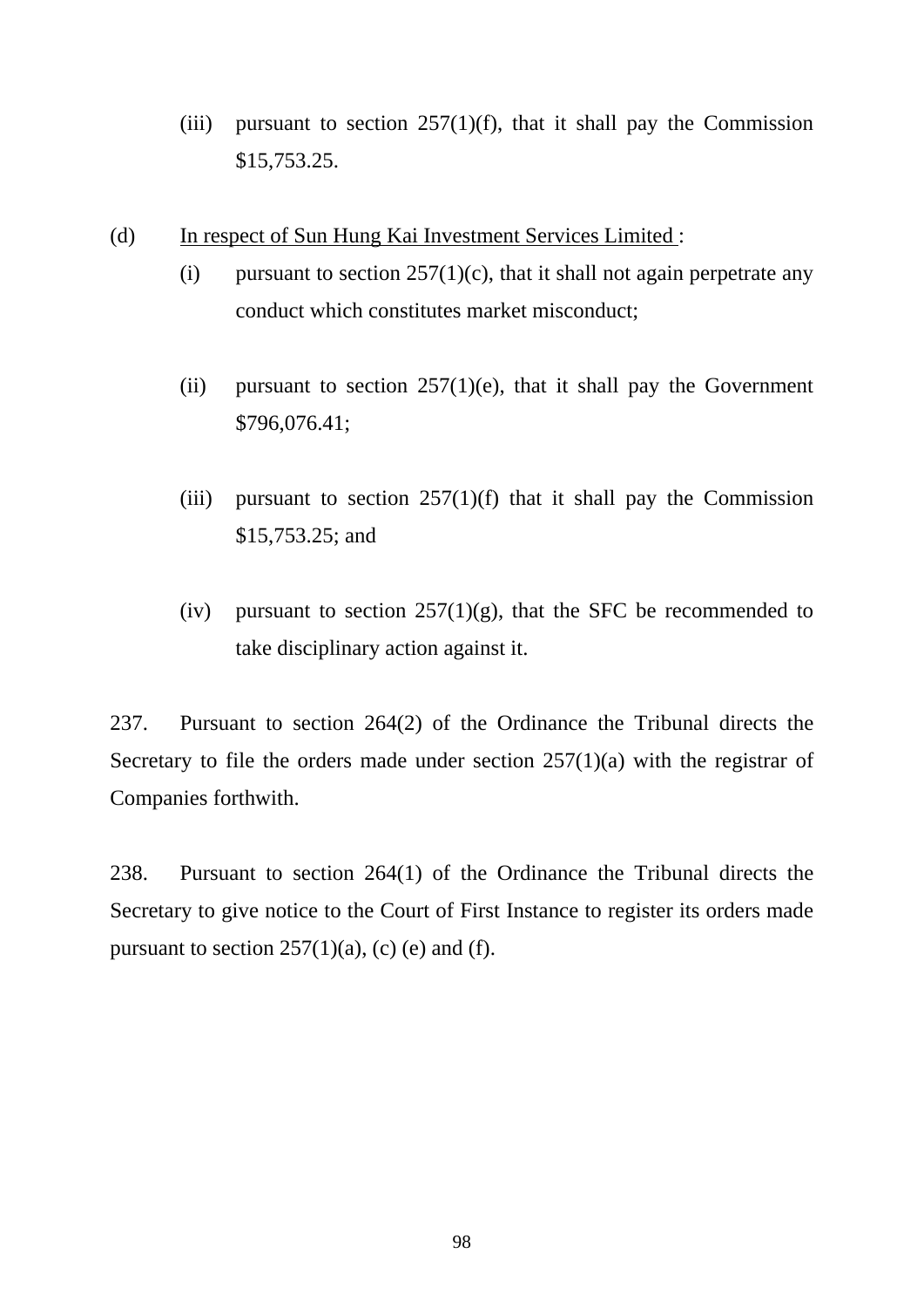(iii) pursuant to section 257(1)(f), that it shall pay the Commission $15,753.25.

(d) <u>In respect of Sun Hung Kai Investment Services Limited</u> :

(i) pursuant to section 257(1)(c), that it shall not again perpetrate any conduct which constitutes market misconduct;

(ii) pursuant to section 257(1)(e), that it shall pay the Government $796,076.41;

(iii) pursuant to section 257(1)(f) that it shall pay the Commission $15,753.25; and

(iv) pursuant to section 257(1)(g), that the SFC be recommended to take disciplinary action against it.

237. Pursuant to section 264(2) of the Ordinance the Tribunal directs the Secretary to file the orders made under section 257(1)(a) with the registrar of Companies forthwith.

238. Pursuant to section 264(1) of the Ordinance the Tribunal directs the Secretary to give notice to the Court of First Instance to register its orders made pursuant to section 257(1)(a), (c) (e) and (f).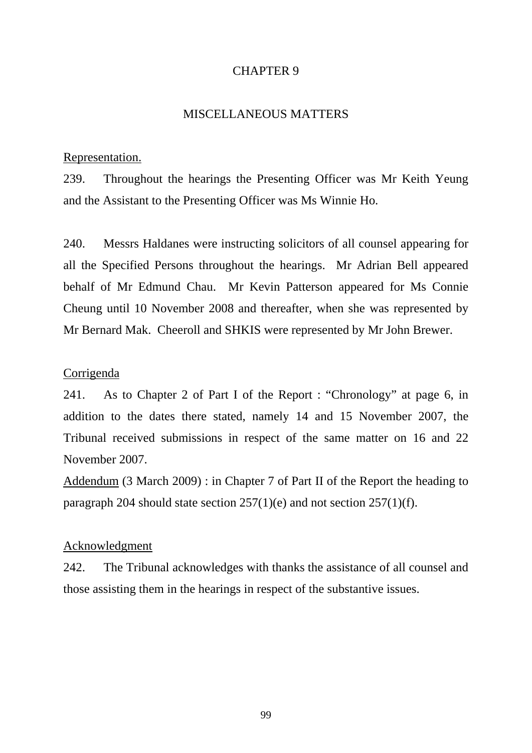# CHAPTER 9

## MISCELLANEOUS MATTERS

Representation.

239. Throughout the hearings the Presenting Officer was Mr Keith Yeung and the Assistant to the Presenting Officer was Ms Winnie Ho.

240. Messrs Haldanes were instructing solicitors of all counsel appearing for all the Specified Persons throughout the hearings. Mr Adrian Bell appeared behalf of Mr Edmund Chau. Mr Kevin Patterson appeared for Ms Connie Cheung until 10 November 2008 and thereafter, when she was represented by Mr Bernard Mak. Cheeroll and SHKIS were represented by Mr John Brewer.

Corrigenda

241. As to Chapter 2 of Part I of the Report : "Chronology" at page 6, in addition to the dates there stated, namely 14 and 15 November 2007, the Tribunal received submissions in respect of the same matter on 16 and 22 November 2007.

Addendum (3 March 2009) : in Chapter 7 of Part II of the Report the heading to paragraph 204 should state section 257(1)(e) and not section 257(1)(f).

Acknowledgment

242. The Tribunal acknowledges with thanks the assistance of all counsel and those assisting them in the hearings in respect of the substantive issues.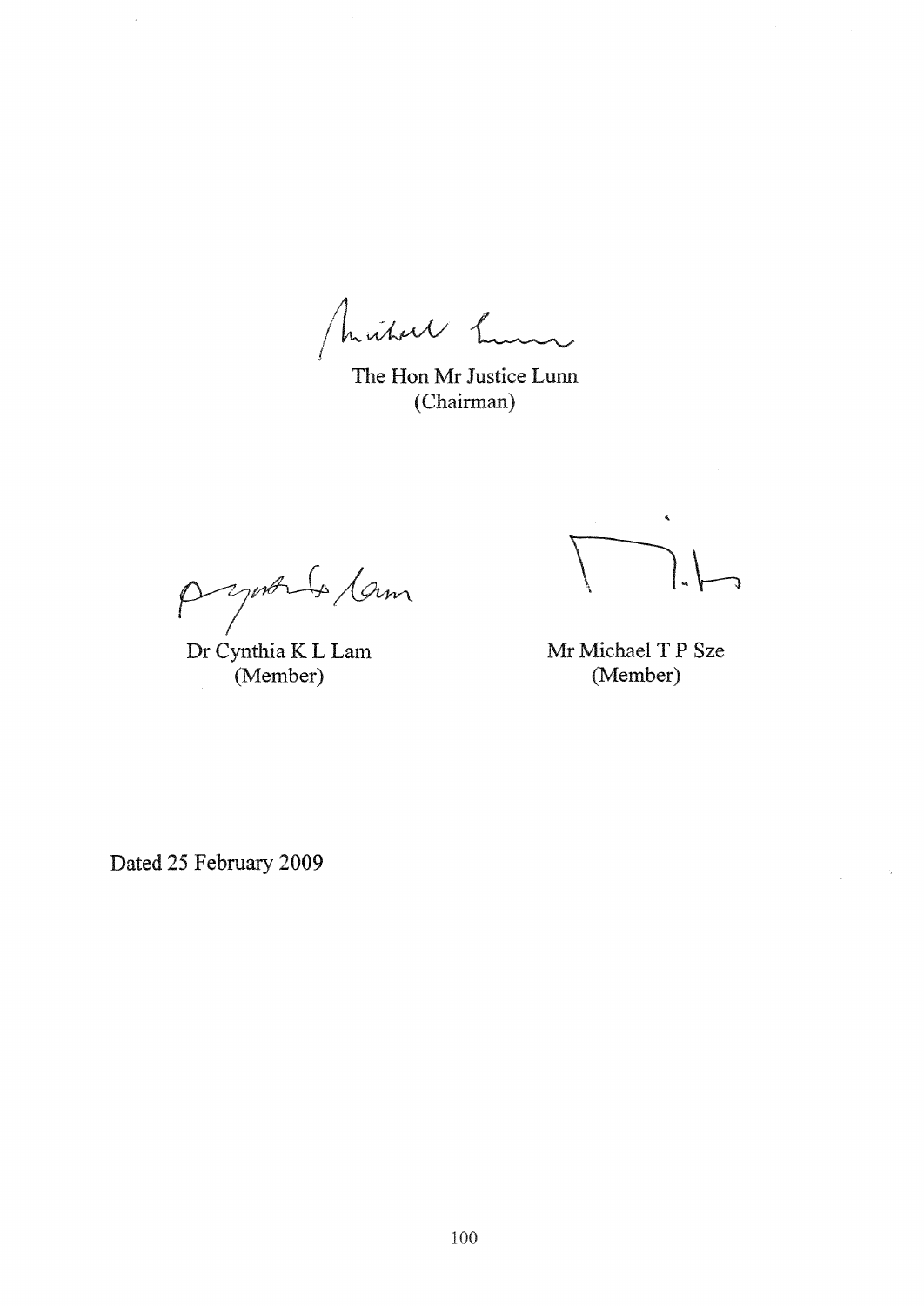The Hon Mr Justice Lunn
(Chairman)

Dr Cynthia K L Lam
(Member)

Mr Michael T P Sze
(Member)

Dated 25 February 2009